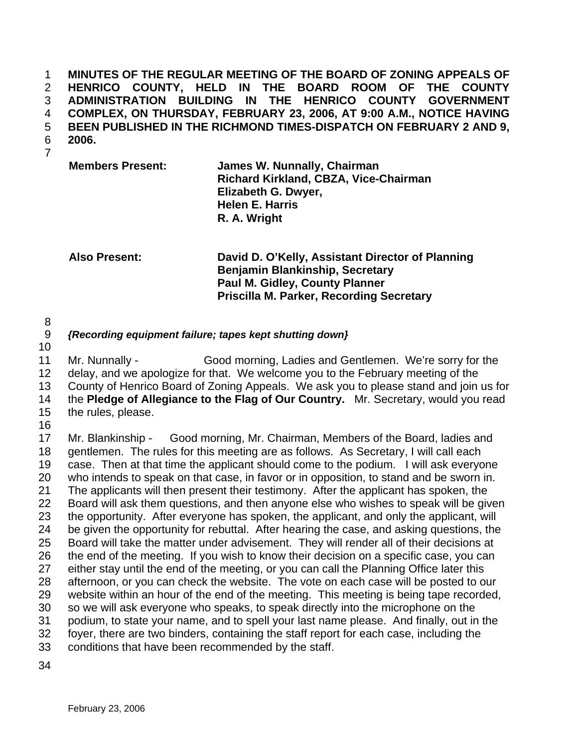**MINUTES OF THE REGULAR MEETING OF THE BOARD OF ZONING APPEALS OF HENRICO COUNTY, HELD IN THE BOARD ROOM OF THE COUNTY ADMINISTRATION BUILDING IN THE HENRICO COUNTY GOVERNMENT COMPLEX, ON THURSDAY, FEBRUARY 23, 2006, AT 9:00 A.M., NOTICE HAVING BEEN PUBLISHED IN THE RICHMOND TIMES-DISPATCH ON FEBRUARY 2 AND 9, 2006.**

| | |
|---|---|
| **Members Present:** | **James W. Nunnally, Chairman** |
| | **Richard Kirkland, CBZA, Vice-Chairman** |
| | **Elizabeth G. Dwyer,** |
| | **Helen E. Harris** |
| | **R. A. Wright** |
| **Also Present:** | **David D. O'Kelly, Assistant Director of Planning** |
| | **Benjamin Blankinship, Secretary** |
| | **Paul M. Gidley, County Planner** |
| | **Priscilla M. Parker, Recording Secretary** |

***{Recording equipment failure; tapes kept shutting down}***

Mr. Nunnally - Good morning, Ladies and Gentlemen. We're sorry for the delay, and we apologize for that. We welcome you to the February meeting of the County of Henrico Board of Zoning Appeals. We ask you to please stand and join us for the **Pledge of Allegiance to the Flag of Our Country.** Mr. Secretary, would you read the rules, please.

Mr. Blankinship - Good morning, Mr. Chairman, Members of the Board, ladies and gentlemen. The rules for this meeting are as follows. As Secretary, I will call each case. Then at that time the applicant should come to the podium. I will ask everyone who intends to speak on that case, in favor or in opposition, to stand and be sworn in. The applicants will then present their testimony. After the applicant has spoken, the Board will ask them questions, and then anyone else who wishes to speak will be given the opportunity. After everyone has spoken, the applicant, and only the applicant, will be given the opportunity for rebuttal. After hearing the case, and asking questions, the Board will take the matter under advisement. They will render all of their decisions at the end of the meeting. If you wish to know their decision on a specific case, you can either stay until the end of the meeting, or you can call the Planning Office later this afternoon, or you can check the website. The vote on each case will be posted to our website within an hour of the end of the meeting. This meeting is being tape recorded, so we will ask everyone who speaks, to speak directly into the microphone on the podium, to state your name, and to spell your last name please. And finally, out in the foyer, there are two binders, containing the staff report for each case, including the conditions that have been recommended by the staff.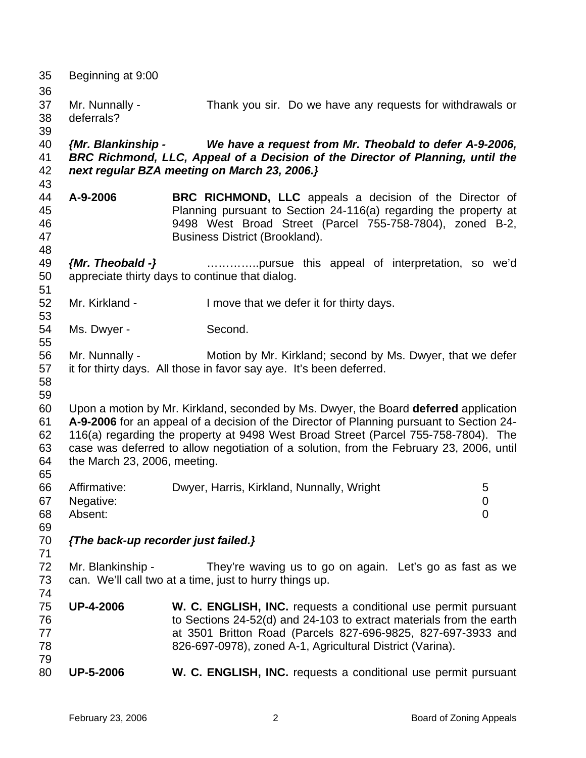Beginning at 9:00

Mr. Nunnally - Thank you sir. Do we have any requests for withdrawals or deferrals?

***{Mr. Blankinship - We have a request from Mr. Theobald to defer A-9-2006, BRC Richmond, LLC, Appeal of a Decision of the Director of Planning, until the next regular BZA meeting on March 23, 2006.}***

**A-9-2006** **BRC RICHMOND, LLC** appeals a decision of the Director of Planning pursuant to Section 24-116(a) regarding the property at 9498 West Broad Street (Parcel 755-758-7804), zoned B-2, Business District (Brookland).

***{Mr. Theobald -}*** …………..pursue this appeal of interpretation, so we'd appreciate thirty days to continue that dialog.

Mr. Kirkland - I move that we defer it for thirty days.

Ms. Dwyer - Second.

Mr. Nunnally - Motion by Mr. Kirkland; second by Ms. Dwyer, that we defer it for thirty days. All those in favor say aye. It's been deferred.

Upon a motion by Mr. Kirkland, seconded by Ms. Dwyer, the Board **deferred** application **A-9-2006** for an appeal of a decision of the Director of Planning pursuant to Section 24-116(a) regarding the property at 9498 West Broad Street (Parcel 755-758-7804). The case was deferred to allow negotiation of a solution, from the February 23, 2006, until the March 23, 2006, meeting.

| | | |
|---|---|---|
| Affirmative: | Dwyer, Harris, Kirkland, Nunnally, Wright | 5 |
| Negative: | | 0 |
| Absent: | | 0 |

***{The back-up recorder just failed.}***

Mr. Blankinship - They're waving us to go on again. Let's go as fast as we can. We'll call two at a time, just to hurry things up.

**UP-4-2006** **W. C. ENGLISH, INC.** requests a conditional use permit pursuant to Sections 24-52(d) and 24-103 to extract materials from the earth at 3501 Britton Road (Parcels 827-696-9825, 827-697-3933 and 826-697-0978), zoned A-1, Agricultural District (Varina).

**UP-5-2006** **W. C. ENGLISH, INC.** requests a conditional use permit pursuant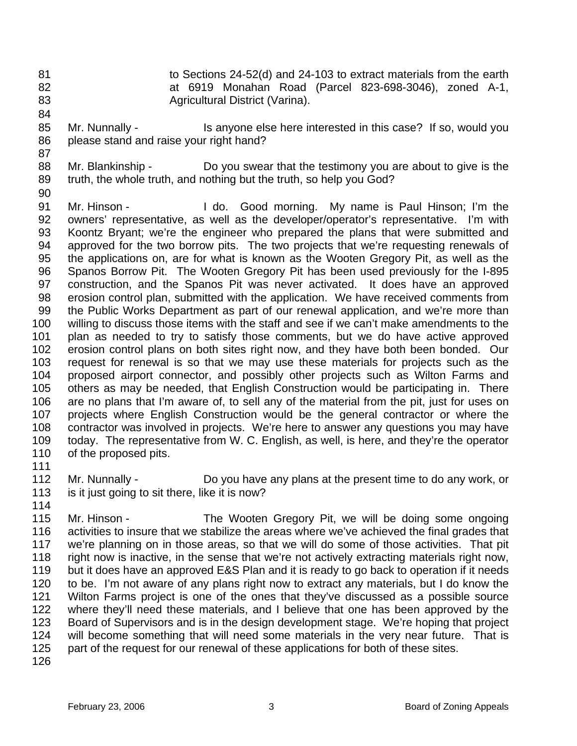to Sections 24-52(d) and 24-103 to extract materials from the earth at 6919 Monahan Road (Parcel 823-698-3046), zoned A-1, Agricultural District (Varina).

Mr. Nunnally - Is anyone else here interested in this case? If so, would you please stand and raise your right hand?

Mr. Blankinship - Do you swear that the testimony you are about to give is the truth, the whole truth, and nothing but the truth, so help you God?

Mr. Hinson - I do. Good morning. My name is Paul Hinson; I'm the owners' representative, as well as the developer/operator's representative. I'm with Koontz Bryant; we're the engineer who prepared the plans that were submitted and approved for the two borrow pits. The two projects that we're requesting renewals of the applications on, are for what is known as the Wooten Gregory Pit, as well as the Spanos Borrow Pit. The Wooten Gregory Pit has been used previously for the I-895 construction, and the Spanos Pit was never activated. It does have an approved erosion control plan, submitted with the application. We have received comments from the Public Works Department as part of our renewal application, and we're more than willing to discuss those items with the staff and see if we can't make amendments to the plan as needed to try to satisfy those comments, but we do have active approved erosion control plans on both sites right now, and they have both been bonded. Our request for renewal is so that we may use these materials for projects such as the proposed airport connector, and possibly other projects such as Wilton Farms and others as may be needed, that English Construction would be participating in. There are no plans that I'm aware of, to sell any of the material from the pit, just for uses on projects where English Construction would be the general contractor or where the contractor was involved in projects. We're here to answer any questions you may have today. The representative from W. C. English, as well, is here, and they're the operator of the proposed pits.

Mr. Nunnally - Do you have any plans at the present time to do any work, or is it just going to sit there, like it is now?

Mr. Hinson - The Wooten Gregory Pit, we will be doing some ongoing activities to insure that we stabilize the areas where we've achieved the final grades that we're planning on in those areas, so that we will do some of those activities. That pit right now is inactive, in the sense that we're not actively extracting materials right now, but it does have an approved E&S Plan and it is ready to go back to operation if it needs to be. I'm not aware of any plans right now to extract any materials, but I do know the Wilton Farms project is one of the ones that they've discussed as a possible source where they'll need these materials, and I believe that one has been approved by the Board of Supervisors and is in the design development stage. We're hoping that project will become something that will need some materials in the very near future. That is part of the request for our renewal of these applications for both of these sites.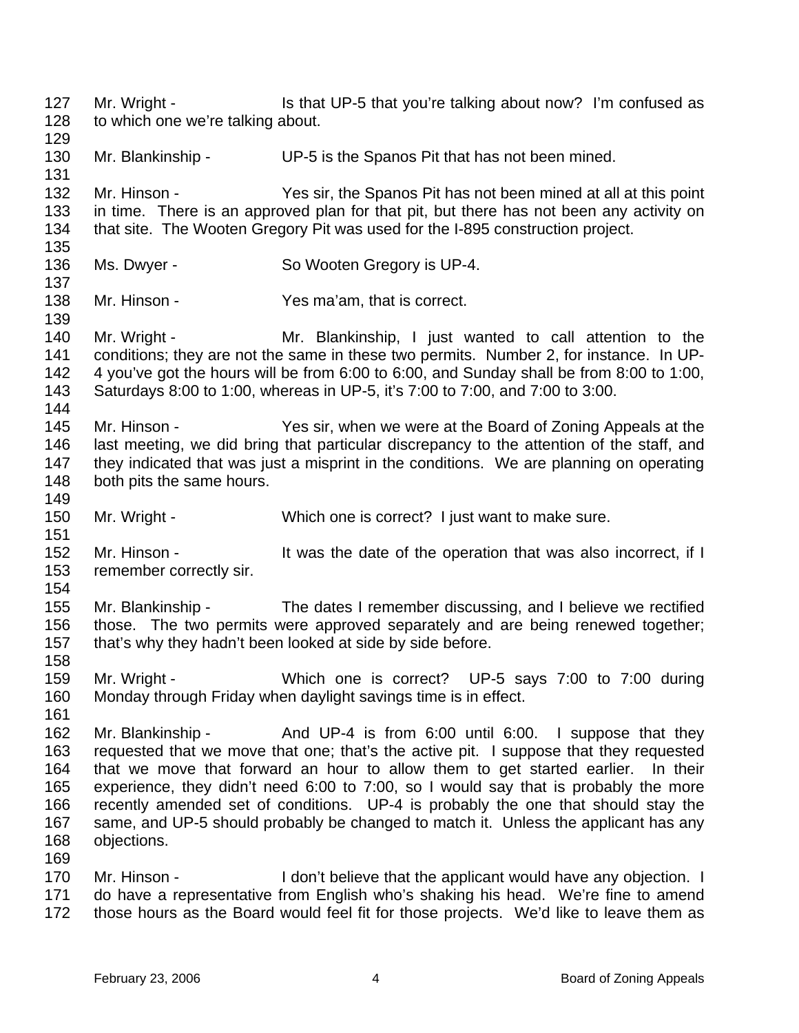Mr. Wright - Is that UP-5 that you're talking about now? I'm confused as to which one we're talking about.

Mr. Blankinship - UP-5 is the Spanos Pit that has not been mined.

Mr. Hinson - Yes sir, the Spanos Pit has not been mined at all at this point in time. There is an approved plan for that pit, but there has not been any activity on that site. The Wooten Gregory Pit was used for the I-895 construction project.

Ms. Dwyer - So Wooten Gregory is UP-4.

Mr. Hinson - Yes ma'am, that is correct.

Mr. Wright - Mr. Blankinship, I just wanted to call attention to the conditions; they are not the same in these two permits. Number 2, for instance. In UP-4 you've got the hours will be from 6:00 to 6:00, and Sunday shall be from 8:00 to 1:00, Saturdays 8:00 to 1:00, whereas in UP-5, it's 7:00 to 7:00, and 7:00 to 3:00.

Mr. Hinson - Yes sir, when we were at the Board of Zoning Appeals at the last meeting, we did bring that particular discrepancy to the attention of the staff, and they indicated that was just a misprint in the conditions. We are planning on operating both pits the same hours.

Mr. Wright - Which one is correct? I just want to make sure.

Mr. Hinson - It was the date of the operation that was also incorrect, if I remember correctly sir.

Mr. Blankinship - The dates I remember discussing, and I believe we rectified those. The two permits were approved separately and are being renewed together; that's why they hadn't been looked at side by side before.

Mr. Wright - Which one is correct? UP-5 says 7:00 to 7:00 during Monday through Friday when daylight savings time is in effect.

Mr. Blankinship - And UP-4 is from 6:00 until 6:00. I suppose that they requested that we move that one; that's the active pit. I suppose that they requested that we move that forward an hour to allow them to get started earlier. In their experience, they didn't need 6:00 to 7:00, so I would say that is probably the more recently amended set of conditions. UP-4 is probably the one that should stay the same, and UP-5 should probably be changed to match it. Unless the applicant has any objections.

Mr. Hinson - I don't believe that the applicant would have any objection. I do have a representative from English who's shaking his head. We're fine to amend those hours as the Board would feel fit for those projects. We'd like to leave them as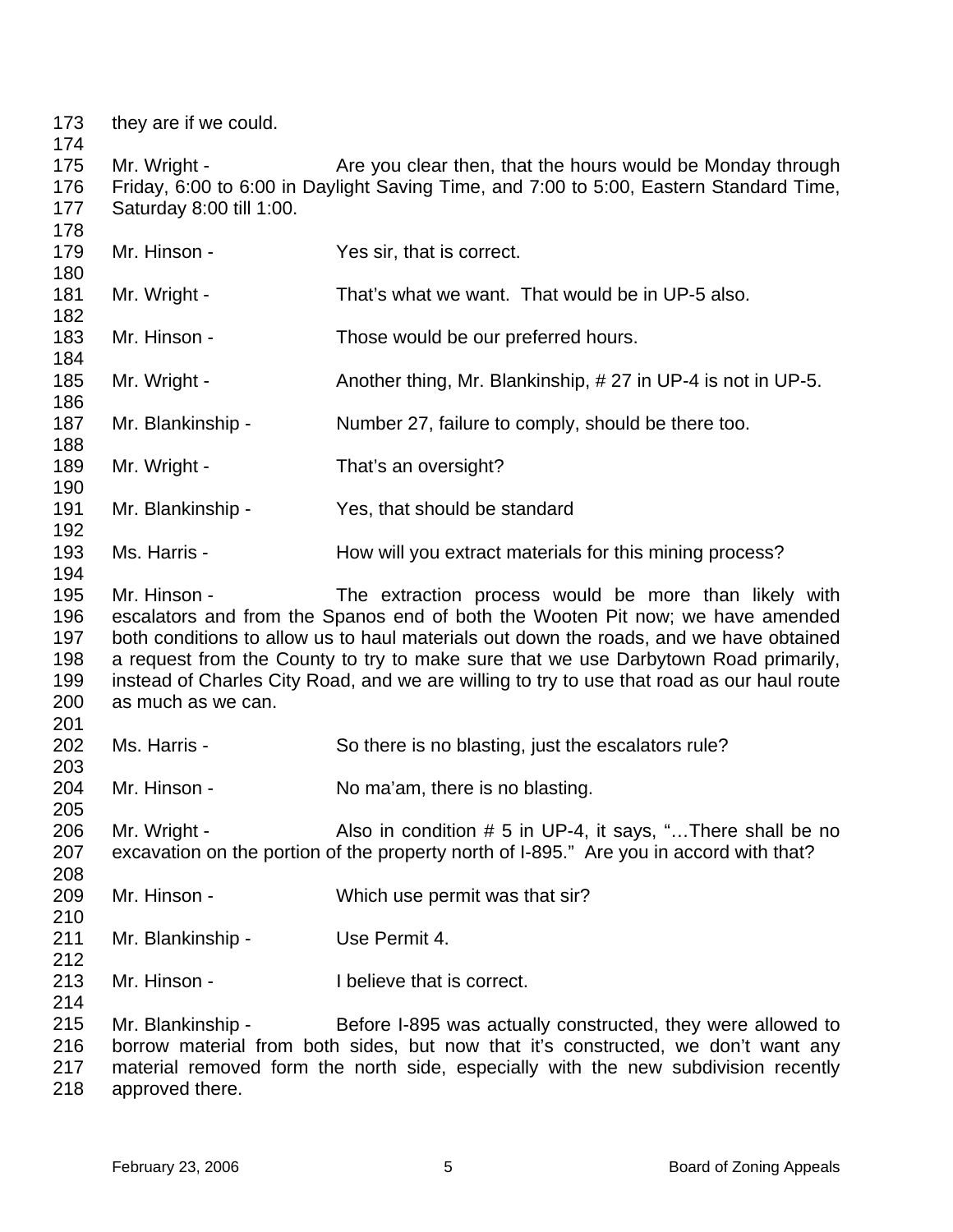173 they are if we could.

174

175 Mr. Wright - Are you clear then, that the hours would be Monday through
176 Friday, 6:00 to 6:00 in Daylight Saving Time, and 7:00 to 5:00, Eastern Standard Time,
177 Saturday 8:00 till 1:00.

178

179 Mr. Hinson - Yes sir, that is correct.

180

181 Mr. Wright - That's what we want. That would be in UP-5 also.

182

183 Mr. Hinson - Those would be our preferred hours.

184

185 Mr. Wright - Another thing, Mr. Blankinship, # 27 in UP-4 is not in UP-5.

186

187 Mr. Blankinship - Number 27, failure to comply, should be there too.

188

189 Mr. Wright - That's an oversight?

190

191 Mr. Blankinship - Yes, that should be standard

192

193 Ms. Harris - How will you extract materials for this mining process?

194

195 Mr. Hinson - The extraction process would be more than likely with
196 escalators and from the Spanos end of both the Wooten Pit now; we have amended
197 both conditions to allow us to haul materials out down the roads, and we have obtained
198 a request from the County to try to make sure that we use Darbytown Road primarily,
199 instead of Charles City Road, and we are willing to try to use that road as our haul route
200 as much as we can.

201

202 Ms. Harris - So there is no blasting, just the escalators rule?

203

204 Mr. Hinson - No ma'am, there is no blasting.

205

206 Mr. Wright - Also in condition # 5 in UP-4, it says, "…There shall be no
207 excavation on the portion of the property north of I-895." Are you in accord with that?

208

209 Mr. Hinson - Which use permit was that sir?

210

211 Mr. Blankinship - Use Permit 4.

212

213 Mr. Hinson - I believe that is correct.

214

215 Mr. Blankinship - Before I-895 was actually constructed, they were allowed to
216 borrow material from both sides, but now that it's constructed, we don't want any
217 material removed form the north side, especially with the new subdivision recently
218 approved there.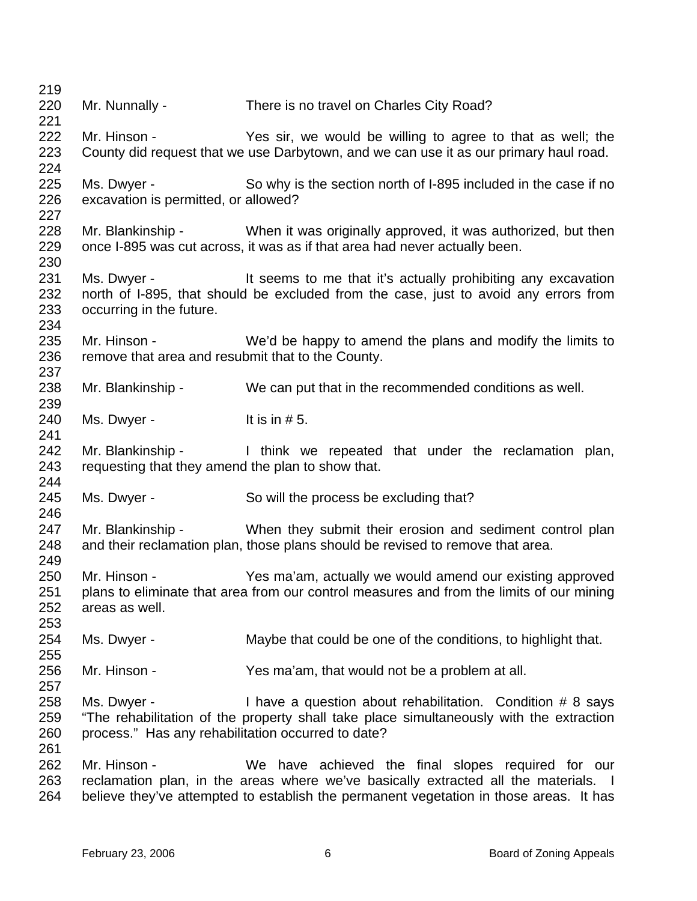Mr. Nunnally - There is no travel on Charles City Road?

Mr. Hinson - Yes sir, we would be willing to agree to that as well; the County did request that we use Darbytown, and we can use it as our primary haul road.

Ms. Dwyer - So why is the section north of I-895 included in the case if no excavation is permitted, or allowed?

Mr. Blankinship - When it was originally approved, it was authorized, but then once I-895 was cut across, it was as if that area had never actually been.

Ms. Dwyer - It seems to me that it's actually prohibiting any excavation north of I-895, that should be excluded from the case, just to avoid any errors from occurring in the future.

Mr. Hinson - We'd be happy to amend the plans and modify the limits to remove that area and resubmit that to the County.

Mr. Blankinship - We can put that in the recommended conditions as well.

Ms. Dwyer - It is in # 5.

Mr. Blankinship - I think we repeated that under the reclamation plan, requesting that they amend the plan to show that.

Ms. Dwyer - So will the process be excluding that?

Mr. Blankinship - When they submit their erosion and sediment control plan and their reclamation plan, those plans should be revised to remove that area.

Mr. Hinson - Yes ma'am, actually we would amend our existing approved plans to eliminate that area from our control measures and from the limits of our mining areas as well.

Ms. Dwyer - Maybe that could be one of the conditions, to highlight that.

Mr. Hinson - Yes ma'am, that would not be a problem at all.

Ms. Dwyer - I have a question about rehabilitation. Condition # 8 says "The rehabilitation of the property shall take place simultaneously with the extraction process." Has any rehabilitation occurred to date?

Mr. Hinson - We have achieved the final slopes required for our reclamation plan, in the areas where we've basically extracted all the materials. I believe they've attempted to establish the permanent vegetation in those areas. It has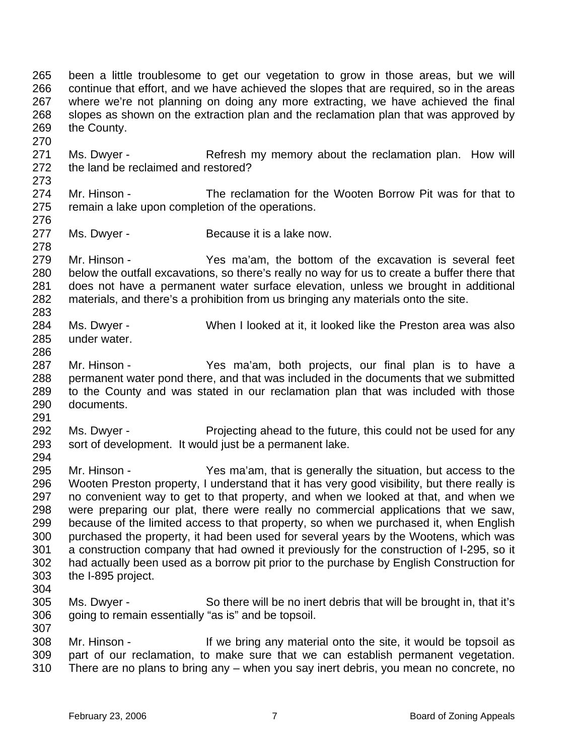265 been a little troublesome to get our vegetation to grow in those areas, but we will
266 continue that effort, and we have achieved the slopes that are required, so in the areas
267 where we're not planning on doing any more extracting, we have achieved the final
268 slopes as shown on the extraction plan and the reclamation plan that was approved by
269 the County.
270
271 Ms. Dwyer - Refresh my memory about the reclamation plan. How will
272 the land be reclaimed and restored?
273
274 Mr. Hinson - The reclamation for the Wooten Borrow Pit was for that to
275 remain a lake upon completion of the operations.
276
277 Ms. Dwyer - Because it is a lake now.
278
279 Mr. Hinson - Yes ma'am, the bottom of the excavation is several feet
280 below the outfall excavations, so there's really no way for us to create a buffer there that
281 does not have a permanent water surface elevation, unless we brought in additional
282 materials, and there's a prohibition from us bringing any materials onto the site.
283
284 Ms. Dwyer - When I looked at it, it looked like the Preston area was also
285 under water.
286
287 Mr. Hinson - Yes ma'am, both projects, our final plan is to have a
288 permanent water pond there, and that was included in the documents that we submitted
289 to the County and was stated in our reclamation plan that was included with those
290 documents.
291
292 Ms. Dwyer - Projecting ahead to the future, this could not be used for any
293 sort of development. It would just be a permanent lake.
294
295 Mr. Hinson - Yes ma'am, that is generally the situation, but access to the
296 Wooten Preston property, I understand that it has very good visibility, but there really is
297 no convenient way to get to that property, and when we looked at that, and when we
298 were preparing our plat, there were really no commercial applications that we saw,
299 because of the limited access to that property, so when we purchased it, when English
300 purchased the property, it had been used for several years by the Wootens, which was
301 a construction company that had owned it previously for the construction of I-295, so it
302 had actually been used as a borrow pit prior to the purchase by English Construction for
303 the I-895 project.
304
305 Ms. Dwyer - So there will be no inert debris that will be brought in, that it's
306 going to remain essentially "as is" and be topsoil.
307
308 Mr. Hinson - If we bring any material onto the site, it would be topsoil as
309 part of our reclamation, to make sure that we can establish permanent vegetation.
310 There are no plans to bring any – when you say inert debris, you mean no concrete, no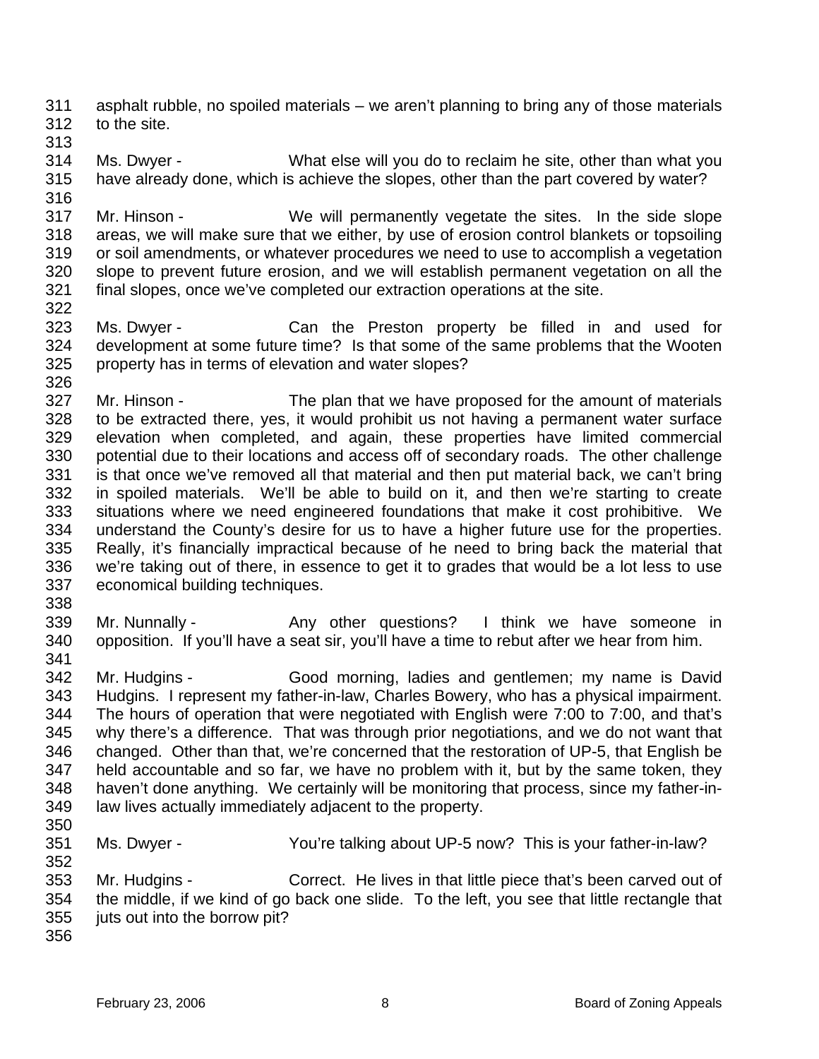asphalt rubble, no spoiled materials – we aren't planning to bring any of those materials to the site.

Ms. Dwyer - What else will you do to reclaim he site, other than what you have already done, which is achieve the slopes, other than the part covered by water?

Mr. Hinson - We will permanently vegetate the sites. In the side slope areas, we will make sure that we either, by use of erosion control blankets or topsoiling or soil amendments, or whatever procedures we need to use to accomplish a vegetation slope to prevent future erosion, and we will establish permanent vegetation on all the final slopes, once we've completed our extraction operations at the site.

Ms. Dwyer - Can the Preston property be filled in and used for development at some future time? Is that some of the same problems that the Wooten property has in terms of elevation and water slopes?

Mr. Hinson - The plan that we have proposed for the amount of materials to be extracted there, yes, it would prohibit us not having a permanent water surface elevation when completed, and again, these properties have limited commercial potential due to their locations and access off of secondary roads. The other challenge is that once we've removed all that material and then put material back, we can't bring in spoiled materials. We'll be able to build on it, and then we're starting to create situations where we need engineered foundations that make it cost prohibitive. We understand the County's desire for us to have a higher future use for the properties. Really, it's financially impractical because of he need to bring back the material that we're taking out of there, in essence to get it to grades that would be a lot less to use economical building techniques.

Mr. Nunnally - Any other questions? I think we have someone in opposition. If you'll have a seat sir, you'll have a time to rebut after we hear from him.

Mr. Hudgins - Good morning, ladies and gentlemen; my name is David Hudgins. I represent my father-in-law, Charles Bowery, who has a physical impairment. The hours of operation that were negotiated with English were 7:00 to 7:00, and that's why there's a difference. That was through prior negotiations, and we do not want that changed. Other than that, we're concerned that the restoration of UP-5, that English be held accountable and so far, we have no problem with it, but by the same token, they haven't done anything. We certainly will be monitoring that process, since my father-in-law lives actually immediately adjacent to the property.

Ms. Dwyer - You're talking about UP-5 now? This is your father-in-law?

Mr. Hudgins - Correct. He lives in that little piece that's been carved out of the middle, if we kind of go back one slide. To the left, you see that little rectangle that juts out into the borrow pit?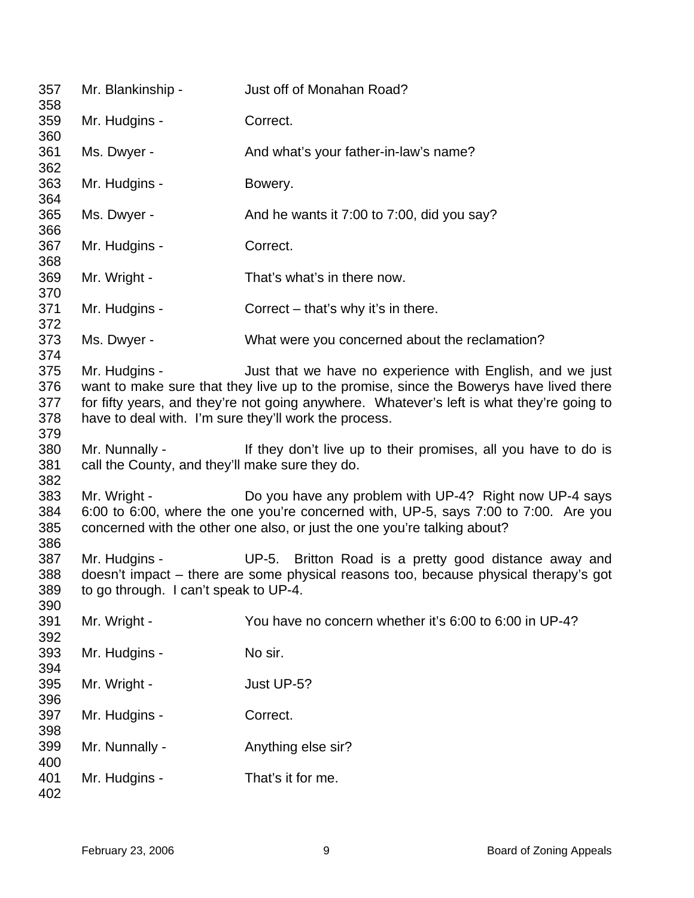Mr. Blankinship - Just off of Monahan Road?

Mr. Hudgins - Correct.

Ms. Dwyer - And what's your father-in-law's name?

Mr. Hudgins - Bowery.

Ms. Dwyer - And he wants it 7:00 to 7:00, did you say?

Mr. Hudgins - Correct.

Mr. Wright - That's what's in there now.

Mr. Hudgins - Correct – that's why it's in there.

Ms. Dwyer - What were you concerned about the reclamation?

Mr. Hudgins - Just that we have no experience with English, and we just want to make sure that they live up to the promise, since the Bowerys have lived there for fifty years, and they're not going anywhere. Whatever's left is what they're going to have to deal with. I'm sure they'll work the process.

Mr. Nunnally - If they don't live up to their promises, all you have to do is call the County, and they'll make sure they do.

Mr. Wright - Do you have any problem with UP-4? Right now UP-4 says 6:00 to 6:00, where the one you're concerned with, UP-5, says 7:00 to 7:00. Are you concerned with the other one also, or just the one you're talking about?

Mr. Hudgins - UP-5. Britton Road is a pretty good distance away and doesn't impact – there are some physical reasons too, because physical therapy's got to go through. I can't speak to UP-4.

Mr. Wright - You have no concern whether it's 6:00 to 6:00 in UP-4?

Mr. Hudgins - No sir.

Mr. Wright - Just UP-5?

Mr. Hudgins - Correct.

Mr. Nunnally - Anything else sir?

Mr. Hudgins - That's it for me.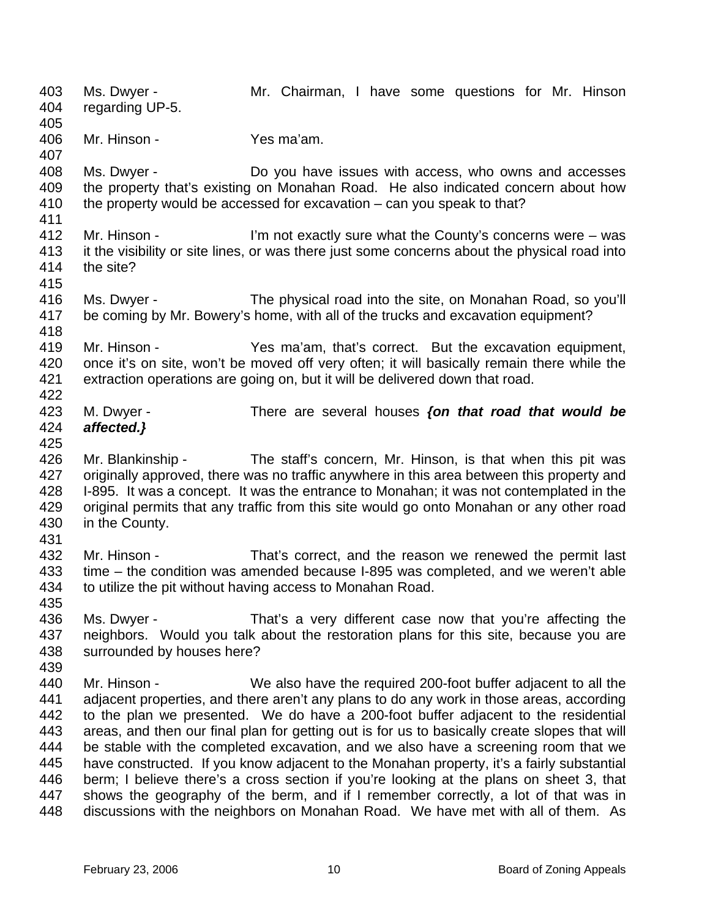403 Ms. Dwyer - Mr. Chairman, I have some questions for Mr. Hinson
404 regarding UP-5.
405
406 Mr. Hinson - Yes ma'am.
407
408 Ms. Dwyer - Do you have issues with access, who owns and accesses
409 the property that's existing on Monahan Road. He also indicated concern about how
410 the property would be accessed for excavation – can you speak to that?
411
412 Mr. Hinson - I'm not exactly sure what the County's concerns were – was
413 it the visibility or site lines, or was there just some concerns about the physical road into
414 the site?
415
416 Ms. Dwyer - The physical road into the site, on Monahan Road, so you'll
417 be coming by Mr. Bowery's home, with all of the trucks and excavation equipment?
418
419 Mr. Hinson - Yes ma'am, that's correct. But the excavation equipment,
420 once it's on site, won't be moved off very often; it will basically remain there while the
421 extraction operations are going on, but it will be delivered down that road.
422
423 M. Dwyer - There are several houses ***{on that road that would be***
424 ***affected.}***
425
426 Mr. Blankinship - The staff's concern, Mr. Hinson, is that when this pit was
427 originally approved, there was no traffic anywhere in this area between this property and
428 I-895. It was a concept. It was the entrance to Monahan; it was not contemplated in the
429 original permits that any traffic from this site would go onto Monahan or any other road
430 in the County.
431
432 Mr. Hinson - That's correct, and the reason we renewed the permit last
433 time – the condition was amended because I-895 was completed, and we weren't able
434 to utilize the pit without having access to Monahan Road.
435
436 Ms. Dwyer - That's a very different case now that you're affecting the
437 neighbors. Would you talk about the restoration plans for this site, because you are
438 surrounded by houses here?
439
440 Mr. Hinson - We also have the required 200-foot buffer adjacent to all the
441 adjacent properties, and there aren't any plans to do any work in those areas, according
442 to the plan we presented. We do have a 200-foot buffer adjacent to the residential
443 areas, and then our final plan for getting out is for us to basically create slopes that will
444 be stable with the completed excavation, and we also have a screening room that we
445 have constructed. If you know adjacent to the Monahan property, it's a fairly substantial
446 berm; I believe there's a cross section if you're looking at the plans on sheet 3, that
447 shows the geography of the berm, and if I remember correctly, a lot of that was in
448 discussions with the neighbors on Monahan Road. We have met with all of them. As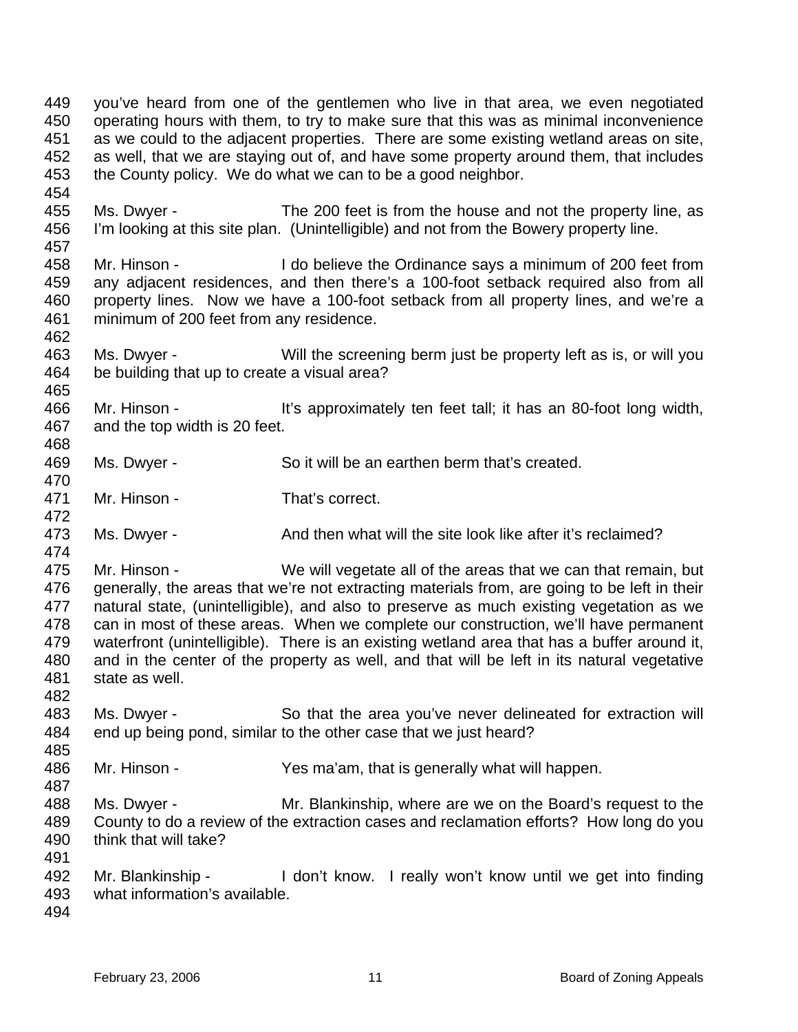you've heard from one of the gentlemen who live in that area, we even negotiated operating hours with them, to try to make sure that this was as minimal inconvenience as we could to the adjacent properties. There are some existing wetland areas on site, as well, that we are staying out of, and have some property around them, that includes the County policy. We do what we can to be a good neighbor.

Ms. Dwyer - The 200 feet is from the house and not the property line, as I'm looking at this site plan. (Unintelligible) and not from the Bowery property line.

Mr. Hinson - I do believe the Ordinance says a minimum of 200 feet from any adjacent residences, and then there's a 100-foot setback required also from all property lines. Now we have a 100-foot setback from all property lines, and we're a minimum of 200 feet from any residence.

Ms. Dwyer - Will the screening berm just be property left as is, or will you be building that up to create a visual area?

Mr. Hinson - It's approximately ten feet tall; it has an 80-foot long width, and the top width is 20 feet.

Ms. Dwyer - So it will be an earthen berm that's created.

Mr. Hinson - That's correct.

Ms. Dwyer - And then what will the site look like after it's reclaimed?

Mr. Hinson - We will vegetate all of the areas that we can that remain, but generally, the areas that we're not extracting materials from, are going to be left in their natural state, (unintelligible), and also to preserve as much existing vegetation as we can in most of these areas. When we complete our construction, we'll have permanent waterfront (unintelligible). There is an existing wetland area that has a buffer around it, and in the center of the property as well, and that will be left in its natural vegetative state as well.

Ms. Dwyer - So that the area you've never delineated for extraction will end up being pond, similar to the other case that we just heard?

Mr. Hinson - Yes ma'am, that is generally what will happen.

Ms. Dwyer - Mr. Blankinship, where are we on the Board's request to the County to do a review of the extraction cases and reclamation efforts? How long do you think that will take?

Mr. Blankinship - I don't know. I really won't know until we get into finding what information's available.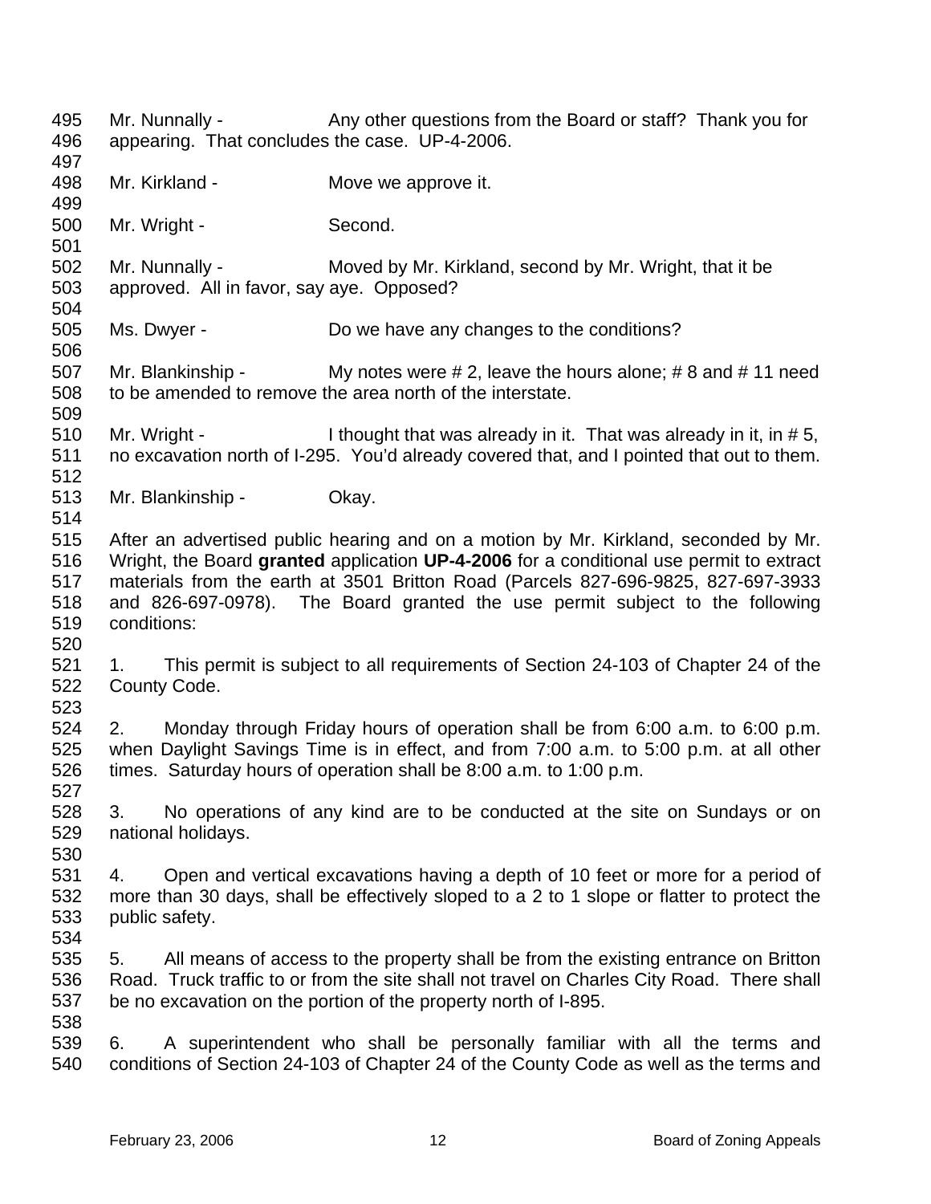Mr. Nunnally - Any other questions from the Board or staff? Thank you for appearing. That concludes the case. UP-4-2006.

Mr. Kirkland - Move we approve it.

Mr. Wright - Second.

Mr. Nunnally - Moved by Mr. Kirkland, second by Mr. Wright, that it be approved. All in favor, say aye. Opposed?

Ms. Dwyer - Do we have any changes to the conditions?

Mr. Blankinship - My notes were # 2, leave the hours alone; # 8 and # 11 need to be amended to remove the area north of the interstate.

Mr. Wright - I thought that was already in it. That was already in it, in # 5, no excavation north of I-295. You'd already covered that, and I pointed that out to them.

Mr. Blankinship - Okay.

After an advertised public hearing and on a motion by Mr. Kirkland, seconded by Mr. Wright, the Board **granted** application **UP-4-2006** for a conditional use permit to extract materials from the earth at 3501 Britton Road (Parcels 827-696-9825, 827-697-3933 and 826-697-0978). The Board granted the use permit subject to the following conditions:

1. This permit is subject to all requirements of Section 24-103 of Chapter 24 of the County Code.

2. Monday through Friday hours of operation shall be from 6:00 a.m. to 6:00 p.m. when Daylight Savings Time is in effect, and from 7:00 a.m. to 5:00 p.m. at all other times. Saturday hours of operation shall be 8:00 a.m. to 1:00 p.m.

3. No operations of any kind are to be conducted at the site on Sundays or on national holidays.

4. Open and vertical excavations having a depth of 10 feet or more for a period of more than 30 days, shall be effectively sloped to a 2 to 1 slope or flatter to protect the public safety.

5. All means of access to the property shall be from the existing entrance on Britton Road. Truck traffic to or from the site shall not travel on Charles City Road. There shall be no excavation on the portion of the property north of I-895.

6. A superintendent who shall be personally familiar with all the terms and conditions of Section 24-103 of Chapter 24 of the County Code as well as the terms and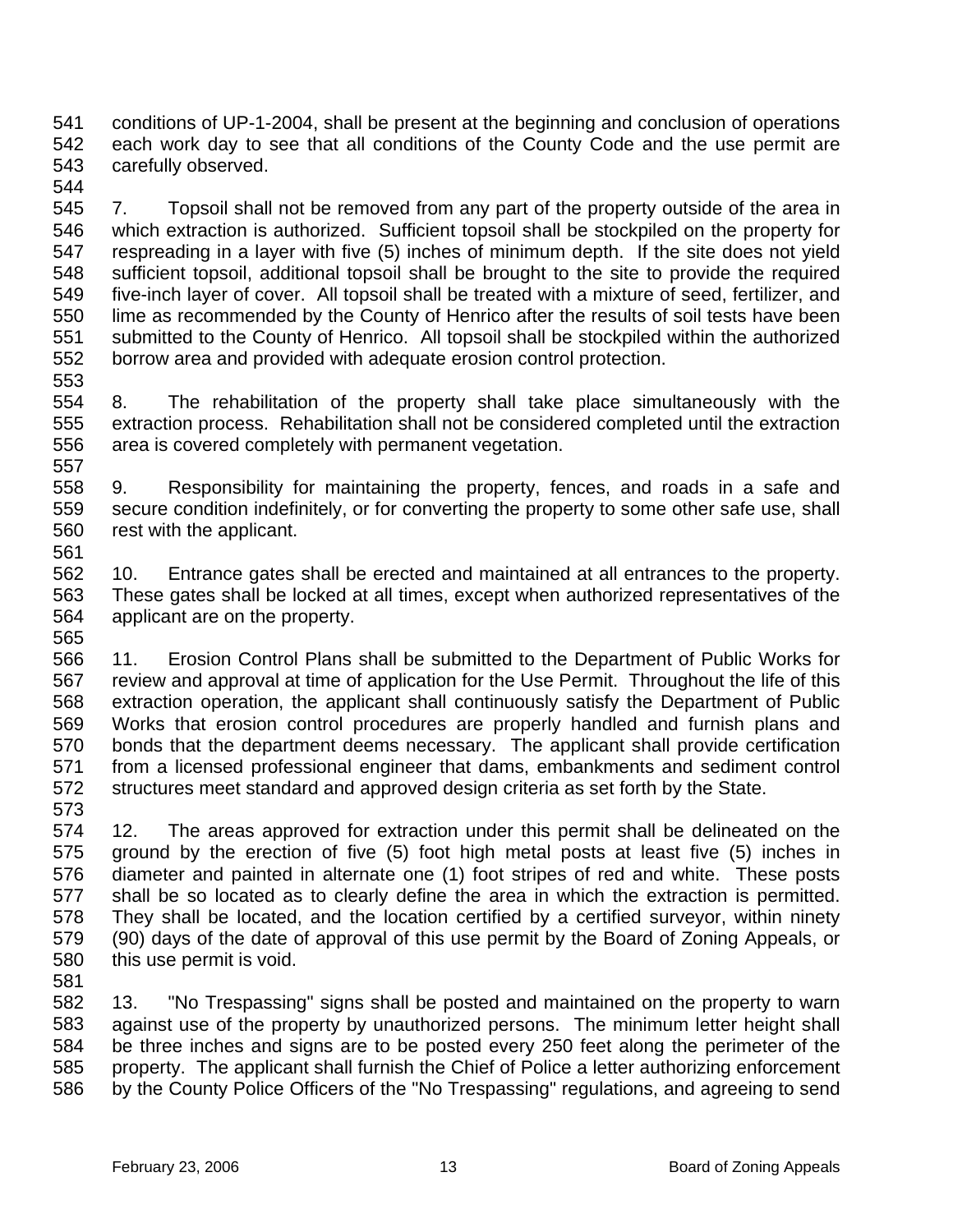conditions of UP-1-2004, shall be present at the beginning and conclusion of operations each work day to see that all conditions of the County Code and the use permit are carefully observed.

7. Topsoil shall not be removed from any part of the property outside of the area in which extraction is authorized. Sufficient topsoil shall be stockpiled on the property for respreading in a layer with five (5) inches of minimum depth. If the site does not yield sufficient topsoil, additional topsoil shall be brought to the site to provide the required five-inch layer of cover. All topsoil shall be treated with a mixture of seed, fertilizer, and lime as recommended by the County of Henrico after the results of soil tests have been submitted to the County of Henrico. All topsoil shall be stockpiled within the authorized borrow area and provided with adequate erosion control protection.

8. The rehabilitation of the property shall take place simultaneously with the extraction process. Rehabilitation shall not be considered completed until the extraction area is covered completely with permanent vegetation.

9. Responsibility for maintaining the property, fences, and roads in a safe and secure condition indefinitely, or for converting the property to some other safe use, shall rest with the applicant.

10. Entrance gates shall be erected and maintained at all entrances to the property. These gates shall be locked at all times, except when authorized representatives of the applicant are on the property.

11. Erosion Control Plans shall be submitted to the Department of Public Works for review and approval at time of application for the Use Permit. Throughout the life of this extraction operation, the applicant shall continuously satisfy the Department of Public Works that erosion control procedures are properly handled and furnish plans and bonds that the department deems necessary. The applicant shall provide certification from a licensed professional engineer that dams, embankments and sediment control structures meet standard and approved design criteria as set forth by the State.

12. The areas approved for extraction under this permit shall be delineated on the ground by the erection of five (5) foot high metal posts at least five (5) inches in diameter and painted in alternate one (1) foot stripes of red and white. These posts shall be so located as to clearly define the area in which the extraction is permitted. They shall be located, and the location certified by a certified surveyor, within ninety (90) days of the date of approval of this use permit by the Board of Zoning Appeals, or this use permit is void.

13. "No Trespassing" signs shall be posted and maintained on the property to warn against use of the property by unauthorized persons. The minimum letter height shall be three inches and signs are to be posted every 250 feet along the perimeter of the property. The applicant shall furnish the Chief of Police a letter authorizing enforcement by the County Police Officers of the "No Trespassing" regulations, and agreeing to send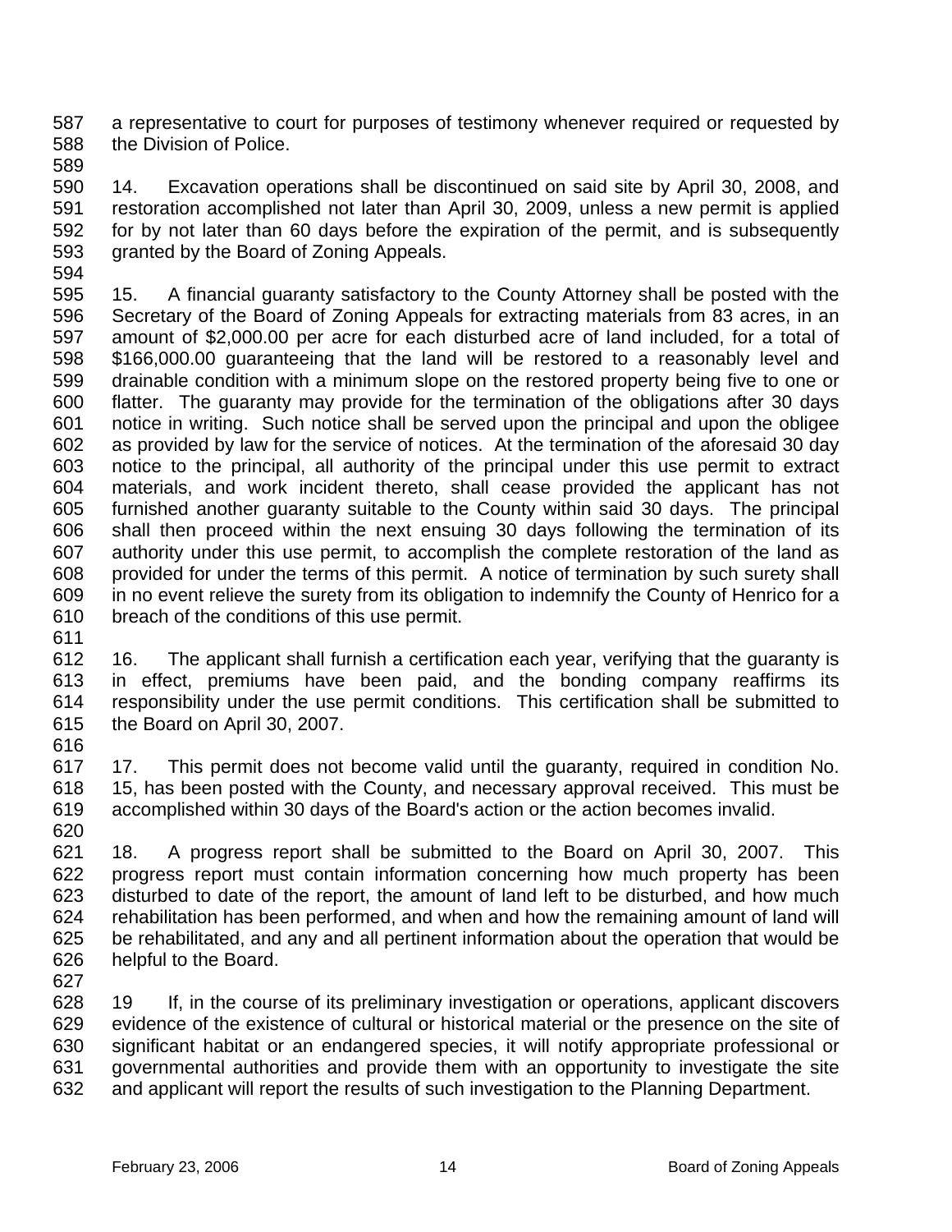a representative to court for purposes of testimony whenever required or requested by the Division of Police.

14. Excavation operations shall be discontinued on said site by April 30, 2008, and restoration accomplished not later than April 30, 2009, unless a new permit is applied for by not later than 60 days before the expiration of the permit, and is subsequently granted by the Board of Zoning Appeals.

15. A financial guaranty satisfactory to the County Attorney shall be posted with the Secretary of the Board of Zoning Appeals for extracting materials from 83 acres, in an amount of $2,000.00 per acre for each disturbed acre of land included, for a total of $166,000.00 guaranteeing that the land will be restored to a reasonably level and drainable condition with a minimum slope on the restored property being five to one or flatter. The guaranty may provide for the termination of the obligations after 30 days notice in writing. Such notice shall be served upon the principal and upon the obligee as provided by law for the service of notices. At the termination of the aforesaid 30 day notice to the principal, all authority of the principal under this use permit to extract materials, and work incident thereto, shall cease provided the applicant has not furnished another guaranty suitable to the County within said 30 days. The principal shall then proceed within the next ensuing 30 days following the termination of its authority under this use permit, to accomplish the complete restoration of the land as provided for under the terms of this permit. A notice of termination by such surety shall in no event relieve the surety from its obligation to indemnify the County of Henrico for a breach of the conditions of this use permit.

16. The applicant shall furnish a certification each year, verifying that the guaranty is in effect, premiums have been paid, and the bonding company reaffirms its responsibility under the use permit conditions. This certification shall be submitted to the Board on April 30, 2007.

17. This permit does not become valid until the guaranty, required in condition No. 15, has been posted with the County, and necessary approval received. This must be accomplished within 30 days of the Board's action or the action becomes invalid.

18. A progress report shall be submitted to the Board on April 30, 2007. This progress report must contain information concerning how much property has been disturbed to date of the report, the amount of land left to be disturbed, and how much rehabilitation has been performed, and when and how the remaining amount of land will be rehabilitated, and any and all pertinent information about the operation that would be helpful to the Board.

19 If, in the course of its preliminary investigation or operations, applicant discovers evidence of the existence of cultural or historical material or the presence on the site of significant habitat or an endangered species, it will notify appropriate professional or governmental authorities and provide them with an opportunity to investigate the site and applicant will report the results of such investigation to the Planning Department.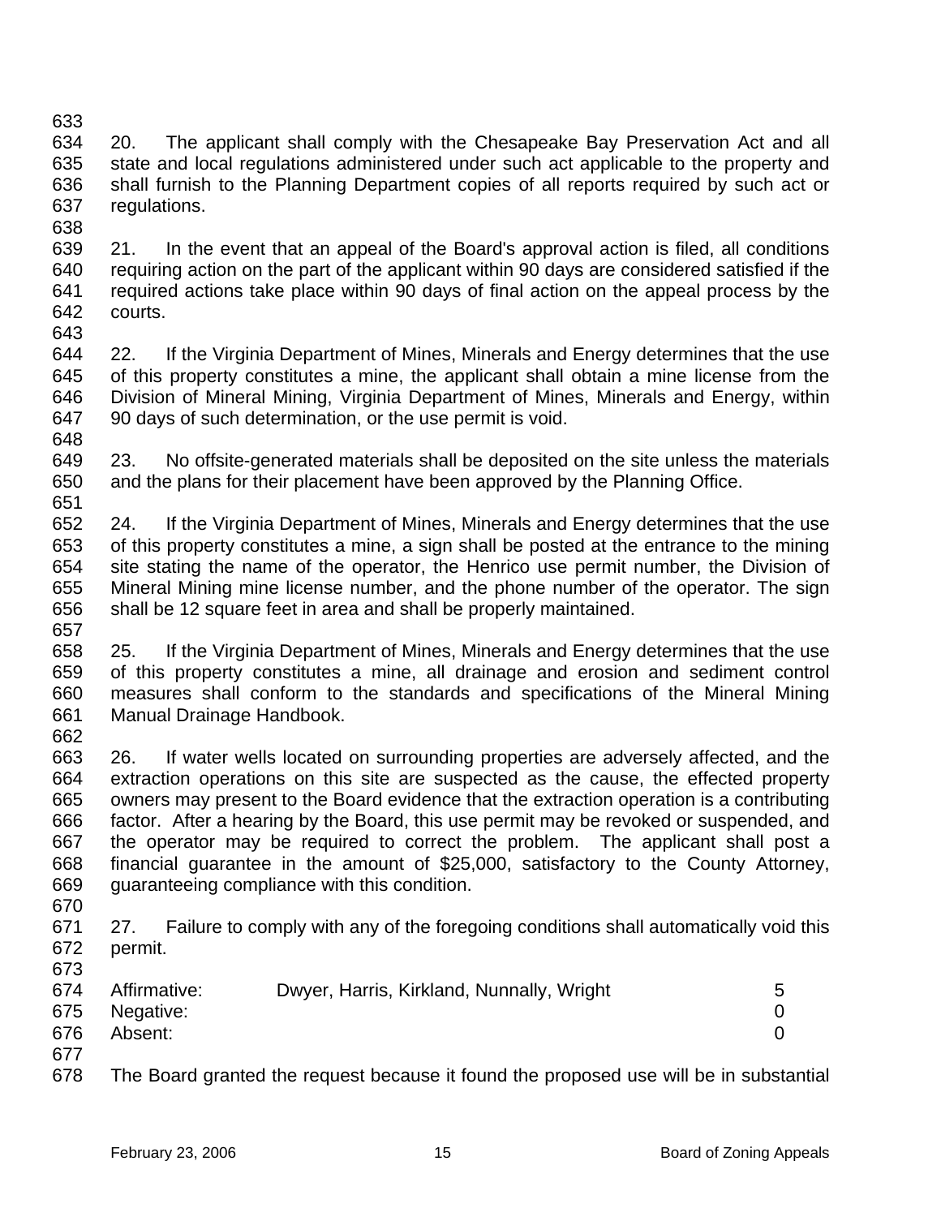20. The applicant shall comply with the Chesapeake Bay Preservation Act and all state and local regulations administered under such act applicable to the property and shall furnish to the Planning Department copies of all reports required by such act or regulations.

21. In the event that an appeal of the Board's approval action is filed, all conditions requiring action on the part of the applicant within 90 days are considered satisfied if the required actions take place within 90 days of final action on the appeal process by the courts.

22. If the Virginia Department of Mines, Minerals and Energy determines that the use of this property constitutes a mine, the applicant shall obtain a mine license from the Division of Mineral Mining, Virginia Department of Mines, Minerals and Energy, within 90 days of such determination, or the use permit is void.

23. No offsite-generated materials shall be deposited on the site unless the materials and the plans for their placement have been approved by the Planning Office.

24. If the Virginia Department of Mines, Minerals and Energy determines that the use of this property constitutes a mine, a sign shall be posted at the entrance to the mining site stating the name of the operator, the Henrico use permit number, the Division of Mineral Mining mine license number, and the phone number of the operator. The sign shall be 12 square feet in area and shall be properly maintained.

25. If the Virginia Department of Mines, Minerals and Energy determines that the use of this property constitutes a mine, all drainage and erosion and sediment control measures shall conform to the standards and specifications of the Mineral Mining Manual Drainage Handbook.

26. If water wells located on surrounding properties are adversely affected, and the extraction operations on this site are suspected as the cause, the effected property owners may present to the Board evidence that the extraction operation is a contributing factor. After a hearing by the Board, this use permit may be revoked or suspended, and the operator may be required to correct the problem. The applicant shall post a financial guarantee in the amount of $25,000, satisfactory to the County Attorney, guaranteeing compliance with this condition.

27. Failure to comply with any of the foregoing conditions shall automatically void this permit.

| | | |
|---|---|---|
| Affirmative: | Dwyer, Harris, Kirkland, Nunnally, Wright | 5 |
| Negative: | | 0 |
| Absent: | | 0 |

The Board granted the request because it found the proposed use will be in substantial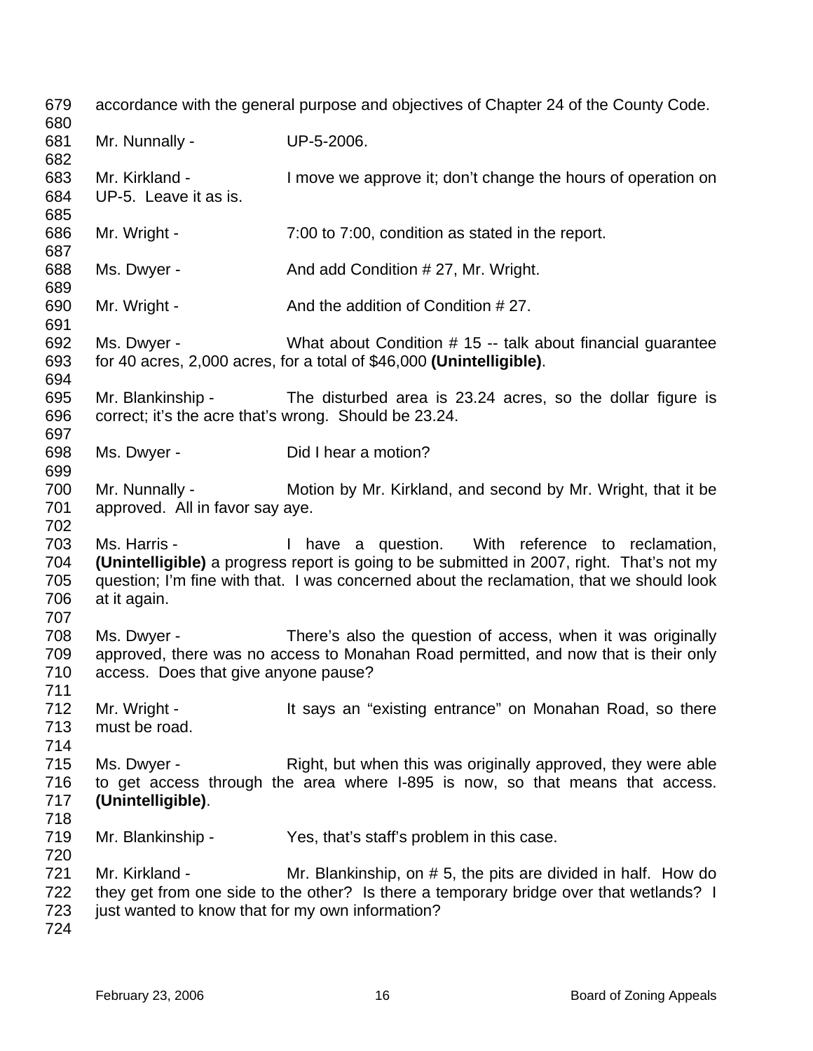accordance with the general purpose and objectives of Chapter 24 of the County Code.

Mr. Nunnally - UP-5-2006.

Mr. Kirkland - I move we approve it; don't change the hours of operation on UP-5. Leave it as is.

Mr. Wright - 7:00 to 7:00, condition as stated in the report.

Ms. Dwyer - And add Condition # 27, Mr. Wright.

Mr. Wright - And the addition of Condition # 27.

Ms. Dwyer - What about Condition # 15 -- talk about financial guarantee for 40 acres, 2,000 acres, for a total of $46,000 **(Unintelligible)**.

Mr. Blankinship - The disturbed area is 23.24 acres, so the dollar figure is correct; it's the acre that's wrong. Should be 23.24.

Ms. Dwyer - Did I hear a motion?

Mr. Nunnally - Motion by Mr. Kirkland, and second by Mr. Wright, that it be approved. All in favor say aye.

Ms. Harris - I have a question. With reference to reclamation, **(Unintelligible)** a progress report is going to be submitted in 2007, right. That's not my question; I'm fine with that. I was concerned about the reclamation, that we should look at it again.

Ms. Dwyer - There's also the question of access, when it was originally approved, there was no access to Monahan Road permitted, and now that is their only access. Does that give anyone pause?

Mr. Wright - It says an "existing entrance" on Monahan Road, so there must be road.

Ms. Dwyer - Right, but when this was originally approved, they were able to get access through the area where I-895 is now, so that means that access. **(Unintelligible)**.

Mr. Blankinship - Yes, that's staff's problem in this case.

Mr. Kirkland - Mr. Blankinship, on # 5, the pits are divided in half. How do they get from one side to the other? Is there a temporary bridge over that wetlands? I just wanted to know that for my own information?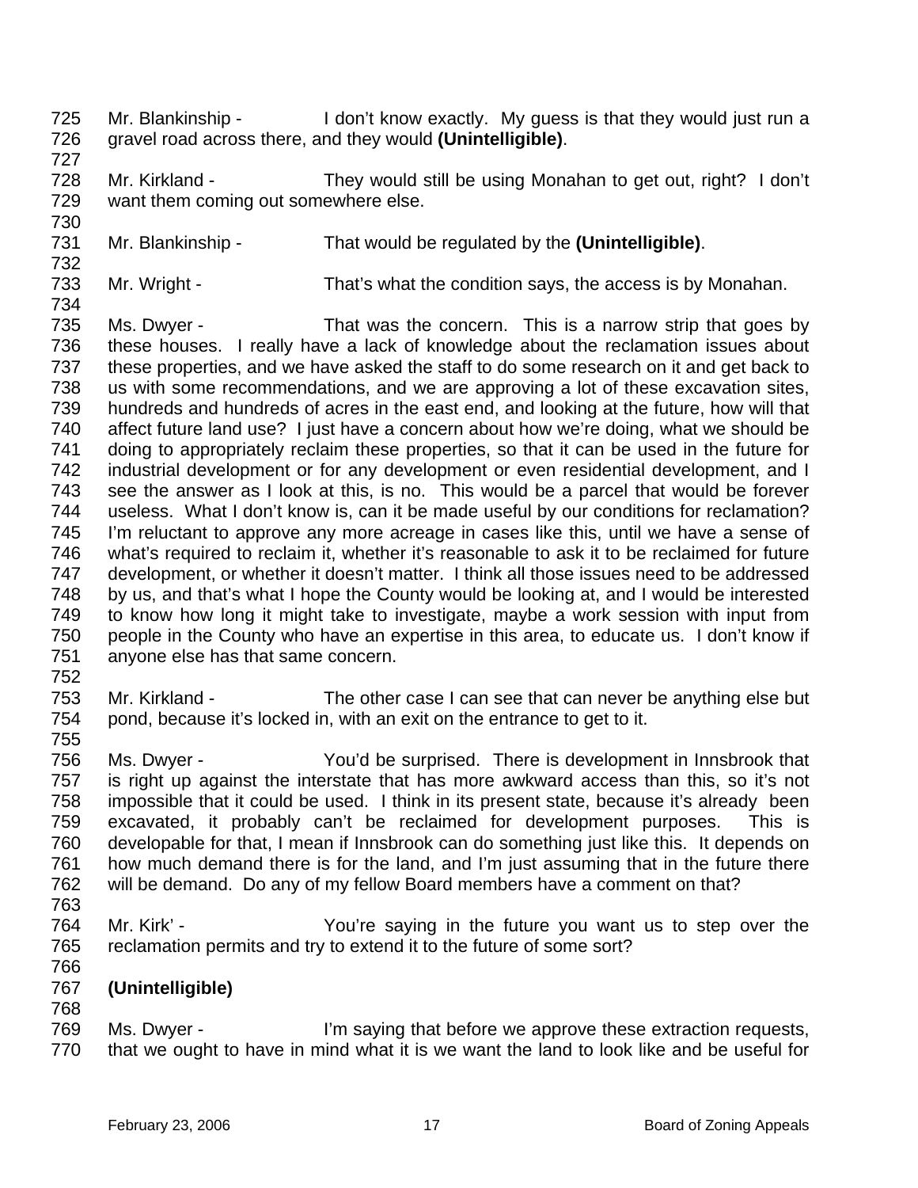725 Mr. Blankinship - I don't know exactly. My guess is that they would just run a
726 gravel road across there, and they would **(Unintelligible)**.
727
728 Mr. Kirkland - They would still be using Monahan to get out, right? I don't
729 want them coming out somewhere else.
730
731 Mr. Blankinship - That would be regulated by the **(Unintelligible)**.
732
733 Mr. Wright - That's what the condition says, the access is by Monahan.
734
735 Ms. Dwyer - That was the concern. This is a narrow strip that goes by
736 these houses. I really have a lack of knowledge about the reclamation issues about
737 these properties, and we have asked the staff to do some research on it and get back to
738 us with some recommendations, and we are approving a lot of these excavation sites,
739 hundreds and hundreds of acres in the east end, and looking at the future, how will that
740 affect future land use? I just have a concern about how we're doing, what we should be
741 doing to appropriately reclaim these properties, so that it can be used in the future for
742 industrial development or for any development or even residential development, and I
743 see the answer as I look at this, is no. This would be a parcel that would be forever
744 useless. What I don't know is, can it be made useful by our conditions for reclamation?
745 I'm reluctant to approve any more acreage in cases like this, until we have a sense of
746 what's required to reclaim it, whether it's reasonable to ask it to be reclaimed for future
747 development, or whether it doesn't matter. I think all those issues need to be addressed
748 by us, and that's what I hope the County would be looking at, and I would be interested
749 to know how long it might take to investigate, maybe a work session with input from
750 people in the County who have an expertise in this area, to educate us. I don't know if
751 anyone else has that same concern.
752
753 Mr. Kirkland - The other case I can see that can never be anything else but
754 pond, because it's locked in, with an exit on the entrance to get to it.
755
756 Ms. Dwyer - You'd be surprised. There is development in Innsbrook that
757 is right up against the interstate that has more awkward access than this, so it's not
758 impossible that it could be used. I think in its present state, because it's already been
759 excavated, it probably can't be reclaimed for development purposes. This is
760 developable for that, I mean if Innsbrook can do something just like this. It depends on
761 how much demand there is for the land, and I'm just assuming that in the future there
762 will be demand. Do any of my fellow Board members have a comment on that?
763
764 Mr. Kirk' - You're saying in the future you want us to step over the
765 reclamation permits and try to extend it to the future of some sort?
766
767 **(Unintelligible)**
768
769 Ms. Dwyer - I'm saying that before we approve these extraction requests,
770 that we ought to have in mind what it is we want the land to look like and be useful for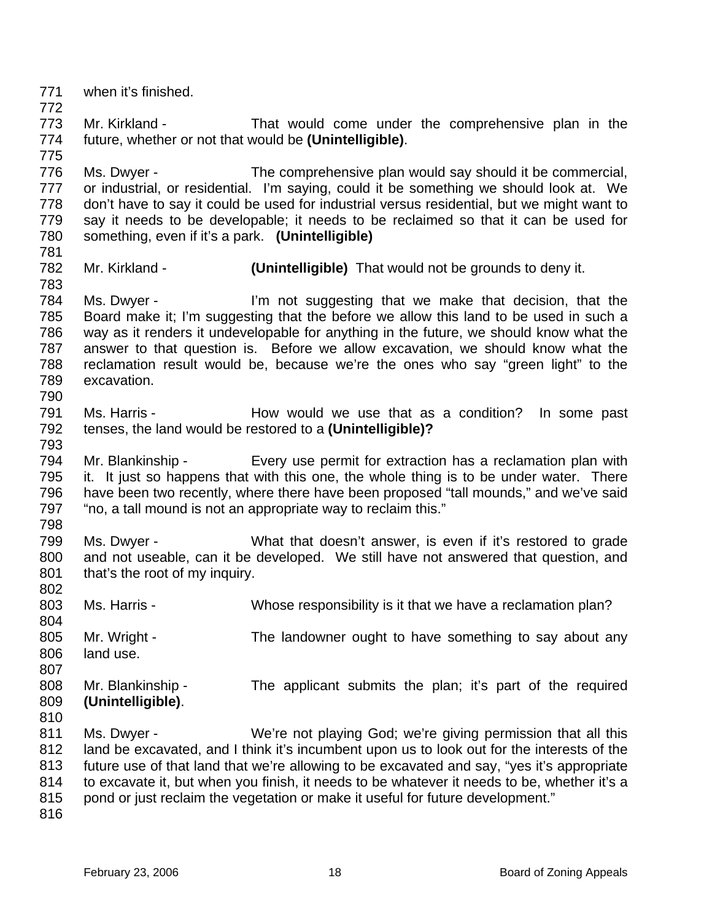771 when it's finished.

772

773 Mr. Kirkland - That would come under the comprehensive plan in the
774 future, whether or not that would be **(Unintelligible)**.

775

776 Ms. Dwyer - The comprehensive plan would say should it be commercial,
777 or industrial, or residential. I'm saying, could it be something we should look at. We
778 don't have to say it could be used for industrial versus residential, but we might want to
779 say it needs to be developable; it needs to be reclaimed so that it can be used for
780 something, even if it's a park. **(Unintelligible)**

781

782 Mr. Kirkland - **(Unintelligible)** That would not be grounds to deny it.

783

784 Ms. Dwyer - I'm not suggesting that we make that decision, that the
785 Board make it; I'm suggesting that the before we allow this land to be used in such a
786 way as it renders it undevelopable for anything in the future, we should know what the
787 answer to that question is. Before we allow excavation, we should know what the
788 reclamation result would be, because we're the ones who say "green light" to the
789 excavation.

790

791 Ms. Harris - How would we use that as a condition? In some past
792 tenses, the land would be restored to a **(Unintelligible)?**

793

794 Mr. Blankinship - Every use permit for extraction has a reclamation plan with
795 it. It just so happens that with this one, the whole thing is to be under water. There
796 have been two recently, where there have been proposed "tall mounds," and we've said
797 "no, a tall mound is not an appropriate way to reclaim this."

798

799 Ms. Dwyer - What that doesn't answer, is even if it's restored to grade
800 and not useable, can it be developed. We still have not answered that question, and
801 that's the root of my inquiry.

802

803 Ms. Harris - Whose responsibility is it that we have a reclamation plan?

804

805 Mr. Wright - The landowner ought to have something to say about any
806 land use.

807

808 Mr. Blankinship - The applicant submits the plan; it's part of the required
809 **(Unintelligible)**.

810

811 Ms. Dwyer - We're not playing God; we're giving permission that all this
812 land be excavated, and I think it's incumbent upon us to look out for the interests of the
813 future use of that land that we're allowing to be excavated and say, "yes it's appropriate
814 to excavate it, but when you finish, it needs to be whatever it needs to be, whether it's a
815 pond or just reclaim the vegetation or make it useful for future development."

816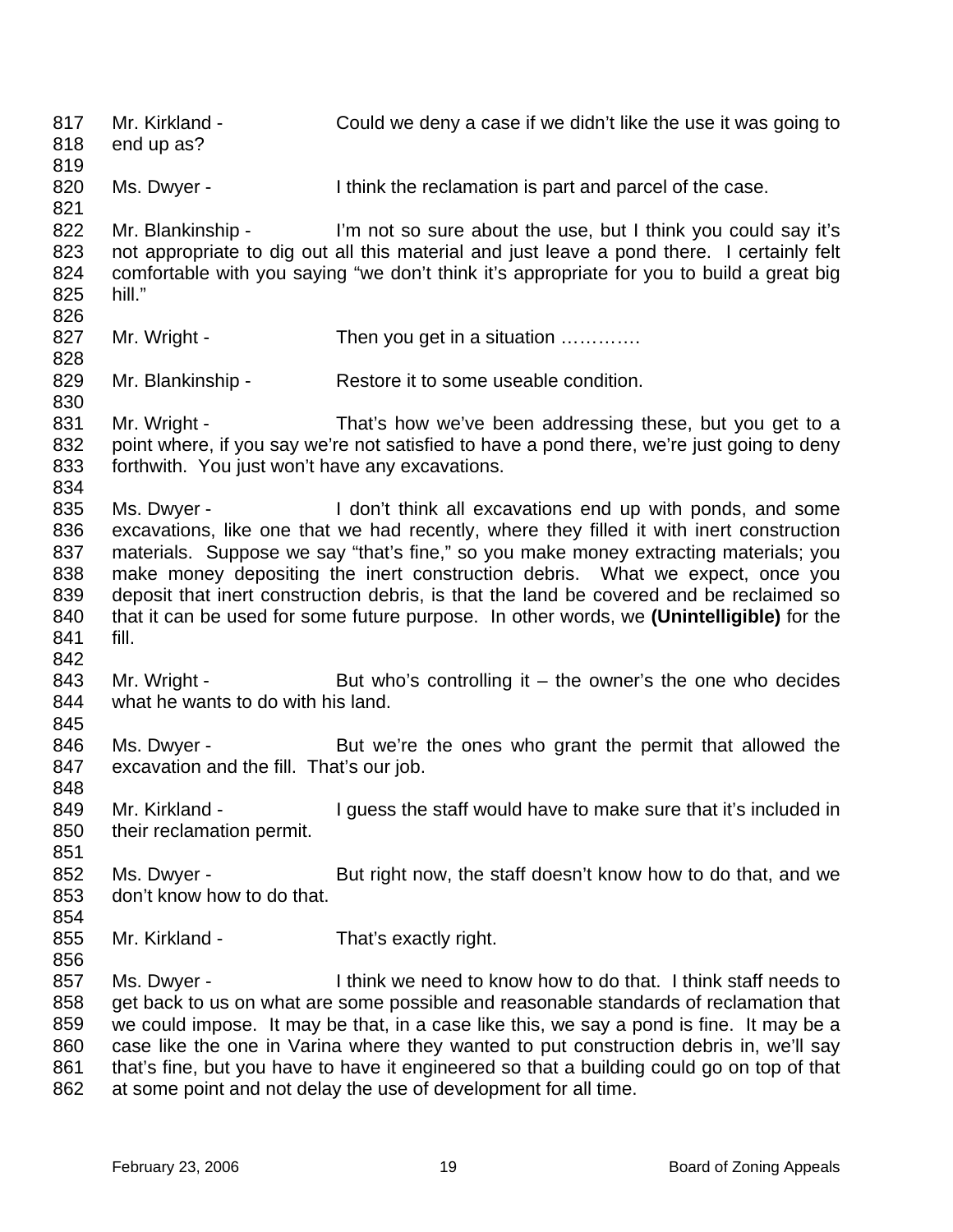Mr. Kirkland - Could we deny a case if we didn't like the use it was going to end up as?

Ms. Dwyer - I think the reclamation is part and parcel of the case.

Mr. Blankinship - I'm not so sure about the use, but I think you could say it's not appropriate to dig out all this material and just leave a pond there. I certainly felt comfortable with you saying "we don't think it's appropriate for you to build a great big hill."

Mr. Wright - Then you get in a situation ………….

Mr. Blankinship - Restore it to some useable condition.

Mr. Wright - That's how we've been addressing these, but you get to a point where, if you say we're not satisfied to have a pond there, we're just going to deny forthwith. You just won't have any excavations.

Ms. Dwyer - I don't think all excavations end up with ponds, and some excavations, like one that we had recently, where they filled it with inert construction materials. Suppose we say "that's fine," so you make money extracting materials; you make money depositing the inert construction debris. What we expect, once you deposit that inert construction debris, is that the land be covered and be reclaimed so that it can be used for some future purpose. In other words, we **(Unintelligible)** for the fill.

Mr. Wright - But who's controlling it – the owner's the one who decides what he wants to do with his land.

Ms. Dwyer - But we're the ones who grant the permit that allowed the excavation and the fill. That's our job.

Mr. Kirkland - I guess the staff would have to make sure that it's included in their reclamation permit.

Ms. Dwyer - But right now, the staff doesn't know how to do that, and we don't know how to do that.

Mr. Kirkland - That's exactly right.

Ms. Dwyer - I think we need to know how to do that. I think staff needs to get back to us on what are some possible and reasonable standards of reclamation that we could impose. It may be that, in a case like this, we say a pond is fine. It may be a case like the one in Varina where they wanted to put construction debris in, we'll say that's fine, but you have to have it engineered so that a building could go on top of that at some point and not delay the use of development for all time.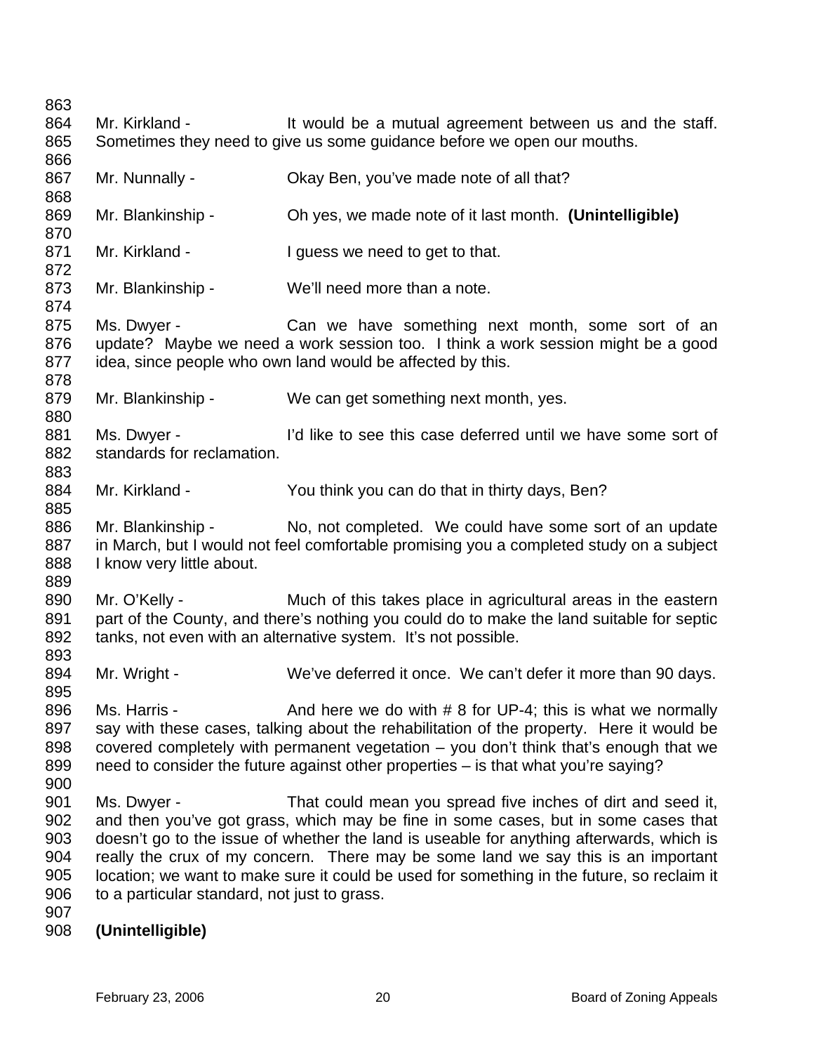Mr. Kirkland - It would be a mutual agreement between us and the staff. Sometimes they need to give us some guidance before we open our mouths.

Mr. Nunnally - Okay Ben, you've made note of all that?

Mr. Blankinship - Oh yes, we made note of it last month. **(Unintelligible)**

Mr. Kirkland - I guess we need to get to that.

Mr. Blankinship - We'll need more than a note.

Ms. Dwyer - Can we have something next month, some sort of an update? Maybe we need a work session too. I think a work session might be a good idea, since people who own land would be affected by this.

Mr. Blankinship - We can get something next month, yes.

Ms. Dwyer - I'd like to see this case deferred until we have some sort of standards for reclamation.

Mr. Kirkland - You think you can do that in thirty days, Ben?

Mr. Blankinship - No, not completed. We could have some sort of an update in March, but I would not feel comfortable promising you a completed study on a subject I know very little about.

Mr. O'Kelly - Much of this takes place in agricultural areas in the eastern part of the County, and there's nothing you could do to make the land suitable for septic tanks, not even with an alternative system. It's not possible.

Mr. Wright - We've deferred it once. We can't defer it more than 90 days.

Ms. Harris - And here we do with # 8 for UP-4; this is what we normally say with these cases, talking about the rehabilitation of the property. Here it would be covered completely with permanent vegetation – you don't think that's enough that we need to consider the future against other properties – is that what you're saying?

Ms. Dwyer - That could mean you spread five inches of dirt and seed it, and then you've got grass, which may be fine in some cases, but in some cases that doesn't go to the issue of whether the land is useable for anything afterwards, which is really the crux of my concern. There may be some land we say this is an important location; we want to make sure it could be used for something in the future, so reclaim it to a particular standard, not just to grass.

**(Unintelligible)**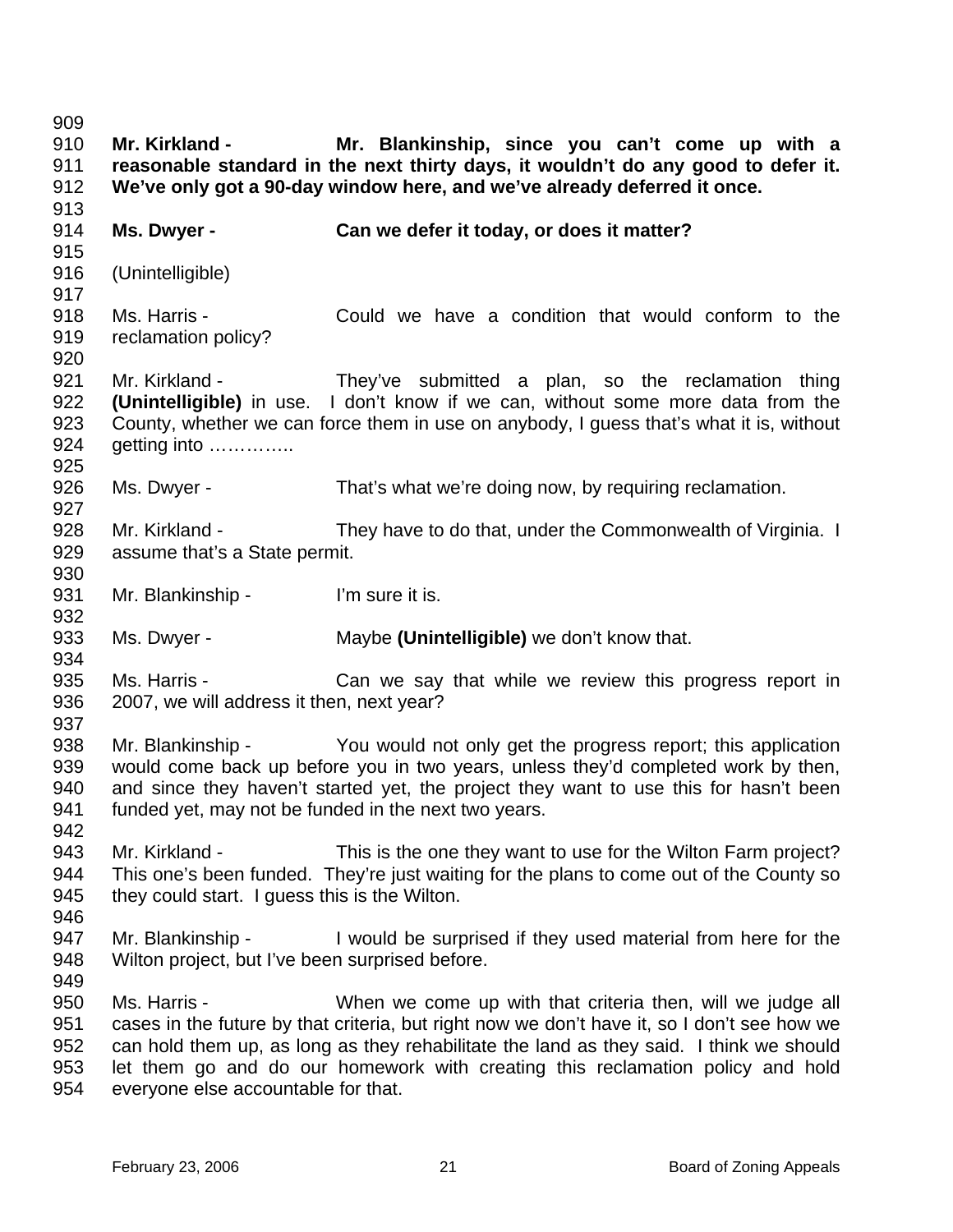**Mr. Kirkland - Mr. Blankinship, since you can't come up with a reasonable standard in the next thirty days, it wouldn't do any good to defer it. We've only got a 90-day window here, and we've already deferred it once.**

**Ms. Dwyer - Can we defer it today, or does it matter?**

(Unintelligible)

Ms. Harris - Could we have a condition that would conform to the reclamation policy?

Mr. Kirkland - They've submitted a plan, so the reclamation thing **(Unintelligible)** in use. I don't know if we can, without some more data from the County, whether we can force them in use on anybody, I guess that's what it is, without getting into …………..

Ms. Dwyer - That's what we're doing now, by requiring reclamation.

Mr. Kirkland - They have to do that, under the Commonwealth of Virginia. I assume that's a State permit.

Mr. Blankinship - I'm sure it is.

Ms. Dwyer - Maybe **(Unintelligible)** we don't know that.

Ms. Harris - Can we say that while we review this progress report in 2007, we will address it then, next year?

Mr. Blankinship - You would not only get the progress report; this application would come back up before you in two years, unless they'd completed work by then, and since they haven't started yet, the project they want to use this for hasn't been funded yet, may not be funded in the next two years.

Mr. Kirkland - This is the one they want to use for the Wilton Farm project? This one's been funded. They're just waiting for the plans to come out of the County so they could start. I guess this is the Wilton.

Mr. Blankinship - I would be surprised if they used material from here for the Wilton project, but I've been surprised before.

Ms. Harris - When we come up with that criteria then, will we judge all cases in the future by that criteria, but right now we don't have it, so I don't see how we can hold them up, as long as they rehabilitate the land as they said. I think we should let them go and do our homework with creating this reclamation policy and hold everyone else accountable for that.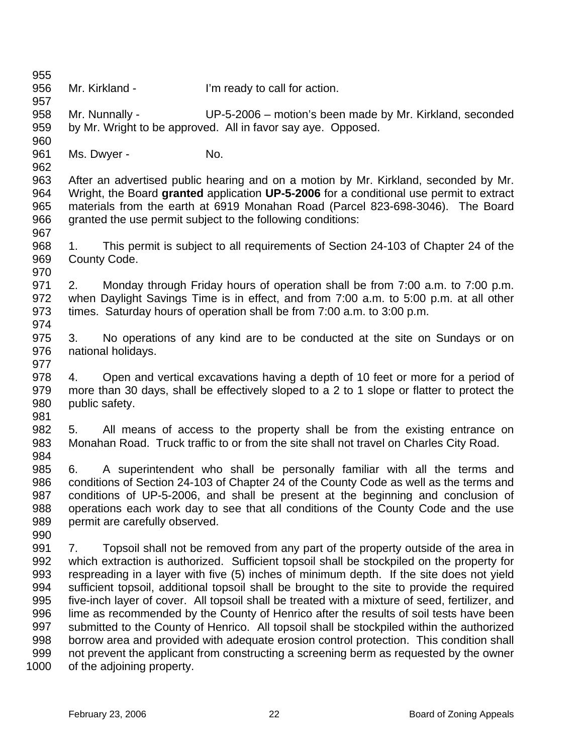Mr. Kirkland - I'm ready to call for action.

Mr. Nunnally - UP-5-2006 – motion's been made by Mr. Kirkland, seconded by Mr. Wright to be approved. All in favor say aye. Opposed.

Ms. Dwyer - No.

After an advertised public hearing and on a motion by Mr. Kirkland, seconded by Mr. Wright, the Board **granted** application **UP-5-2006** for a conditional use permit to extract materials from the earth at 6919 Monahan Road (Parcel 823-698-3046). The Board granted the use permit subject to the following conditions:

1. This permit is subject to all requirements of Section 24-103 of Chapter 24 of the County Code.

2. Monday through Friday hours of operation shall be from 7:00 a.m. to 7:00 p.m. when Daylight Savings Time is in effect, and from 7:00 a.m. to 5:00 p.m. at all other times. Saturday hours of operation shall be from 7:00 a.m. to 3:00 p.m.

3. No operations of any kind are to be conducted at the site on Sundays or on national holidays.

4. Open and vertical excavations having a depth of 10 feet or more for a period of more than 30 days, shall be effectively sloped to a 2 to 1 slope or flatter to protect the public safety.

5. All means of access to the property shall be from the existing entrance on Monahan Road. Truck traffic to or from the site shall not travel on Charles City Road.

6. A superintendent who shall be personally familiar with all the terms and conditions of Section 24-103 of Chapter 24 of the County Code as well as the terms and conditions of UP-5-2006, and shall be present at the beginning and conclusion of operations each work day to see that all conditions of the County Code and the use permit are carefully observed.

7. Topsoil shall not be removed from any part of the property outside of the area in which extraction is authorized. Sufficient topsoil shall be stockpiled on the property for respreading in a layer with five (5) inches of minimum depth. If the site does not yield sufficient topsoil, additional topsoil shall be brought to the site to provide the required five-inch layer of cover. All topsoil shall be treated with a mixture of seed, fertilizer, and lime as recommended by the County of Henrico after the results of soil tests have been submitted to the County of Henrico. All topsoil shall be stockpiled within the authorized borrow area and provided with adequate erosion control protection. This condition shall not prevent the applicant from constructing a screening berm as requested by the owner of the adjoining property.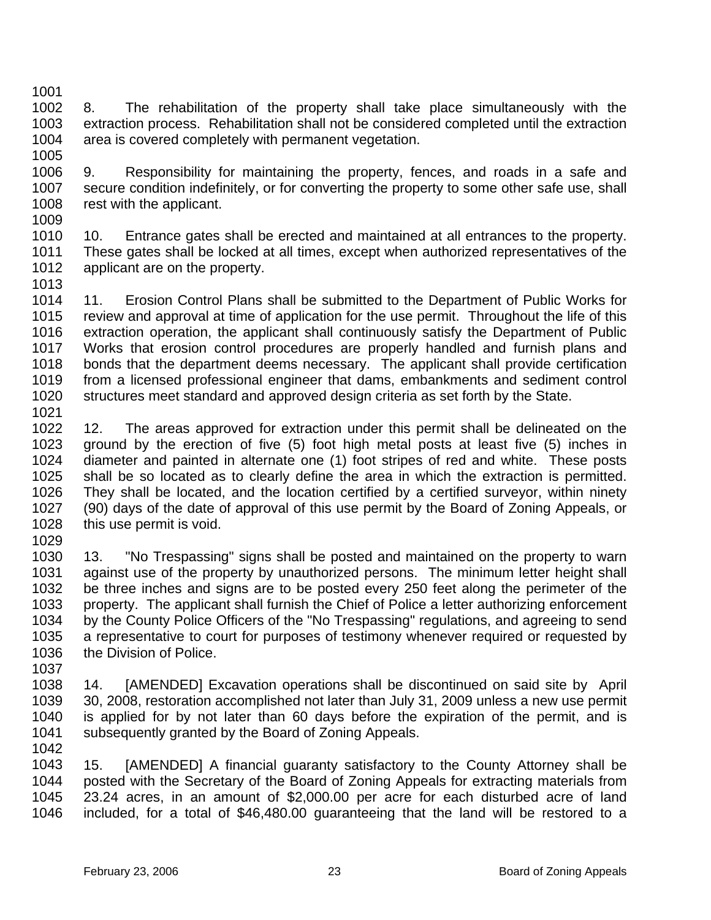8. The rehabilitation of the property shall take place simultaneously with the extraction process. Rehabilitation shall not be considered completed until the extraction area is covered completely with permanent vegetation.

9. Responsibility for maintaining the property, fences, and roads in a safe and secure condition indefinitely, or for converting the property to some other safe use, shall rest with the applicant.

10. Entrance gates shall be erected and maintained at all entrances to the property. These gates shall be locked at all times, except when authorized representatives of the applicant are on the property.

11. Erosion Control Plans shall be submitted to the Department of Public Works for review and approval at time of application for the use permit. Throughout the life of this extraction operation, the applicant shall continuously satisfy the Department of Public Works that erosion control procedures are properly handled and furnish plans and bonds that the department deems necessary. The applicant shall provide certification from a licensed professional engineer that dams, embankments and sediment control structures meet standard and approved design criteria as set forth by the State.

12. The areas approved for extraction under this permit shall be delineated on the ground by the erection of five (5) foot high metal posts at least five (5) inches in diameter and painted in alternate one (1) foot stripes of red and white. These posts shall be so located as to clearly define the area in which the extraction is permitted. They shall be located, and the location certified by a certified surveyor, within ninety (90) days of the date of approval of this use permit by the Board of Zoning Appeals, or this use permit is void.

13. "No Trespassing" signs shall be posted and maintained on the property to warn against use of the property by unauthorized persons. The minimum letter height shall be three inches and signs are to be posted every 250 feet along the perimeter of the property. The applicant shall furnish the Chief of Police a letter authorizing enforcement by the County Police Officers of the "No Trespassing" regulations, and agreeing to send a representative to court for purposes of testimony whenever required or requested by the Division of Police.

14. [AMENDED] Excavation operations shall be discontinued on said site by April 30, 2008, restoration accomplished not later than July 31, 2009 unless a new use permit is applied for by not later than 60 days before the expiration of the permit, and is subsequently granted by the Board of Zoning Appeals.

15. [AMENDED] A financial guaranty satisfactory to the County Attorney shall be posted with the Secretary of the Board of Zoning Appeals for extracting materials from 23.24 acres, in an amount of $2,000.00 per acre for each disturbed acre of land included, for a total of $46,480.00 guaranteeing that the land will be restored to a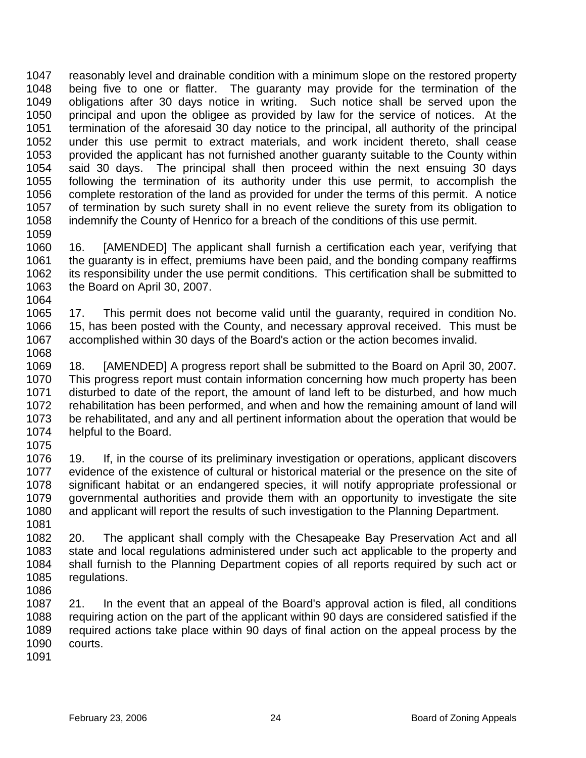reasonably level and drainable condition with a minimum slope on the restored property being five to one or flatter. The guaranty may provide for the termination of the obligations after 30 days notice in writing. Such notice shall be served upon the principal and upon the obligee as provided by law for the service of notices. At the termination of the aforesaid 30 day notice to the principal, all authority of the principal under this use permit to extract materials, and work incident thereto, shall cease provided the applicant has not furnished another guaranty suitable to the County within said 30 days. The principal shall then proceed within the next ensuing 30 days following the termination of its authority under this use permit, to accomplish the complete restoration of the land as provided for under the terms of this permit. A notice of termination by such surety shall in no event relieve the surety from its obligation to indemnify the County of Henrico for a breach of the conditions of this use permit.

16. [AMENDED] The applicant shall furnish a certification each year, verifying that the guaranty is in effect, premiums have been paid, and the bonding company reaffirms its responsibility under the use permit conditions. This certification shall be submitted to the Board on April 30, 2007.

17. This permit does not become valid until the guaranty, required in condition No. 15, has been posted with the County, and necessary approval received. This must be accomplished within 30 days of the Board's action or the action becomes invalid.

18. [AMENDED] A progress report shall be submitted to the Board on April 30, 2007. This progress report must contain information concerning how much property has been disturbed to date of the report, the amount of land left to be disturbed, and how much rehabilitation has been performed, and when and how the remaining amount of land will be rehabilitated, and any and all pertinent information about the operation that would be helpful to the Board.

19. If, in the course of its preliminary investigation or operations, applicant discovers evidence of the existence of cultural or historical material or the presence on the site of significant habitat or an endangered species, it will notify appropriate professional or governmental authorities and provide them with an opportunity to investigate the site and applicant will report the results of such investigation to the Planning Department.

20. The applicant shall comply with the Chesapeake Bay Preservation Act and all state and local regulations administered under such act applicable to the property and shall furnish to the Planning Department copies of all reports required by such act or regulations.

21. In the event that an appeal of the Board's approval action is filed, all conditions requiring action on the part of the applicant within 90 days are considered satisfied if the required actions take place within 90 days of final action on the appeal process by the courts.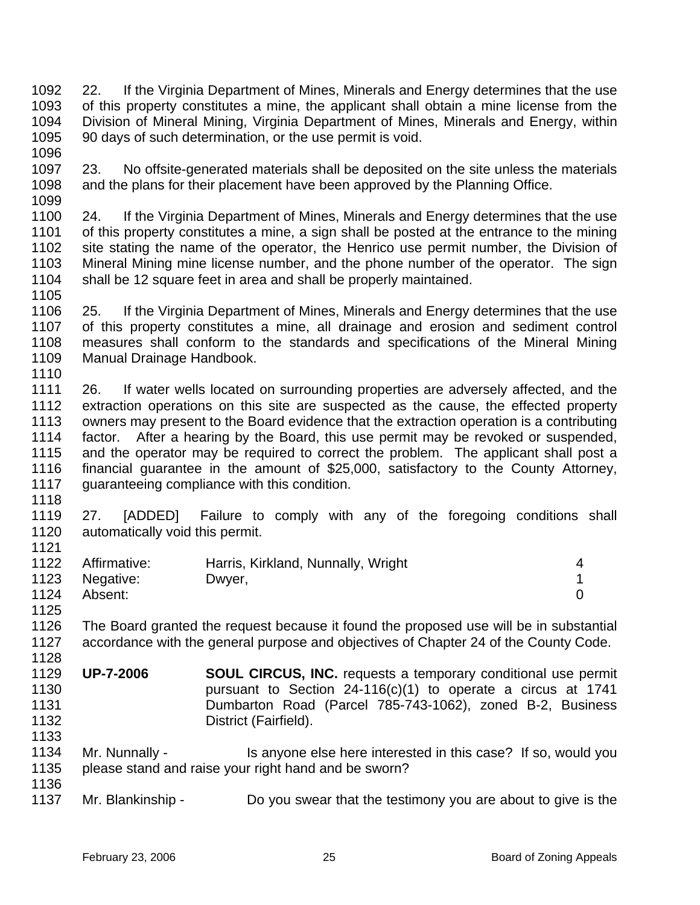22. If the Virginia Department of Mines, Minerals and Energy determines that the use of this property constitutes a mine, the applicant shall obtain a mine license from the Division of Mineral Mining, Virginia Department of Mines, Minerals and Energy, within 90 days of such determination, or the use permit is void.

23. No offsite-generated materials shall be deposited on the site unless the materials and the plans for their placement have been approved by the Planning Office.

24. If the Virginia Department of Mines, Minerals and Energy determines that the use of this property constitutes a mine, a sign shall be posted at the entrance to the mining site stating the name of the operator, the Henrico use permit number, the Division of Mineral Mining mine license number, and the phone number of the operator. The sign shall be 12 square feet in area and shall be properly maintained.

25. If the Virginia Department of Mines, Minerals and Energy determines that the use of this property constitutes a mine, all drainage and erosion and sediment control measures shall conform to the standards and specifications of the Mineral Mining Manual Drainage Handbook.

26. If water wells located on surrounding properties are adversely affected, and the extraction operations on this site are suspected as the cause, the effected property owners may present to the Board evidence that the extraction operation is a contributing factor. After a hearing by the Board, this use permit may be revoked or suspended, and the operator may be required to correct the problem. The applicant shall post a financial guarantee in the amount of $25,000, satisfactory to the County Attorney, guaranteeing compliance with this condition.

27. [ADDED] Failure to comply with any of the foregoing conditions shall automatically void this permit.

| | | |
|---|---|---|
| Affirmative: | Harris, Kirkland, Nunnally, Wright | 4 |
| Negative: | Dwyer, | 1 |
| Absent: | | 0 |

The Board granted the request because it found the proposed use will be in substantial accordance with the general purpose and objectives of Chapter 24 of the County Code.

**UP-7-2006** **SOUL CIRCUS, INC.** requests a temporary conditional use permit pursuant to Section 24-116(c)(1) to operate a circus at 1741 Dumbarton Road (Parcel 785-743-1062), zoned B-2, Business District (Fairfield).

Mr. Nunnally - Is anyone else here interested in this case? If so, would you please stand and raise your right hand and be sworn?

Mr. Blankinship - Do you swear that the testimony you are about to give is the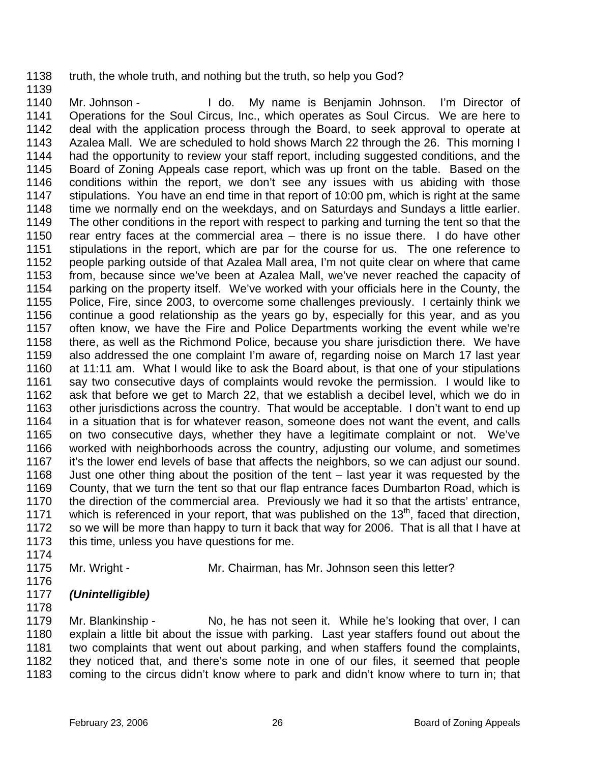1138 truth, the whole truth, and nothing but the truth, so help you God?

1139

1140 Mr. Johnson - I do. My name is Benjamin Johnson. I'm Director of
1141 Operations for the Soul Circus, Inc., which operates as Soul Circus. We are here to
1142 deal with the application process through the Board, to seek approval to operate at
1143 Azalea Mall. We are scheduled to hold shows March 22 through the 26. This morning I
1144 had the opportunity to review your staff report, including suggested conditions, and the
1145 Board of Zoning Appeals case report, which was up front on the table. Based on the
1146 conditions within the report, we don't see any issues with us abiding with those
1147 stipulations. You have an end time in that report of 10:00 pm, which is right at the same
1148 time we normally end on the weekdays, and on Saturdays and Sundays a little earlier.
1149 The other conditions in the report with respect to parking and turning the tent so that the
1150 rear entry faces at the commercial area – there is no issue there. I do have other
1151 stipulations in the report, which are par for the course for us. The one reference to
1152 people parking outside of that Azalea Mall area, I'm not quite clear on where that came
1153 from, because since we've been at Azalea Mall, we've never reached the capacity of
1154 parking on the property itself. We've worked with your officials here in the County, the
1155 Police, Fire, since 2003, to overcome some challenges previously. I certainly think we
1156 continue a good relationship as the years go by, especially for this year, and as you
1157 often know, we have the Fire and Police Departments working the event while we're
1158 there, as well as the Richmond Police, because you share jurisdiction there. We have
1159 also addressed the one complaint I'm aware of, regarding noise on March 17 last year
1160 at 11:11 am. What I would like to ask the Board about, is that one of your stipulations
1161 say two consecutive days of complaints would revoke the permission. I would like to
1162 ask that before we get to March 22, that we establish a decibel level, which we do in
1163 other jurisdictions across the country. That would be acceptable. I don't want to end up
1164 in a situation that is for whatever reason, someone does not want the event, and calls
1165 on two consecutive days, whether they have a legitimate complaint or not. We've
1166 worked with neighborhoods across the country, adjusting our volume, and sometimes
1167 it's the lower end levels of base that affects the neighbors, so we can adjust our sound.
1168 Just one other thing about the position of the tent – last year it was requested by the
1169 County, that we turn the tent so that our flap entrance faces Dumbarton Road, which is
1170 the direction of the commercial area. Previously we had it so that the artists' entrance,
1171 which is referenced in your report, that was published on the 13th, faced that direction,
1172 so we will be more than happy to turn it back that way for 2006. That is all that I have at
1173 this time, unless you have questions for me.

1174

1175 Mr. Wright - Mr. Chairman, has Mr. Johnson seen this letter?

1176

1177 ***(Unintelligible)***

1178

1179 Mr. Blankinship - No, he has not seen it. While he's looking that over, I can
1180 explain a little bit about the issue with parking. Last year staffers found out about the
1181 two complaints that went out about parking, and when staffers found the complaints,
1182 they noticed that, and there's some note in one of our files, it seemed that people
1183 coming to the circus didn't know where to park and didn't know where to turn in; that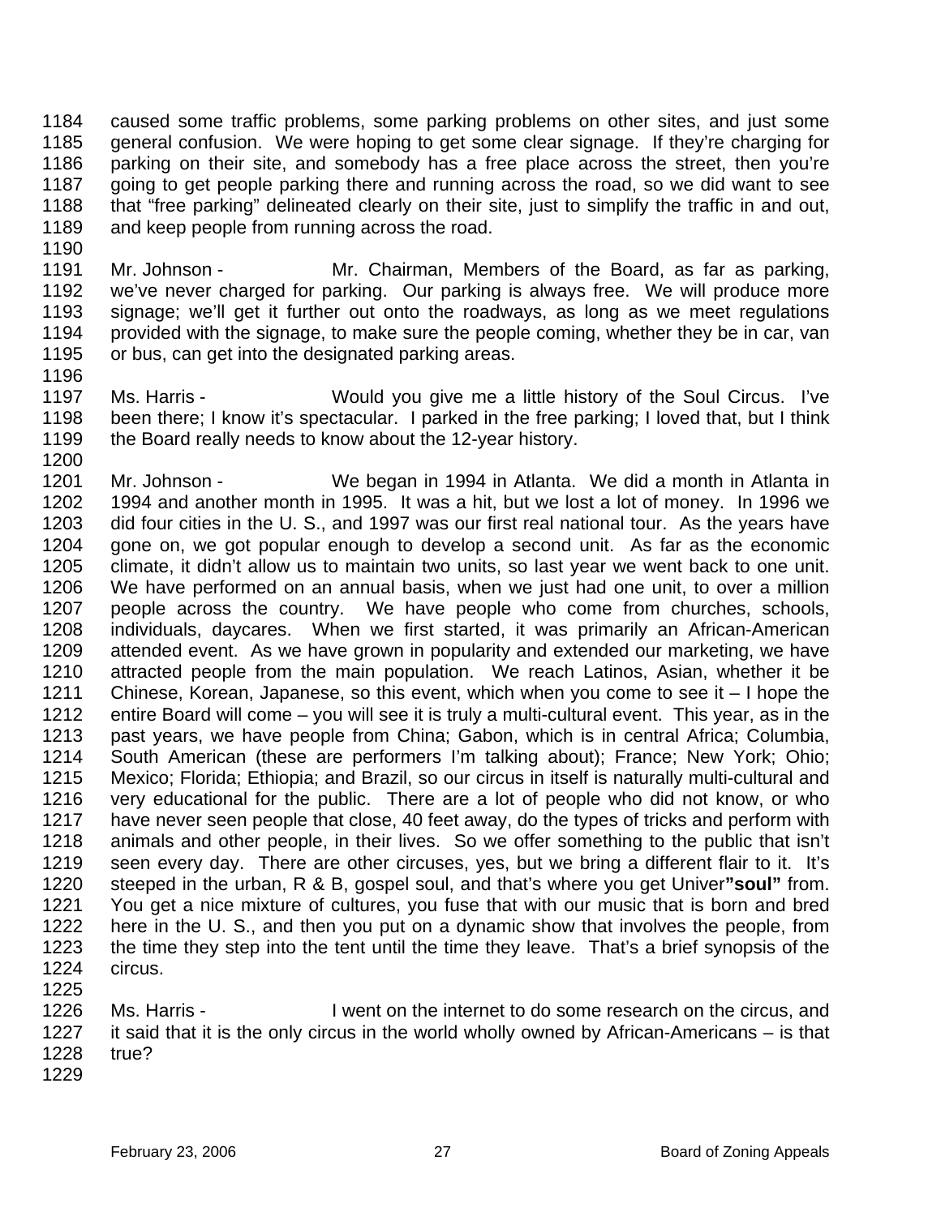1184 caused some traffic problems, some parking problems on other sites, and just some
1185 general confusion. We were hoping to get some clear signage. If they're charging for
1186 parking on their site, and somebody has a free place across the street, then you're
1187 going to get people parking there and running across the road, so we did want to see
1188 that "free parking" delineated clearly on their site, just to simplify the traffic in and out,
1189 and keep people from running across the road.
1190
1191 Mr. Johnson - Mr. Chairman, Members of the Board, as far as parking,
1192 we've never charged for parking. Our parking is always free. We will produce more
1193 signage; we'll get it further out onto the roadways, as long as we meet regulations
1194 provided with the signage, to make sure the people coming, whether they be in car, van
1195 or bus, can get into the designated parking areas.
1196
1197 Ms. Harris - Would you give me a little history of the Soul Circus. I've
1198 been there; I know it's spectacular. I parked in the free parking; I loved that, but I think
1199 the Board really needs to know about the 12-year history.
1200
1201 Mr. Johnson - We began in 1994 in Atlanta. We did a month in Atlanta in
1202 1994 and another month in 1995. It was a hit, but we lost a lot of money. In 1996 we
1203 did four cities in the U. S., and 1997 was our first real national tour. As the years have
1204 gone on, we got popular enough to develop a second unit. As far as the economic
1205 climate, it didn't allow us to maintain two units, so last year we went back to one unit.
1206 We have performed on an annual basis, when we just had one unit, to over a million
1207 people across the country. We have people who come from churches, schools,
1208 individuals, daycares. When we first started, it was primarily an African-American
1209 attended event. As we have grown in popularity and extended our marketing, we have
1210 attracted people from the main population. We reach Latinos, Asian, whether it be
1211 Chinese, Korean, Japanese, so this event, which when you come to see it – I hope the
1212 entire Board will come – you will see it is truly a multi-cultural event. This year, as in the
1213 past years, we have people from China; Gabon, which is in central Africa; Columbia,
1214 South American (these are performers I'm talking about); France; New York; Ohio;
1215 Mexico; Florida; Ethiopia; and Brazil, so our circus in itself is naturally multi-cultural and
1216 very educational for the public. There are a lot of people who did not know, or who
1217 have never seen people that close, 40 feet away, do the types of tricks and perform with
1218 animals and other people, in their lives. So we offer something to the public that isn't
1219 seen every day. There are other circuses, yes, but we bring a different flair to it. It's
1220 steeped in the urban, R & B, gospel soul, and that's where you get Univer**"soul"** from.
1221 You get a nice mixture of cultures, you fuse that with our music that is born and bred
1222 here in the U. S., and then you put on a dynamic show that involves the people, from
1223 the time they step into the tent until the time they leave. That's a brief synopsis of the
1224 circus.
1225
1226 Ms. Harris - I went on the internet to do some research on the circus, and
1227 it said that it is the only circus in the world wholly owned by African-Americans – is that
1228 true?
1229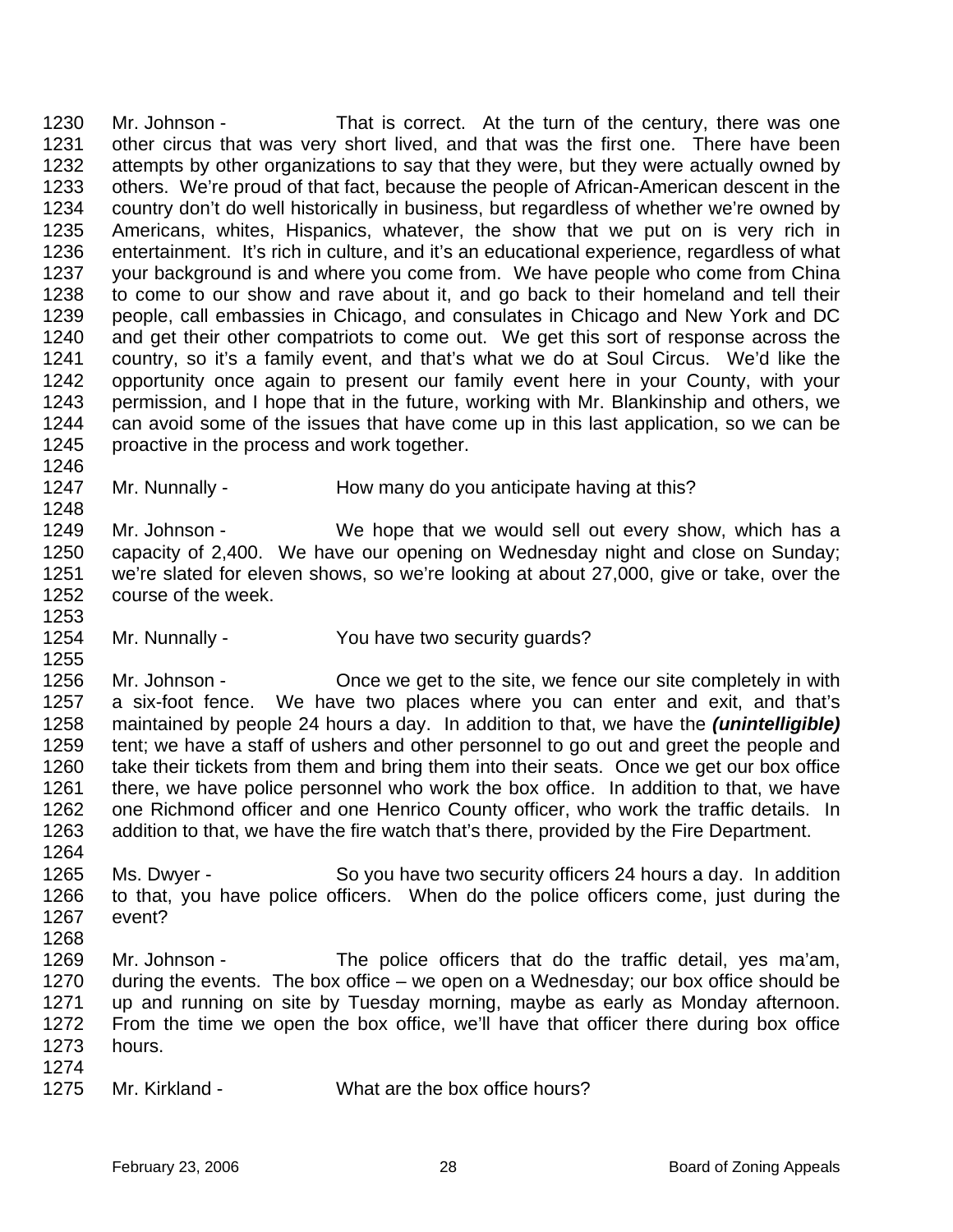1230 Mr. Johnson - That is correct. At the turn of the century, there was one
1231 other circus that was very short lived, and that was the first one. There have been
1232 attempts by other organizations to say that they were, but they were actually owned by
1233 others. We're proud of that fact, because the people of African-American descent in the
1234 country don't do well historically in business, but regardless of whether we're owned by
1235 Americans, whites, Hispanics, whatever, the show that we put on is very rich in
1236 entertainment. It's rich in culture, and it's an educational experience, regardless of what
1237 your background is and where you come from. We have people who come from China
1238 to come to our show and rave about it, and go back to their homeland and tell their
1239 people, call embassies in Chicago, and consulates in Chicago and New York and DC
1240 and get their other compatriots to come out. We get this sort of response across the
1241 country, so it's a family event, and that's what we do at Soul Circus. We'd like the
1242 opportunity once again to present our family event here in your County, with your
1243 permission, and I hope that in the future, working with Mr. Blankinship and others, we
1244 can avoid some of the issues that have come up in this last application, so we can be
1245 proactive in the process and work together.
1246
1247 Mr. Nunnally - How many do you anticipate having at this?
1248
1249 Mr. Johnson - We hope that we would sell out every show, which has a
1250 capacity of 2,400. We have our opening on Wednesday night and close on Sunday;
1251 we're slated for eleven shows, so we're looking at about 27,000, give or take, over the
1252 course of the week.
1253
1254 Mr. Nunnally - You have two security guards?
1255
1256 Mr. Johnson - Once we get to the site, we fence our site completely in with
1257 a six-foot fence. We have two places where you can enter and exit, and that's
1258 maintained by people 24 hours a day. In addition to that, we have the ***(unintelligible)***
1259 tent; we have a staff of ushers and other personnel to go out and greet the people and
1260 take their tickets from them and bring them into their seats. Once we get our box office
1261 there, we have police personnel who work the box office. In addition to that, we have
1262 one Richmond officer and one Henrico County officer, who work the traffic details. In
1263 addition to that, we have the fire watch that's there, provided by the Fire Department.
1264
1265 Ms. Dwyer - So you have two security officers 24 hours a day. In addition
1266 to that, you have police officers. When do the police officers come, just during the
1267 event?
1268
1269 Mr. Johnson - The police officers that do the traffic detail, yes ma'am,
1270 during the events. The box office – we open on a Wednesday; our box office should be
1271 up and running on site by Tuesday morning, maybe as early as Monday afternoon.
1272 From the time we open the box office, we'll have that officer there during box office
1273 hours.
1274
1275 Mr. Kirkland - What are the box office hours?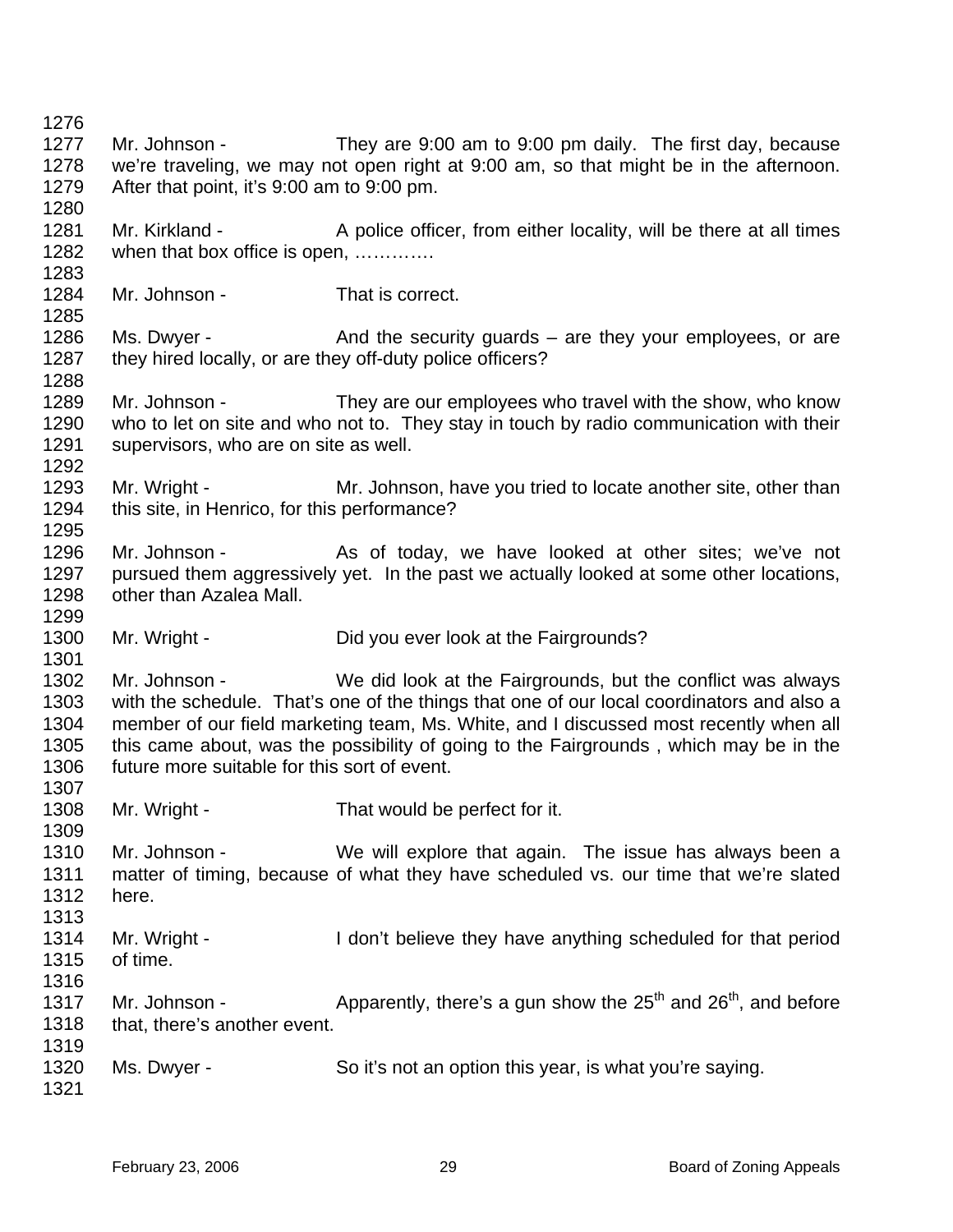Mr. Johnson - They are 9:00 am to 9:00 pm daily. The first day, because we're traveling, we may not open right at 9:00 am, so that might be in the afternoon. After that point, it's 9:00 am to 9:00 pm.

Mr. Kirkland - A police officer, from either locality, will be there at all times when that box office is open, ………….

Mr. Johnson - That is correct.

Ms. Dwyer - And the security guards – are they your employees, or are they hired locally, or are they off-duty police officers?

Mr. Johnson - They are our employees who travel with the show, who know who to let on site and who not to. They stay in touch by radio communication with their supervisors, who are on site as well.

Mr. Wright - Mr. Johnson, have you tried to locate another site, other than this site, in Henrico, for this performance?

Mr. Johnson - As of today, we have looked at other sites; we've not pursued them aggressively yet. In the past we actually looked at some other locations, other than Azalea Mall.

Mr. Wright - Did you ever look at the Fairgrounds?

Mr. Johnson - We did look at the Fairgrounds, but the conflict was always with the schedule. That's one of the things that one of our local coordinators and also a member of our field marketing team, Ms. White, and I discussed most recently when all this came about, was the possibility of going to the Fairgrounds , which may be in the future more suitable for this sort of event.

Mr. Wright - That would be perfect for it.

Mr. Johnson - We will explore that again. The issue has always been a matter of timing, because of what they have scheduled vs. our time that we're slated here.

Mr. Wright - I don't believe they have anything scheduled for that period of time.

Mr. Johnson - Apparently, there's a gun show the 25th and 26th, and before that, there's another event.

Ms. Dwyer - So it's not an option this year, is what you're saying.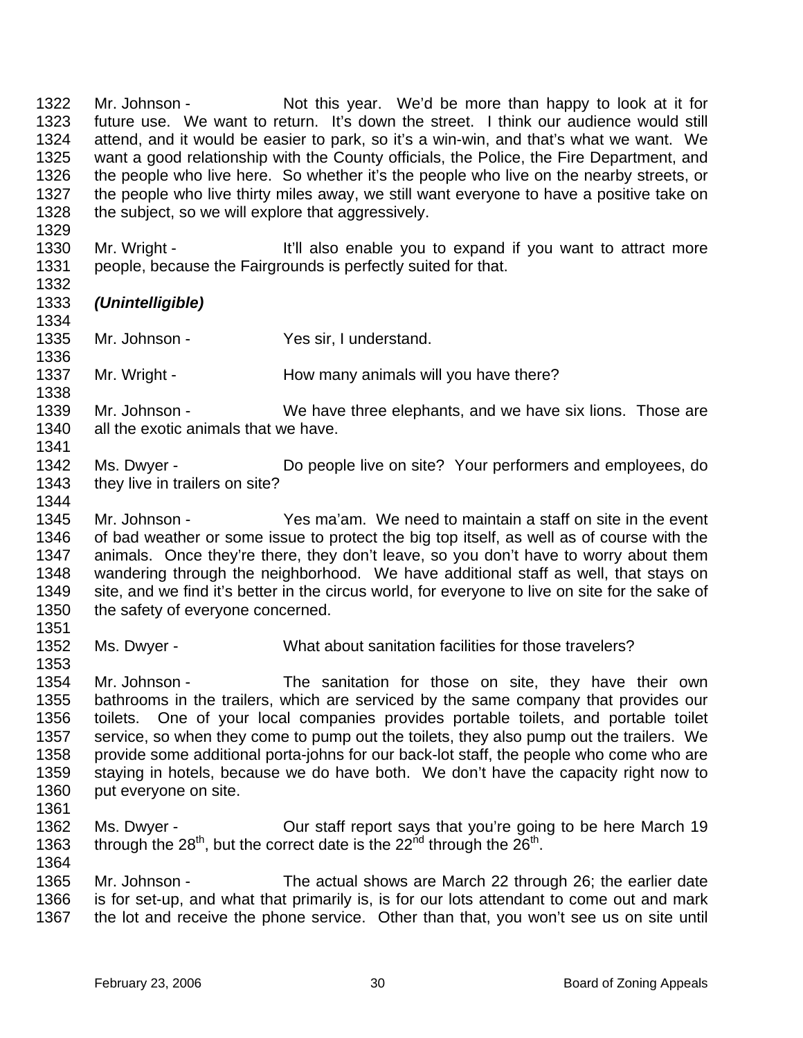Mr. Johnson - Not this year. We'd be more than happy to look at it for future use. We want to return. It's down the street. I think our audience would still attend, and it would be easier to park, so it's a win-win, and that's what we want. We want a good relationship with the County officials, the Police, the Fire Department, and the people who live here. So whether it's the people who live on the nearby streets, or the people who live thirty miles away, we still want everyone to have a positive take on the subject, so we will explore that aggressively.

Mr. Wright - It'll also enable you to expand if you want to attract more people, because the Fairgrounds is perfectly suited for that.

***(Unintelligible)***

Mr. Johnson - Yes sir, I understand.

Mr. Wright - How many animals will you have there?

Mr. Johnson - We have three elephants, and we have six lions. Those are all the exotic animals that we have.

Ms. Dwyer - Do people live on site? Your performers and employees, do they live in trailers on site?

Mr. Johnson - Yes ma'am. We need to maintain a staff on site in the event of bad weather or some issue to protect the big top itself, as well as of course with the animals. Once they're there, they don't leave, so you don't have to worry about them wandering through the neighborhood. We have additional staff as well, that stays on site, and we find it's better in the circus world, for everyone to live on site for the sake of the safety of everyone concerned.

Ms. Dwyer - What about sanitation facilities for those travelers?

Mr. Johnson - The sanitation for those on site, they have their own bathrooms in the trailers, which are serviced by the same company that provides our toilets. One of your local companies provides portable toilets, and portable toilet service, so when they come to pump out the toilets, they also pump out the trailers. We provide some additional porta-johns for our back-lot staff, the people who come who are staying in hotels, because we do have both. We don't have the capacity right now to put everyone on site.

Ms. Dwyer - Our staff report says that you're going to be here March 19 through the 28th, but the correct date is the 22nd through the 26th.

Mr. Johnson - The actual shows are March 22 through 26; the earlier date is for set-up, and what that primarily is, is for our lots attendant to come out and mark the lot and receive the phone service. Other than that, you won't see us on site until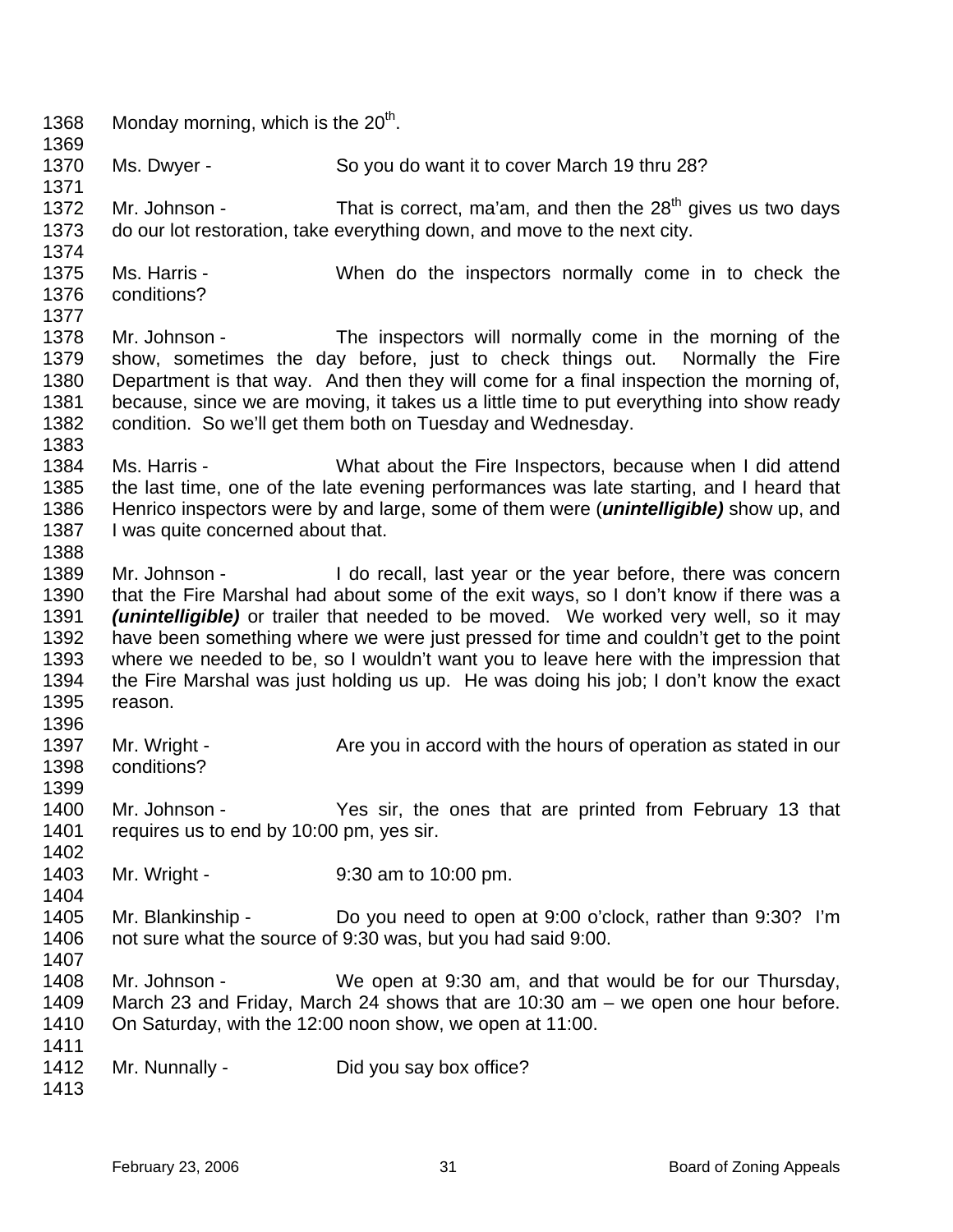1368 Monday morning, which is the 20th.

1369

1370 Ms. Dwyer - So you do want it to cover March 19 thru 28?

1371

1372 Mr. Johnson - That is correct, ma'am, and then the 28th gives us two days
1373 do our lot restoration, take everything down, and move to the next city.

1374

1375 Ms. Harris - When do the inspectors normally come in to check the
1376 conditions?

1377

1378 Mr. Johnson - The inspectors will normally come in the morning of the
1379 show, sometimes the day before, just to check things out. Normally the Fire
1380 Department is that way. And then they will come for a final inspection the morning of,
1381 because, since we are moving, it takes us a little time to put everything into show ready
1382 condition. So we'll get them both on Tuesday and Wednesday.

1383

1384 Ms. Harris - What about the Fire Inspectors, because when I did attend
1385 the last time, one of the late evening performances was late starting, and I heard that
1386 Henrico inspectors were by and large, some of them were (***unintelligible)*** show up, and
1387 I was quite concerned about that.

1388

1389 Mr. Johnson - I do recall, last year or the year before, there was concern
1390 that the Fire Marshal had about some of the exit ways, so I don't know if there was a
1391 ***(unintelligible)*** or trailer that needed to be moved. We worked very well, so it may
1392 have been something where we were just pressed for time and couldn't get to the point
1393 where we needed to be, so I wouldn't want you to leave here with the impression that
1394 the Fire Marshal was just holding us up. He was doing his job; I don't know the exact
1395 reason.

1396

1397 Mr. Wright - Are you in accord with the hours of operation as stated in our
1398 conditions?

1399

1400 Mr. Johnson - Yes sir, the ones that are printed from February 13 that
1401 requires us to end by 10:00 pm, yes sir.

1402

1403 Mr. Wright - 9:30 am to 10:00 pm.

1404

1405 Mr. Blankinship - Do you need to open at 9:00 o'clock, rather than 9:30? I'm
1406 not sure what the source of 9:30 was, but you had said 9:00.

1407

1408 Mr. Johnson - We open at 9:30 am, and that would be for our Thursday,
1409 March 23 and Friday, March 24 shows that are 10:30 am – we open one hour before.
1410 On Saturday, with the 12:00 noon show, we open at 11:00.

1411

1412 Mr. Nunnally - Did you say box office?

1413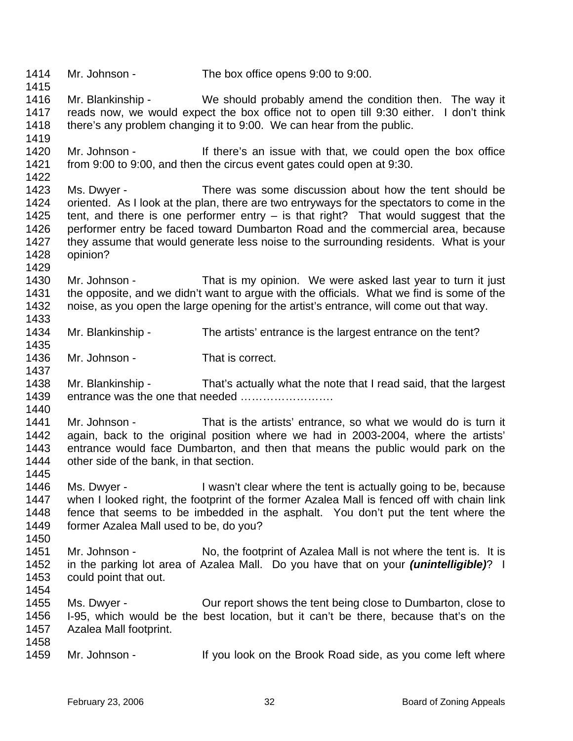1414 Mr. Johnson - The box office opens 9:00 to 9:00.
1415
1416 Mr. Blankinship - We should probably amend the condition then. The way it
1417 reads now, we would expect the box office not to open till 9:30 either. I don't think
1418 there's any problem changing it to 9:00. We can hear from the public.
1419
1420 Mr. Johnson - If there's an issue with that, we could open the box office
1421 from 9:00 to 9:00, and then the circus event gates could open at 9:30.
1422
1423 Ms. Dwyer - There was some discussion about how the tent should be
1424 oriented. As I look at the plan, there are two entryways for the spectators to come in the
1425 tent, and there is one performer entry – is that right? That would suggest that the
1426 performer entry be faced toward Dumbarton Road and the commercial area, because
1427 they assume that would generate less noise to the surrounding residents. What is your
1428 opinion?
1429
1430 Mr. Johnson - That is my opinion. We were asked last year to turn it just
1431 the opposite, and we didn't want to argue with the officials. What we find is some of the
1432 noise, as you open the large opening for the artist's entrance, will come out that way.
1433
1434 Mr. Blankinship - The artists' entrance is the largest entrance on the tent?
1435
1436 Mr. Johnson - That is correct.
1437
1438 Mr. Blankinship - That's actually what the note that I read said, that the largest
1439 entrance was the one that needed ……………………
1440
1441 Mr. Johnson - That is the artists' entrance, so what we would do is turn it
1442 again, back to the original position where we had in 2003-2004, where the artists'
1443 entrance would face Dumbarton, and then that means the public would park on the
1444 other side of the bank, in that section.
1445
1446 Ms. Dwyer - I wasn't clear where the tent is actually going to be, because
1447 when I looked right, the footprint of the former Azalea Mall is fenced off with chain link
1448 fence that seems to be imbedded in the asphalt. You don't put the tent where the
1449 former Azalea Mall used to be, do you?
1450
1451 Mr. Johnson - No, the footprint of Azalea Mall is not where the tent is. It is
1452 in the parking lot area of Azalea Mall. Do you have that on your ***(unintelligible)***? I
1453 could point that out.
1454
1455 Ms. Dwyer - Our report shows the tent being close to Dumbarton, close to
1456 I-95, which would be the best location, but it can't be there, because that's on the
1457 Azalea Mall footprint.
1458
1459 Mr. Johnson - If you look on the Brook Road side, as you come left where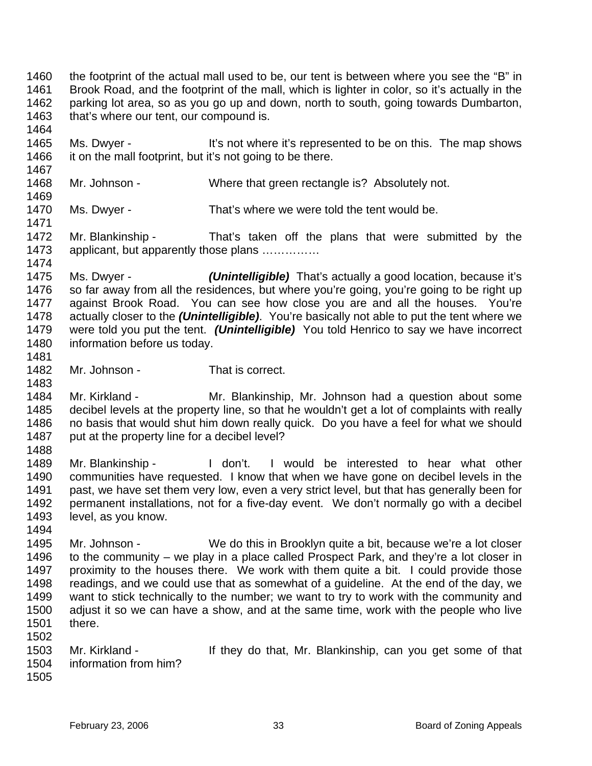1460 the footprint of the actual mall used to be, our tent is between where you see the "B" in
1461 Brook Road, and the footprint of the mall, which is lighter in color, so it's actually in the
1462 parking lot area, so as you go up and down, north to south, going towards Dumbarton,
1463 that's where our tent, our compound is.
1464
1465 Ms. Dwyer - It's not where it's represented to be on this. The map shows
1466 it on the mall footprint, but it's not going to be there.
1467
1468 Mr. Johnson - Where that green rectangle is? Absolutely not.
1469
1470 Ms. Dwyer - That's where we were told the tent would be.
1471
1472 Mr. Blankinship - That's taken off the plans that were submitted by the
1473 applicant, but apparently those plans ……………
1474
1475 Ms. Dwyer - ***(Unintelligible)*** That's actually a good location, because it's
1476 so far away from all the residences, but where you're going, you're going to be right up
1477 against Brook Road. You can see how close you are and all the houses. You're
1478 actually closer to the ***(Unintelligible)***. You're basically not able to put the tent where we
1479 were told you put the tent. ***(Unintelligible)*** You told Henrico to say we have incorrect
1480 information before us today.
1481
1482 Mr. Johnson - That is correct.
1483
1484 Mr. Kirkland - Mr. Blankinship, Mr. Johnson had a question about some
1485 decibel levels at the property line, so that he wouldn't get a lot of complaints with really
1486 no basis that would shut him down really quick. Do you have a feel for what we should
1487 put at the property line for a decibel level?
1488
1489 Mr. Blankinship - I don't. I would be interested to hear what other
1490 communities have requested. I know that when we have gone on decibel levels in the
1491 past, we have set them very low, even a very strict level, but that has generally been for
1492 permanent installations, not for a five-day event. We don't normally go with a decibel
1493 level, as you know.
1494
1495 Mr. Johnson - We do this in Brooklyn quite a bit, because we're a lot closer
1496 to the community – we play in a place called Prospect Park, and they're a lot closer in
1497 proximity to the houses there. We work with them quite a bit. I could provide those
1498 readings, and we could use that as somewhat of a guideline. At the end of the day, we
1499 want to stick technically to the number; we want to try to work with the community and
1500 adjust it so we can have a show, and at the same time, work with the people who live
1501 there.
1502
1503 Mr. Kirkland - If they do that, Mr. Blankinship, can you get some of that
1504 information from him?
1505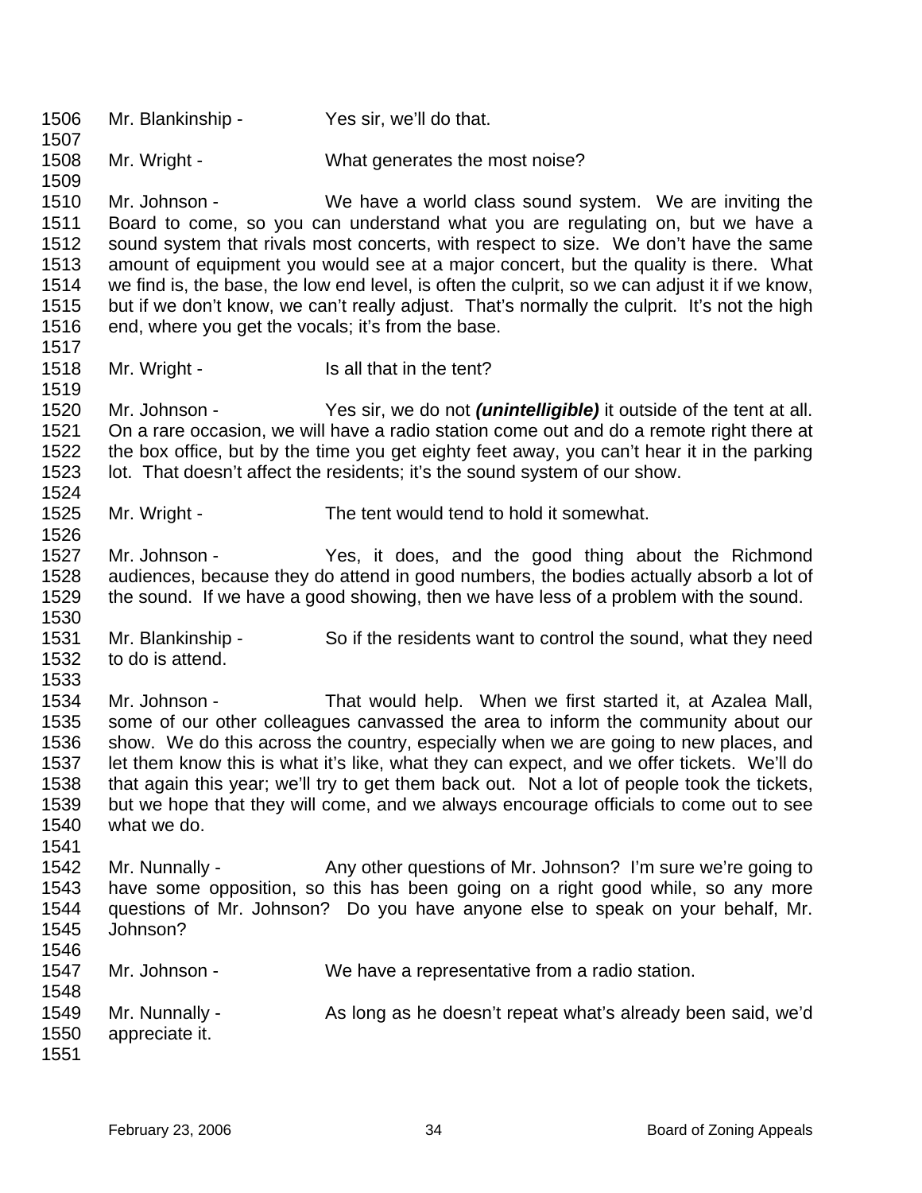1506 Mr. Blankinship - Yes sir, we'll do that.
1507
1508 Mr. Wright - What generates the most noise?
1509
1510 Mr. Johnson - We have a world class sound system. We are inviting the
1511 Board to come, so you can understand what you are regulating on, but we have a
1512 sound system that rivals most concerts, with respect to size. We don't have the same
1513 amount of equipment you would see at a major concert, but the quality is there. What
1514 we find is, the base, the low end level, is often the culprit, so we can adjust it if we know,
1515 but if we don't know, we can't really adjust. That's normally the culprit. It's not the high
1516 end, where you get the vocals; it's from the base.
1517
1518 Mr. Wright - Is all that in the tent?
1519
1520 Mr. Johnson - Yes sir, we do not ***(unintelligible)*** it outside of the tent at all.
1521 On a rare occasion, we will have a radio station come out and do a remote right there at
1522 the box office, but by the time you get eighty feet away, you can't hear it in the parking
1523 lot. That doesn't affect the residents; it's the sound system of our show.
1524
1525 Mr. Wright - The tent would tend to hold it somewhat.
1526
1527 Mr. Johnson - Yes, it does, and the good thing about the Richmond
1528 audiences, because they do attend in good numbers, the bodies actually absorb a lot of
1529 the sound. If we have a good showing, then we have less of a problem with the sound.
1530
1531 Mr. Blankinship - So if the residents want to control the sound, what they need
1532 to do is attend.
1533
1534 Mr. Johnson - That would help. When we first started it, at Azalea Mall,
1535 some of our other colleagues canvassed the area to inform the community about our
1536 show. We do this across the country, especially when we are going to new places, and
1537 let them know this is what it's like, what they can expect, and we offer tickets. We'll do
1538 that again this year; we'll try to get them back out. Not a lot of people took the tickets,
1539 but we hope that they will come, and we always encourage officials to come out to see
1540 what we do.
1541
1542 Mr. Nunnally - Any other questions of Mr. Johnson? I'm sure we're going to
1543 have some opposition, so this has been going on a right good while, so any more
1544 questions of Mr. Johnson? Do you have anyone else to speak on your behalf, Mr.
1545 Johnson?
1546
1547 Mr. Johnson - We have a representative from a radio station.
1548
1549 Mr. Nunnally - As long as he doesn't repeat what's already been said, we'd
1550 appreciate it.
1551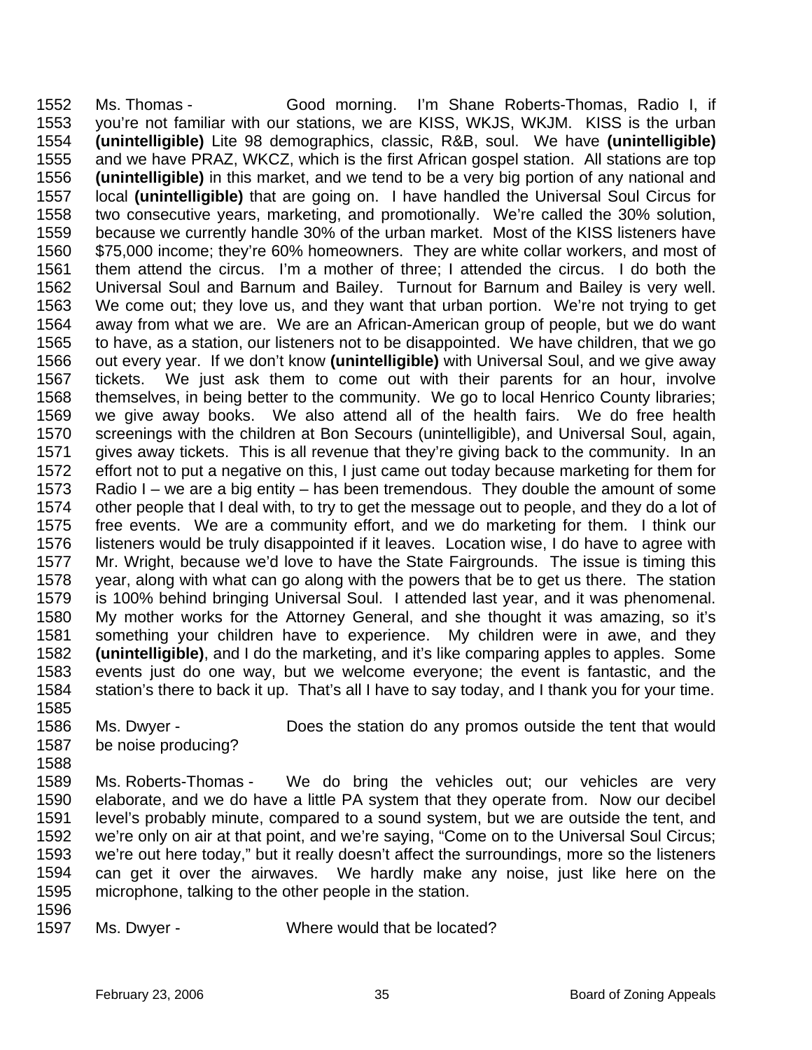1552 Ms. Thomas - Good morning. I'm Shane Roberts-Thomas, Radio I, if
1553 you're not familiar with our stations, we are KISS, WKJS, WKJM. KISS is the urban
1554 **(unintelligible)** Lite 98 demographics, classic, R&B, soul. We have **(unintelligible)**
1555 and we have PRAZ, WKCZ, which is the first African gospel station. All stations are top
1556 **(unintelligible)** in this market, and we tend to be a very big portion of any national and
1557 local **(unintelligible)** that are going on. I have handled the Universal Soul Circus for
1558 two consecutive years, marketing, and promotionally. We're called the 30% solution,
1559 because we currently handle 30% of the urban market. Most of the KISS listeners have
1560 $75,000 income; they're 60% homeowners. They are white collar workers, and most of
1561 them attend the circus. I'm a mother of three; I attended the circus. I do both the
1562 Universal Soul and Barnum and Bailey. Turnout for Barnum and Bailey is very well.
1563 We come out; they love us, and they want that urban portion. We're not trying to get
1564 away from what we are. We are an African-American group of people, but we do want
1565 to have, as a station, our listeners not to be disappointed. We have children, that we go
1566 out every year. If we don't know **(unintelligible)** with Universal Soul, and we give away
1567 tickets. We just ask them to come out with their parents for an hour, involve
1568 themselves, in being better to the community. We go to local Henrico County libraries;
1569 we give away books. We also attend all of the health fairs. We do free health
1570 screenings with the children at Bon Secours (unintelligible), and Universal Soul, again,
1571 gives away tickets. This is all revenue that they're giving back to the community. In an
1572 effort not to put a negative on this, I just came out today because marketing for them for
1573 Radio I – we are a big entity – has been tremendous. They double the amount of some
1574 other people that I deal with, to try to get the message out to people, and they do a lot of
1575 free events. We are a community effort, and we do marketing for them. I think our
1576 listeners would be truly disappointed if it leaves. Location wise, I do have to agree with
1577 Mr. Wright, because we'd love to have the State Fairgrounds. The issue is timing this
1578 year, along with what can go along with the powers that be to get us there. The station
1579 is 100% behind bringing Universal Soul. I attended last year, and it was phenomenal.
1580 My mother works for the Attorney General, and she thought it was amazing, so it's
1581 something your children have to experience. My children were in awe, and they
1582 **(unintelligible)**, and I do the marketing, and it's like comparing apples to apples. Some
1583 events just do one way, but we welcome everyone; the event is fantastic, and the
1584 station's there to back it up. That's all I have to say today, and I thank you for your time.
1585
1586 Ms. Dwyer - Does the station do any promos outside the tent that would
1587 be noise producing?
1588
1589 Ms. Roberts-Thomas - We do bring the vehicles out; our vehicles are very
1590 elaborate, and we do have a little PA system that they operate from. Now our decibel
1591 level's probably minute, compared to a sound system, but we are outside the tent, and
1592 we're only on air at that point, and we're saying, "Come on to the Universal Soul Circus;
1593 we're out here today," but it really doesn't affect the surroundings, more so the listeners
1594 can get it over the airwaves. We hardly make any noise, just like here on the
1595 microphone, talking to the other people in the station.
1596
1597 Ms. Dwyer - Where would that be located?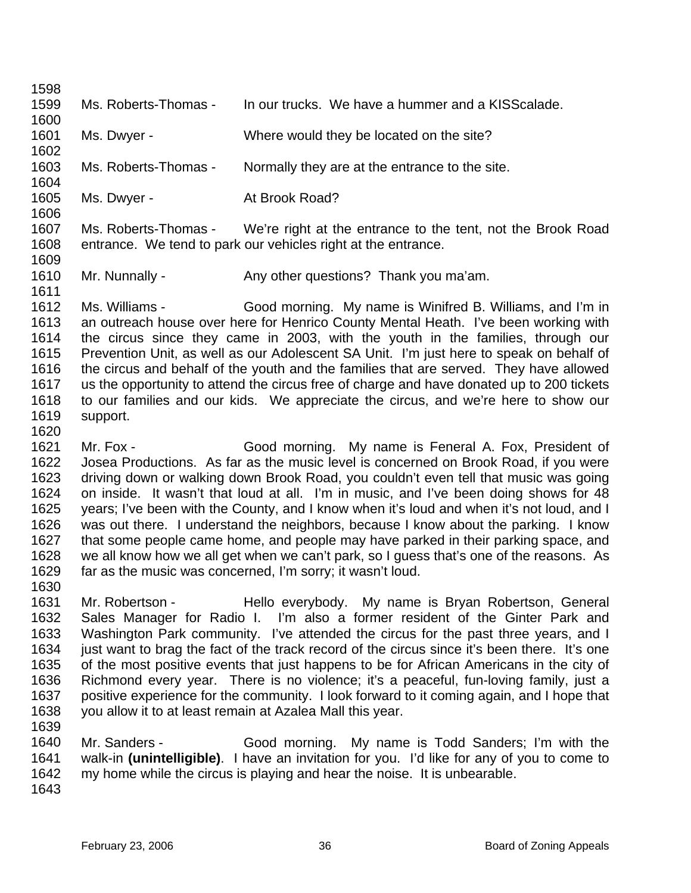1598

1599 Ms. Roberts-Thomas - In our trucks. We have a hummer and a KISScalade.

1600

1601 Ms. Dwyer - Where would they be located on the site?

1602

1603 Ms. Roberts-Thomas - Normally they are at the entrance to the site.

1604

1605 Ms. Dwyer - At Brook Road?

1606

1607 Ms. Roberts-Thomas - We're right at the entrance to the tent, not the Brook Road
1608 entrance. We tend to park our vehicles right at the entrance.

1609

1610 Mr. Nunnally - Any other questions? Thank you ma'am.

1611

1612 Ms. Williams - Good morning. My name is Winifred B. Williams, and I'm in
1613 an outreach house over here for Henrico County Mental Heath. I've been working with
1614 the circus since they came in 2003, with the youth in the families, through our
1615 Prevention Unit, as well as our Adolescent SA Unit. I'm just here to speak on behalf of
1616 the circus and behalf of the youth and the families that are served. They have allowed
1617 us the opportunity to attend the circus free of charge and have donated up to 200 tickets
1618 to our families and our kids. We appreciate the circus, and we're here to show our
1619 support.

1620

1621 Mr. Fox - Good morning. My name is Feneral A. Fox, President of
1622 Josea Productions. As far as the music level is concerned on Brook Road, if you were
1623 driving down or walking down Brook Road, you couldn't even tell that music was going
1624 on inside. It wasn't that loud at all. I'm in music, and I've been doing shows for 48
1625 years; I've been with the County, and I know when it's loud and when it's not loud, and I
1626 was out there. I understand the neighbors, because I know about the parking. I know
1627 that some people came home, and people may have parked in their parking space, and
1628 we all know how we all get when we can't park, so I guess that's one of the reasons. As
1629 far as the music was concerned, I'm sorry; it wasn't loud.

1630

1631 Mr. Robertson - Hello everybody. My name is Bryan Robertson, General
1632 Sales Manager for Radio I. I'm also a former resident of the Ginter Park and
1633 Washington Park community. I've attended the circus for the past three years, and I
1634 just want to brag the fact of the track record of the circus since it's been there. It's one
1635 of the most positive events that just happens to be for African Americans in the city of
1636 Richmond every year. There is no violence; it's a peaceful, fun-loving family, just a
1637 positive experience for the community. I look forward to it coming again, and I hope that
1638 you allow it to at least remain at Azalea Mall this year.

1639

1640 Mr. Sanders - Good morning. My name is Todd Sanders; I'm with the
1641 walk-in **(unintelligible)**. I have an invitation for you. I'd like for any of you to come to
1642 my home while the circus is playing and hear the noise. It is unbearable.

1643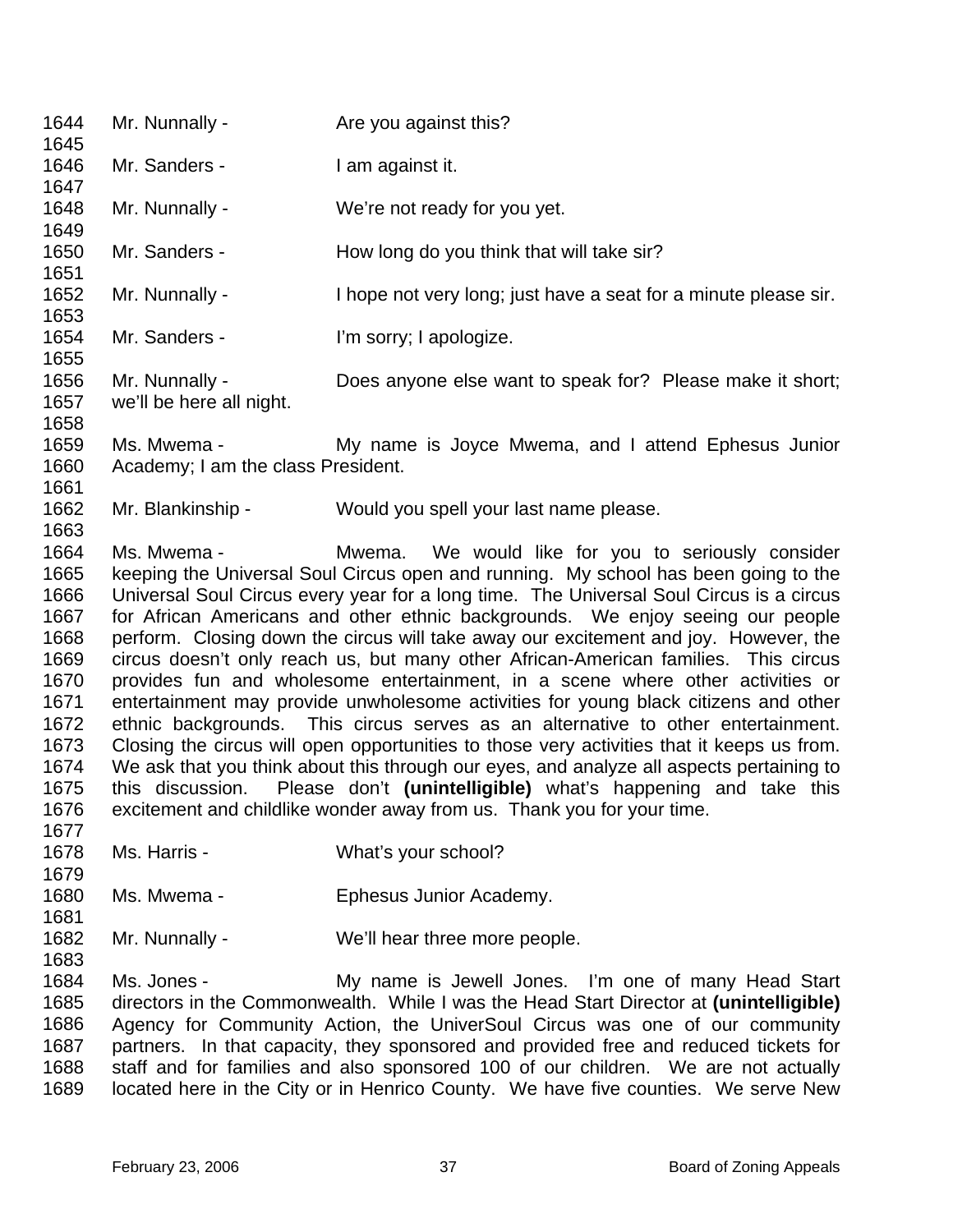Mr. Nunnally - Are you against this?

Mr. Sanders - I am against it.

Mr. Nunnally - We're not ready for you yet.

Mr. Sanders - How long do you think that will take sir?

Mr. Nunnally - I hope not very long; just have a seat for a minute please sir.

Mr. Sanders - I'm sorry; I apologize.

Mr. Nunnally - Does anyone else want to speak for? Please make it short; we'll be here all night.

Ms. Mwema - My name is Joyce Mwema, and I attend Ephesus Junior Academy; I am the class President.

Mr. Blankinship - Would you spell your last name please.

Ms. Mwema - Mwema. We would like for you to seriously consider keeping the Universal Soul Circus open and running. My school has been going to the Universal Soul Circus every year for a long time. The Universal Soul Circus is a circus for African Americans and other ethnic backgrounds. We enjoy seeing our people perform. Closing down the circus will take away our excitement and joy. However, the circus doesn't only reach us, but many other African-American families. This circus provides fun and wholesome entertainment, in a scene where other activities or entertainment may provide unwholesome activities for young black citizens and other ethnic backgrounds. This circus serves as an alternative to other entertainment. Closing the circus will open opportunities to those very activities that it keeps us from. We ask that you think about this through our eyes, and analyze all aspects pertaining to this discussion. Please don't **(unintelligible)** what's happening and take this excitement and childlike wonder away from us. Thank you for your time.

Ms. Harris - What's your school?

Ms. Mwema - Ephesus Junior Academy.

Mr. Nunnally - We'll hear three more people.

Ms. Jones - My name is Jewell Jones. I'm one of many Head Start directors in the Commonwealth. While I was the Head Start Director at **(unintelligible)** Agency for Community Action, the UniverSoul Circus was one of our community partners. In that capacity, they sponsored and provided free and reduced tickets for staff and for families and also sponsored 100 of our children. We are not actually located here in the City or in Henrico County. We have five counties. We serve New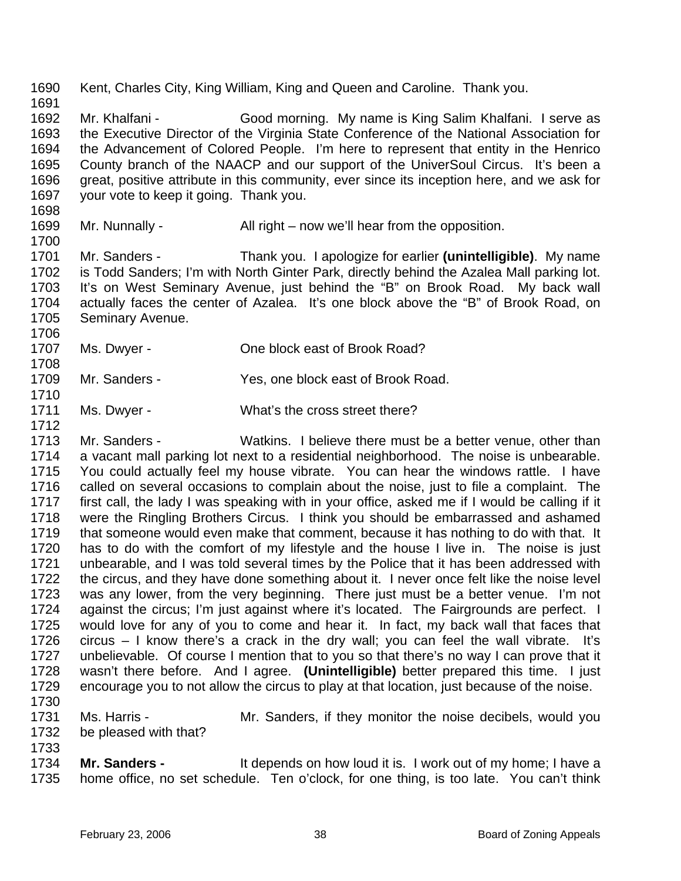1690 Kent, Charles City, King William, King and Queen and Caroline. Thank you.

1691

1692 Mr. Khalfani - Good morning. My name is King Salim Khalfani. I serve as
1693 the Executive Director of the Virginia State Conference of the National Association for
1694 the Advancement of Colored People. I'm here to represent that entity in the Henrico
1695 County branch of the NAACP and our support of the UniverSoul Circus. It's been a
1696 great, positive attribute in this community, ever since its inception here, and we ask for
1697 your vote to keep it going. Thank you.

1698

1699 Mr. Nunnally - All right – now we'll hear from the opposition.

1700

1701 Mr. Sanders - Thank you. I apologize for earlier **(unintelligible)**. My name
1702 is Todd Sanders; I'm with North Ginter Park, directly behind the Azalea Mall parking lot.
1703 It's on West Seminary Avenue, just behind the "B" on Brook Road. My back wall
1704 actually faces the center of Azalea. It's one block above the "B" of Brook Road, on
1705 Seminary Avenue.

1706

1707 Ms. Dwyer - One block east of Brook Road?

1708

1709 Mr. Sanders - Yes, one block east of Brook Road.

1710

1711 Ms. Dwyer - What's the cross street there?

1712

1713 Mr. Sanders - Watkins. I believe there must be a better venue, other than
1714 a vacant mall parking lot next to a residential neighborhood. The noise is unbearable.
1715 You could actually feel my house vibrate. You can hear the windows rattle. I have
1716 called on several occasions to complain about the noise, just to file a complaint. The
1717 first call, the lady I was speaking with in your office, asked me if I would be calling if it
1718 were the Ringling Brothers Circus. I think you should be embarrassed and ashamed
1719 that someone would even make that comment, because it has nothing to do with that. It
1720 has to do with the comfort of my lifestyle and the house I live in. The noise is just
1721 unbearable, and I was told several times by the Police that it has been addressed with
1722 the circus, and they have done something about it. I never once felt like the noise level
1723 was any lower, from the very beginning. There just must be a better venue. I'm not
1724 against the circus; I'm just against where it's located. The Fairgrounds are perfect. I
1725 would love for any of you to come and hear it. In fact, my back wall that faces that
1726 circus – I know there's a crack in the dry wall; you can feel the wall vibrate. It's
1727 unbelievable. Of course I mention that to you so that there's no way I can prove that it
1728 wasn't there before. And I agree. **(Unintelligible)** better prepared this time. I just
1729 encourage you to not allow the circus to play at that location, just because of the noise.

1730

1731 Ms. Harris - Mr. Sanders, if they monitor the noise decibels, would you
1732 be pleased with that?

1733

1734 **Mr. Sanders -** It depends on how loud it is. I work out of my home; I have a
1735 home office, no set schedule. Ten o'clock, for one thing, is too late. You can't think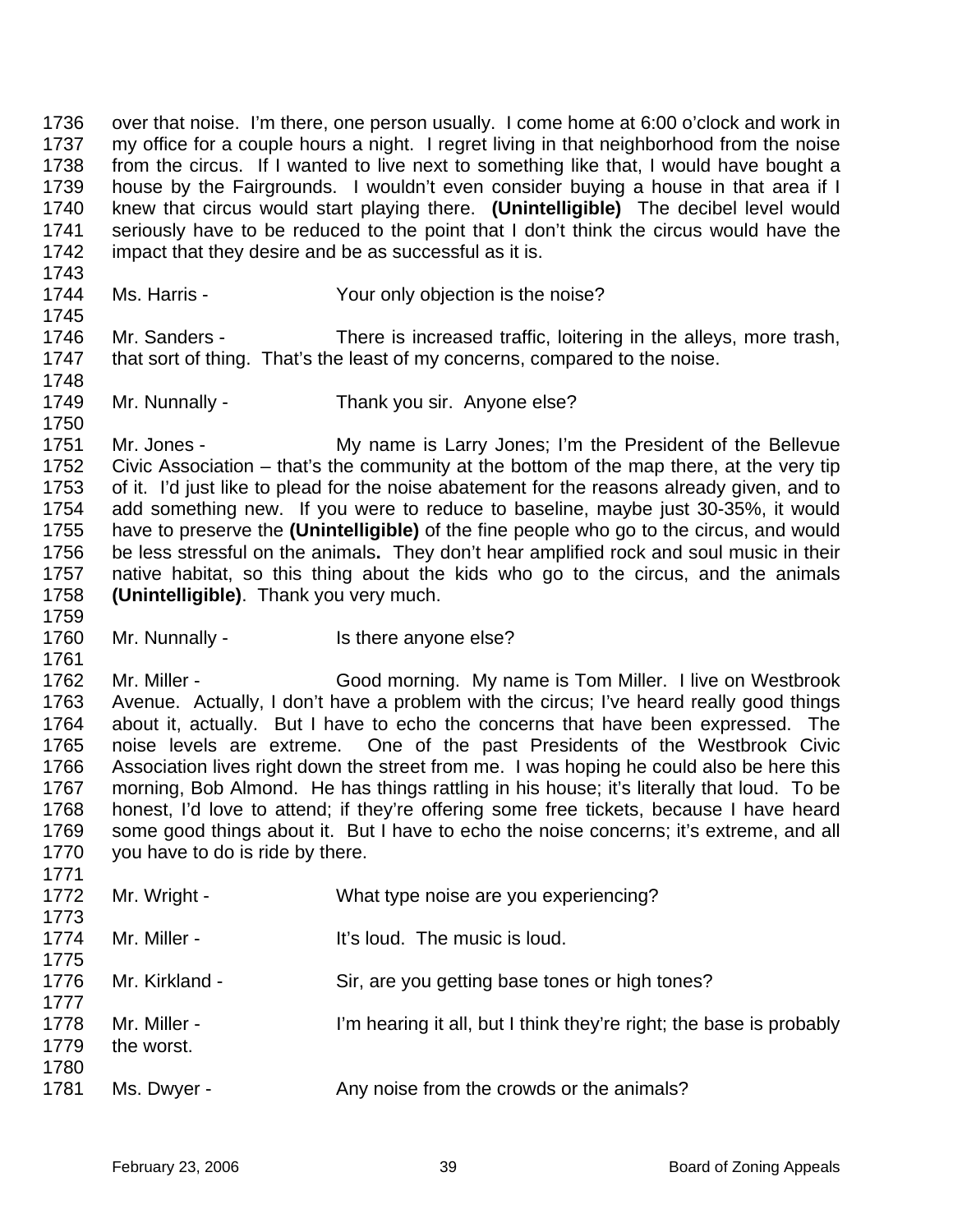1736 over that noise. I'm there, one person usually. I come home at 6:00 o'clock and work in
1737 my office for a couple hours a night. I regret living in that neighborhood from the noise
1738 from the circus. If I wanted to live next to something like that, I would have bought a
1739 house by the Fairgrounds. I wouldn't even consider buying a house in that area if I
1740 knew that circus would start playing there. **(Unintelligible)** The decibel level would
1741 seriously have to be reduced to the point that I don't think the circus would have the
1742 impact that they desire and be as successful as it is.
1743
1744 Ms. Harris - Your only objection is the noise?
1745
1746 Mr. Sanders - There is increased traffic, loitering in the alleys, more trash,
1747 that sort of thing. That's the least of my concerns, compared to the noise.
1748
1749 Mr. Nunnally - Thank you sir. Anyone else?
1750
1751 Mr. Jones - My name is Larry Jones; I'm the President of the Bellevue
1752 Civic Association – that's the community at the bottom of the map there, at the very tip
1753 of it. I'd just like to plead for the noise abatement for the reasons already given, and to
1754 add something new. If you were to reduce to baseline, maybe just 30-35%, it would
1755 have to preserve the **(Unintelligible)** of the fine people who go to the circus, and would
1756 be less stressful on the animals**.** They don't hear amplified rock and soul music in their
1757 native habitat, so this thing about the kids who go to the circus, and the animals
1758 **(Unintelligible)**. Thank you very much.
1759
1760 Mr. Nunnally - Is there anyone else?
1761
1762 Mr. Miller - Good morning. My name is Tom Miller. I live on Westbrook
1763 Avenue. Actually, I don't have a problem with the circus; I've heard really good things
1764 about it, actually. But I have to echo the concerns that have been expressed. The
1765 noise levels are extreme. One of the past Presidents of the Westbrook Civic
1766 Association lives right down the street from me. I was hoping he could also be here this
1767 morning, Bob Almond. He has things rattling in his house; it's literally that loud. To be
1768 honest, I'd love to attend; if they're offering some free tickets, because I have heard
1769 some good things about it. But I have to echo the noise concerns; it's extreme, and all
1770 you have to do is ride by there.
1771
1772 Mr. Wright - What type noise are you experiencing?
1773
1774 Mr. Miller - It's loud. The music is loud.
1775
1776 Mr. Kirkland - Sir, are you getting base tones or high tones?
1777
1778 Mr. Miller - I'm hearing it all, but I think they're right; the base is probably
1779 the worst.
1780
1781 Ms. Dwyer - Any noise from the crowds or the animals?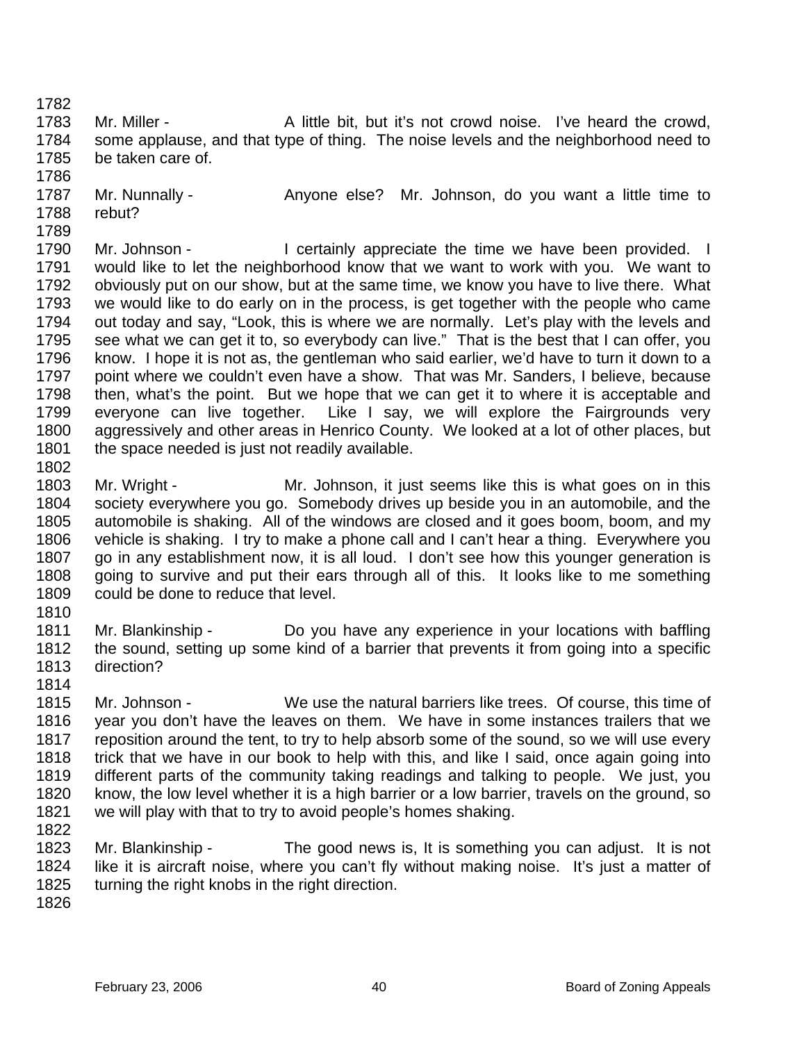Mr. Miller - A little bit, but it's not crowd noise. I've heard the crowd, some applause, and that type of thing. The noise levels and the neighborhood need to be taken care of.

Mr. Nunnally - Anyone else? Mr. Johnson, do you want a little time to rebut?

Mr. Johnson - I certainly appreciate the time we have been provided. I would like to let the neighborhood know that we want to work with you. We want to obviously put on our show, but at the same time, we know you have to live there. What we would like to do early on in the process, is get together with the people who came out today and say, "Look, this is where we are normally. Let's play with the levels and see what we can get it to, so everybody can live." That is the best that I can offer, you know. I hope it is not as, the gentleman who said earlier, we'd have to turn it down to a point where we couldn't even have a show. That was Mr. Sanders, I believe, because then, what's the point. But we hope that we can get it to where it is acceptable and everyone can live together. Like I say, we will explore the Fairgrounds very aggressively and other areas in Henrico County. We looked at a lot of other places, but the space needed is just not readily available.

Mr. Wright - Mr. Johnson, it just seems like this is what goes on in this society everywhere you go. Somebody drives up beside you in an automobile, and the automobile is shaking. All of the windows are closed and it goes boom, boom, and my vehicle is shaking. I try to make a phone call and I can't hear a thing. Everywhere you go in any establishment now, it is all loud. I don't see how this younger generation is going to survive and put their ears through all of this. It looks like to me something could be done to reduce that level.

Mr. Blankinship - Do you have any experience in your locations with baffling the sound, setting up some kind of a barrier that prevents it from going into a specific direction?

Mr. Johnson - We use the natural barriers like trees. Of course, this time of year you don't have the leaves on them. We have in some instances trailers that we reposition around the tent, to try to help absorb some of the sound, so we will use every trick that we have in our book to help with this, and like I said, once again going into different parts of the community taking readings and talking to people. We just, you know, the low level whether it is a high barrier or a low barrier, travels on the ground, so we will play with that to try to avoid people's homes shaking.

Mr. Blankinship - The good news is, It is something you can adjust. It is not like it is aircraft noise, where you can't fly without making noise. It's just a matter of turning the right knobs in the right direction.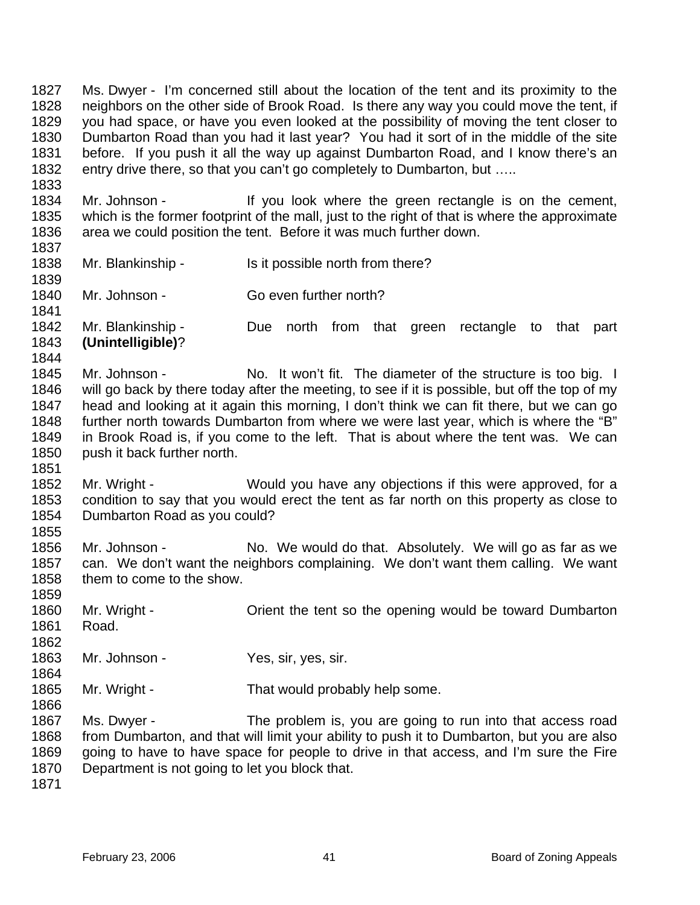Ms. Dwyer - I'm concerned still about the location of the tent and its proximity to the neighbors on the other side of Brook Road. Is there any way you could move the tent, if you had space, or have you even looked at the possibility of moving the tent closer to Dumbarton Road than you had it last year? You had it sort of in the middle of the site before. If you push it all the way up against Dumbarton Road, and I know there's an entry drive there, so that you can't go completely to Dumbarton, but …..

Mr. Johnson - If you look where the green rectangle is on the cement, which is the former footprint of the mall, just to the right of that is where the approximate area we could position the tent. Before it was much further down.

Mr. Blankinship - Is it possible north from there?

Mr. Johnson - Go even further north?

Mr. Blankinship - Due north from that green rectangle to that part **(Unintelligible)**?

Mr. Johnson - No. It won't fit. The diameter of the structure is too big. I will go back by there today after the meeting, to see if it is possible, but off the top of my head and looking at it again this morning, I don't think we can fit there, but we can go further north towards Dumbarton from where we were last year, which is where the "B" in Brook Road is, if you come to the left. That is about where the tent was. We can push it back further north.

Mr. Wright - Would you have any objections if this were approved, for a condition to say that you would erect the tent as far north on this property as close to Dumbarton Road as you could?

Mr. Johnson - No. We would do that. Absolutely. We will go as far as we can. We don't want the neighbors complaining. We don't want them calling. We want them to come to the show.

Mr. Wright - Orient the tent so the opening would be toward Dumbarton Road.

Mr. Johnson - Yes, sir, yes, sir.

Mr. Wright - That would probably help some.

Ms. Dwyer - The problem is, you are going to run into that access road from Dumbarton, and that will limit your ability to push it to Dumbarton, but you are also going to have to have space for people to drive in that access, and I'm sure the Fire Department is not going to let you block that.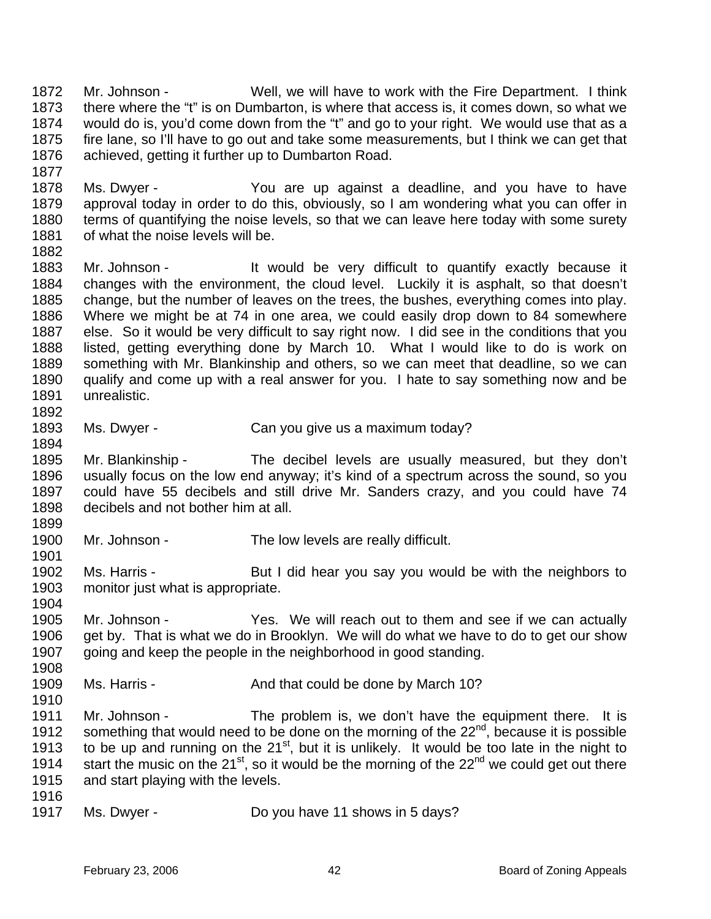1872 Mr. Johnson - Well, we will have to work with the Fire Department. I think
1873 there where the "t" is on Dumbarton, is where that access is, it comes down, so what we
1874 would do is, you'd come down from the "t" and go to your right. We would use that as a
1875 fire lane, so I'll have to go out and take some measurements, but I think we can get that
1876 achieved, getting it further up to Dumbarton Road.
1877
1878 Ms. Dwyer - You are up against a deadline, and you have to have
1879 approval today in order to do this, obviously, so I am wondering what you can offer in
1880 terms of quantifying the noise levels, so that we can leave here today with some surety
1881 of what the noise levels will be.
1882
1883 Mr. Johnson - It would be very difficult to quantify exactly because it
1884 changes with the environment, the cloud level. Luckily it is asphalt, so that doesn't
1885 change, but the number of leaves on the trees, the bushes, everything comes into play.
1886 Where we might be at 74 in one area, we could easily drop down to 84 somewhere
1887 else. So it would be very difficult to say right now. I did see in the conditions that you
1888 listed, getting everything done by March 10. What I would like to do is work on
1889 something with Mr. Blankinship and others, so we can meet that deadline, so we can
1890 qualify and come up with a real answer for you. I hate to say something now and be
1891 unrealistic.
1892
1893 Ms. Dwyer - Can you give us a maximum today?
1894
1895 Mr. Blankinship - The decibel levels are usually measured, but they don't
1896 usually focus on the low end anyway; it's kind of a spectrum across the sound, so you
1897 could have 55 decibels and still drive Mr. Sanders crazy, and you could have 74
1898 decibels and not bother him at all.
1899
1900 Mr. Johnson - The low levels are really difficult.
1901
1902 Ms. Harris - But I did hear you say you would be with the neighbors to
1903 monitor just what is appropriate.
1904
1905 Mr. Johnson - Yes. We will reach out to them and see if we can actually
1906 get by. That is what we do in Brooklyn. We will do what we have to do to get our show
1907 going and keep the people in the neighborhood in good standing.
1908
1909 Ms. Harris - And that could be done by March 10?
1910
1911 Mr. Johnson - The problem is, we don't have the equipment there. It is
1912 something that would need to be done on the morning of the 22nd, because it is possible
1913 to be up and running on the 21st, but it is unlikely. It would be too late in the night to
1914 start the music on the 21st, so it would be the morning of the 22nd we could get out there
1915 and start playing with the levels.
1916
1917 Ms. Dwyer - Do you have 11 shows in 5 days?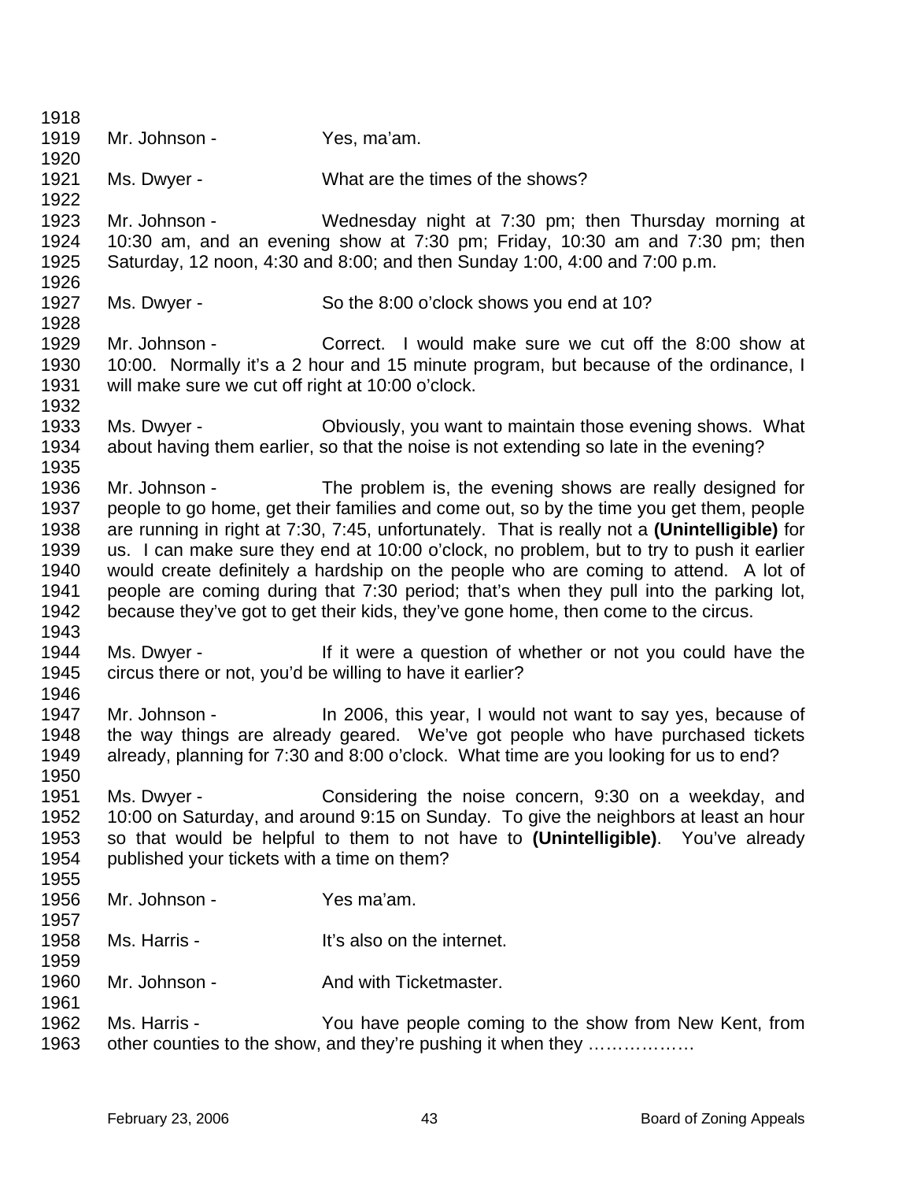Mr. Johnson - Yes, ma'am.

Ms. Dwyer - What are the times of the shows?

Mr. Johnson - Wednesday night at 7:30 pm; then Thursday morning at 10:30 am, and an evening show at 7:30 pm; Friday, 10:30 am and 7:30 pm; then Saturday, 12 noon, 4:30 and 8:00; and then Sunday 1:00, 4:00 and 7:00 p.m.

Ms. Dwyer - So the 8:00 o'clock shows you end at 10?

Mr. Johnson - Correct. I would make sure we cut off the 8:00 show at 10:00. Normally it's a 2 hour and 15 minute program, but because of the ordinance, I will make sure we cut off right at 10:00 o'clock.

Ms. Dwyer - Obviously, you want to maintain those evening shows. What about having them earlier, so that the noise is not extending so late in the evening?

Mr. Johnson - The problem is, the evening shows are really designed for people to go home, get their families and come out, so by the time you get them, people are running in right at 7:30, 7:45, unfortunately. That is really not a **(Unintelligible)** for us. I can make sure they end at 10:00 o'clock, no problem, but to try to push it earlier would create definitely a hardship on the people who are coming to attend. A lot of people are coming during that 7:30 period; that's when they pull into the parking lot, because they've got to get their kids, they've gone home, then come to the circus.

Ms. Dwyer - If it were a question of whether or not you could have the circus there or not, you'd be willing to have it earlier?

Mr. Johnson - In 2006, this year, I would not want to say yes, because of the way things are already geared. We've got people who have purchased tickets already, planning for 7:30 and 8:00 o'clock. What time are you looking for us to end?

Ms. Dwyer - Considering the noise concern, 9:30 on a weekday, and 10:00 on Saturday, and around 9:15 on Sunday. To give the neighbors at least an hour so that would be helpful to them to not have to **(Unintelligible)**. You've already published your tickets with a time on them?

Mr. Johnson - Yes ma'am.

Ms. Harris - It's also on the internet.

Mr. Johnson - And with Ticketmaster.

Ms. Harris - You have people coming to the show from New Kent, from other counties to the show, and they're pushing it when they ………………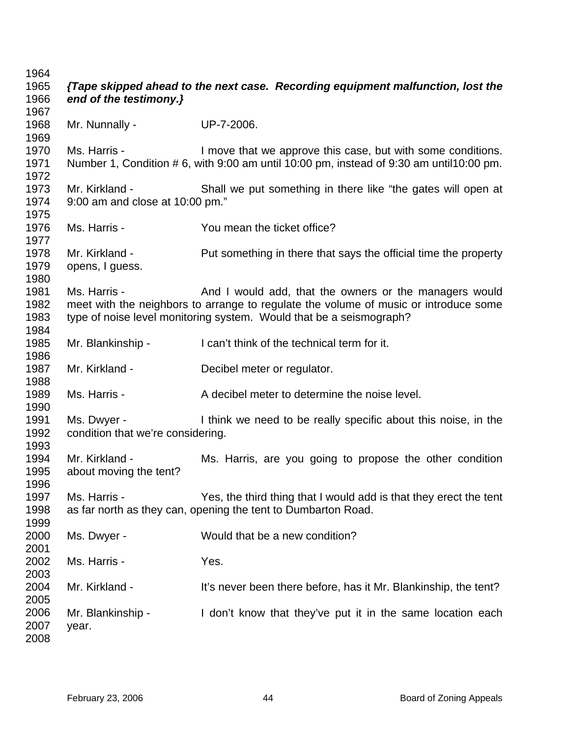***{Tape skipped ahead to the next case. Recording equipment malfunction, lost the end of the testimony.}***

Mr. Nunnally - UP-7-2006.

Ms. Harris - I move that we approve this case, but with some conditions. Number 1, Condition # 6, with 9:00 am until 10:00 pm, instead of 9:30 am until10:00 pm.

Mr. Kirkland - Shall we put something in there like "the gates will open at 9:00 am and close at 10:00 pm."

Ms. Harris - You mean the ticket office?

Mr. Kirkland - Put something in there that says the official time the property opens, I guess.

Ms. Harris - And I would add, that the owners or the managers would meet with the neighbors to arrange to regulate the volume of music or introduce some type of noise level monitoring system. Would that be a seismograph?

Mr. Blankinship - I can't think of the technical term for it.

Mr. Kirkland - Decibel meter or regulator.

Ms. Harris - A decibel meter to determine the noise level.

Ms. Dwyer - I think we need to be really specific about this noise, in the condition that we're considering.

Mr. Kirkland - Ms. Harris, are you going to propose the other condition about moving the tent?

Ms. Harris - Yes, the third thing that I would add is that they erect the tent as far north as they can, opening the tent to Dumbarton Road.

Ms. Dwyer - Would that be a new condition?

Ms. Harris - Yes.

Mr. Kirkland - It's never been there before, has it Mr. Blankinship, the tent?

Mr. Blankinship - I don't know that they've put it in the same location each year.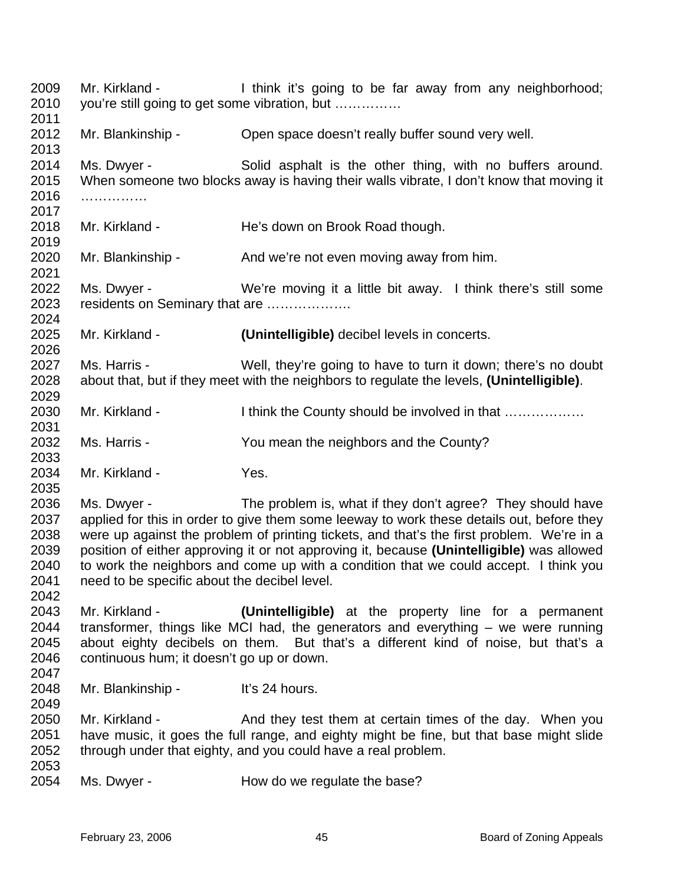2009 Mr. Kirkland - I think it's going to be far away from any neighborhood;
2010 you're still going to get some vibration, but ……………
2011
2012 Mr. Blankinship - Open space doesn't really buffer sound very well.
2013
2014 Ms. Dwyer - Solid asphalt is the other thing, with no buffers around.
2015 When someone two blocks away is having their walls vibrate, I don't know that moving it
2016 ……………
2017
2018 Mr. Kirkland - He's down on Brook Road though.
2019
2020 Mr. Blankinship - And we're not even moving away from him.
2021
2022 Ms. Dwyer - We're moving it a little bit away. I think there's still some
2023 residents on Seminary that are ……………….
2024
2025 Mr. Kirkland - **(Unintelligible)** decibel levels in concerts.
2026
2027 Ms. Harris - Well, they're going to have to turn it down; there's no doubt
2028 about that, but if they meet with the neighbors to regulate the levels, **(Unintelligible)**.
2029
2030 Mr. Kirkland - I think the County should be involved in that ………………
2031
2032 Ms. Harris - You mean the neighbors and the County?
2033
2034 Mr. Kirkland - Yes.
2035
2036 Ms. Dwyer - The problem is, what if they don't agree? They should have
2037 applied for this in order to give them some leeway to work these details out, before they
2038 were up against the problem of printing tickets, and that's the first problem. We're in a
2039 position of either approving it or not approving it, because **(Unintelligible)** was allowed
2040 to work the neighbors and come up with a condition that we could accept. I think you
2041 need to be specific about the decibel level.
2042
2043 Mr. Kirkland - **(Unintelligible)** at the property line for a permanent
2044 transformer, things like MCI had, the generators and everything – we were running
2045 about eighty decibels on them. But that's a different kind of noise, but that's a
2046 continuous hum; it doesn't go up or down.
2047
2048 Mr. Blankinship - It's 24 hours.
2049
2050 Mr. Kirkland - And they test them at certain times of the day. When you
2051 have music, it goes the full range, and eighty might be fine, but that base might slide
2052 through under that eighty, and you could have a real problem.
2053
2054 Ms. Dwyer - How do we regulate the base?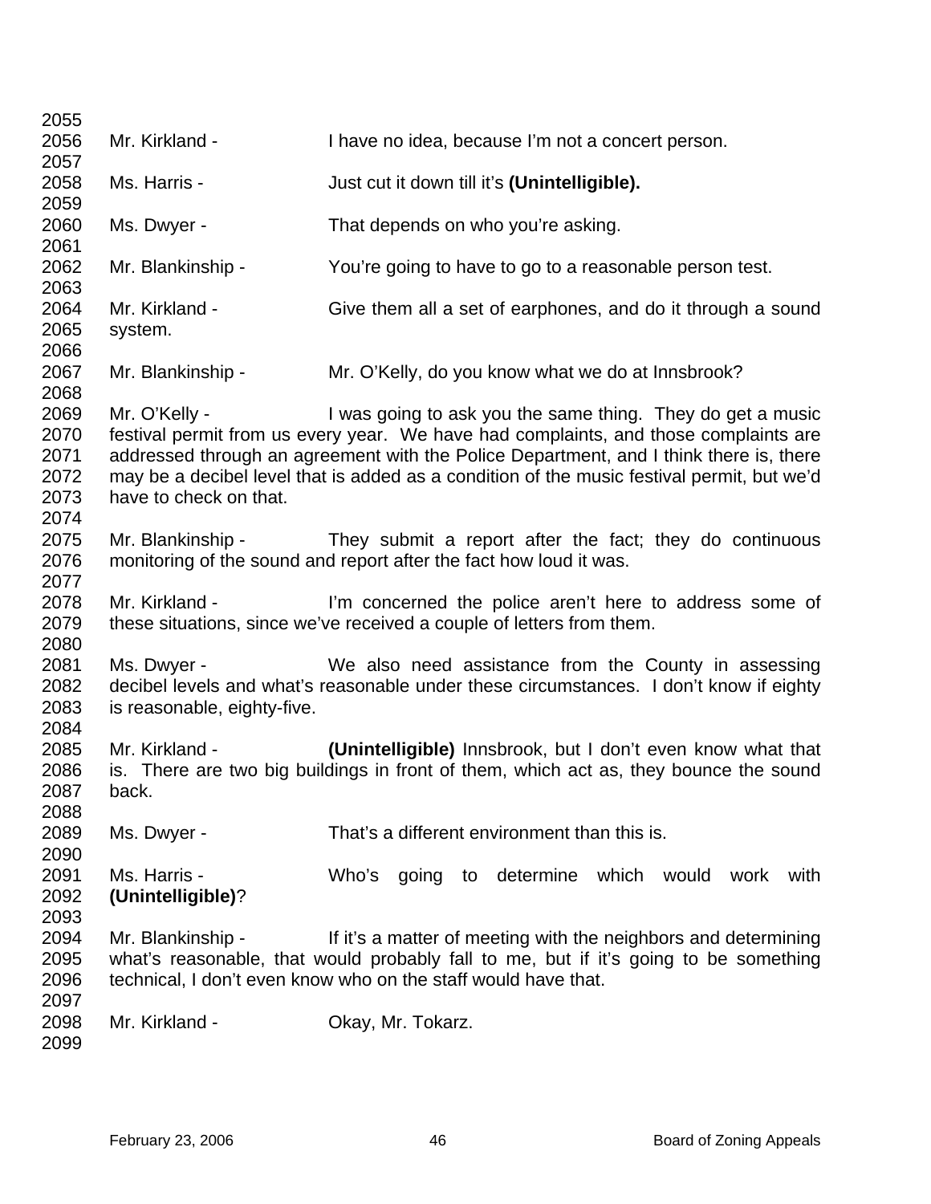Mr. Kirkland - I have no idea, because I'm not a concert person.

Ms. Harris - Just cut it down till it's **(Unintelligible).**

Ms. Dwyer - That depends on who you're asking.

Mr. Blankinship - You're going to have to go to a reasonable person test.

Mr. Kirkland - Give them all a set of earphones, and do it through a sound system.

Mr. Blankinship - Mr. O'Kelly, do you know what we do at Innsbrook?

Mr. O'Kelly - I was going to ask you the same thing. They do get a music festival permit from us every year. We have had complaints, and those complaints are addressed through an agreement with the Police Department, and I think there is, there may be a decibel level that is added as a condition of the music festival permit, but we'd have to check on that.

Mr. Blankinship - They submit a report after the fact; they do continuous monitoring of the sound and report after the fact how loud it was.

Mr. Kirkland - I'm concerned the police aren't here to address some of these situations, since we've received a couple of letters from them.

Ms. Dwyer - We also need assistance from the County in assessing decibel levels and what's reasonable under these circumstances. I don't know if eighty is reasonable, eighty-five.

Mr. Kirkland - **(Unintelligible)** Innsbrook, but I don't even know what that is. There are two big buildings in front of them, which act as, they bounce the sound back.

Ms. Dwyer - That's a different environment than this is.

Ms. Harris - Who's going to determine which would work with **(Unintelligible)**?

Mr. Blankinship - If it's a matter of meeting with the neighbors and determining what's reasonable, that would probably fall to me, but if it's going to be something technical, I don't even know who on the staff would have that.

Mr. Kirkland - Okay, Mr. Tokarz.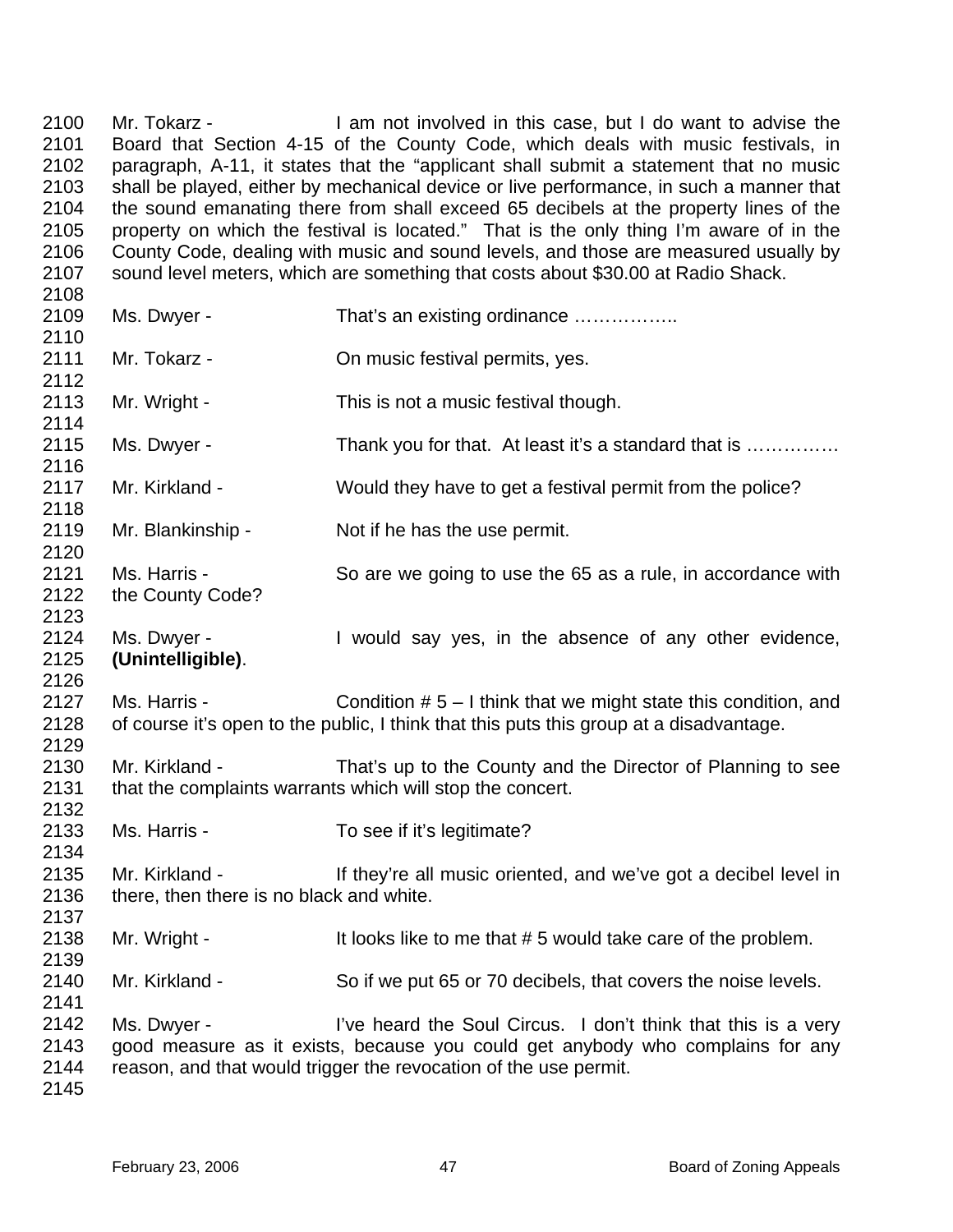2100 Mr. Tokarz - I am not involved in this case, but I do want to advise the
2101 Board that Section 4-15 of the County Code, which deals with music festivals, in
2102 paragraph, A-11, it states that the "applicant shall submit a statement that no music
2103 shall be played, either by mechanical device or live performance, in such a manner that
2104 the sound emanating there from shall exceed 65 decibels at the property lines of the
2105 property on which the festival is located." That is the only thing I'm aware of in the
2106 County Code, dealing with music and sound levels, and those are measured usually by
2107 sound level meters, which are something that costs about $30.00 at Radio Shack.
2108
2109 Ms. Dwyer - That's an existing ordinance ……………..
2110
2111 Mr. Tokarz - On music festival permits, yes.
2112
2113 Mr. Wright - This is not a music festival though.
2114
2115 Ms. Dwyer - Thank you for that. At least it's a standard that is ……………
2116
2117 Mr. Kirkland - Would they have to get a festival permit from the police?
2118
2119 Mr. Blankinship - Not if he has the use permit.
2120
2121 Ms. Harris - So are we going to use the 65 as a rule, in accordance with
2122 the County Code?
2123
2124 Ms. Dwyer - I would say yes, in the absence of any other evidence,
2125 **(Unintelligible)**.
2126
2127 Ms. Harris - Condition # 5 – I think that we might state this condition, and
2128 of course it's open to the public, I think that this puts this group at a disadvantage.
2129
2130 Mr. Kirkland - That's up to the County and the Director of Planning to see
2131 that the complaints warrants which will stop the concert.
2132
2133 Ms. Harris - To see if it's legitimate?
2134
2135 Mr. Kirkland - If they're all music oriented, and we've got a decibel level in
2136 there, then there is no black and white.
2137
2138 Mr. Wright - It looks like to me that # 5 would take care of the problem.
2139
2140 Mr. Kirkland - So if we put 65 or 70 decibels, that covers the noise levels.
2141
2142 Ms. Dwyer - I've heard the Soul Circus. I don't think that this is a very
2143 good measure as it exists, because you could get anybody who complains for any
2144 reason, and that would trigger the revocation of the use permit.
2145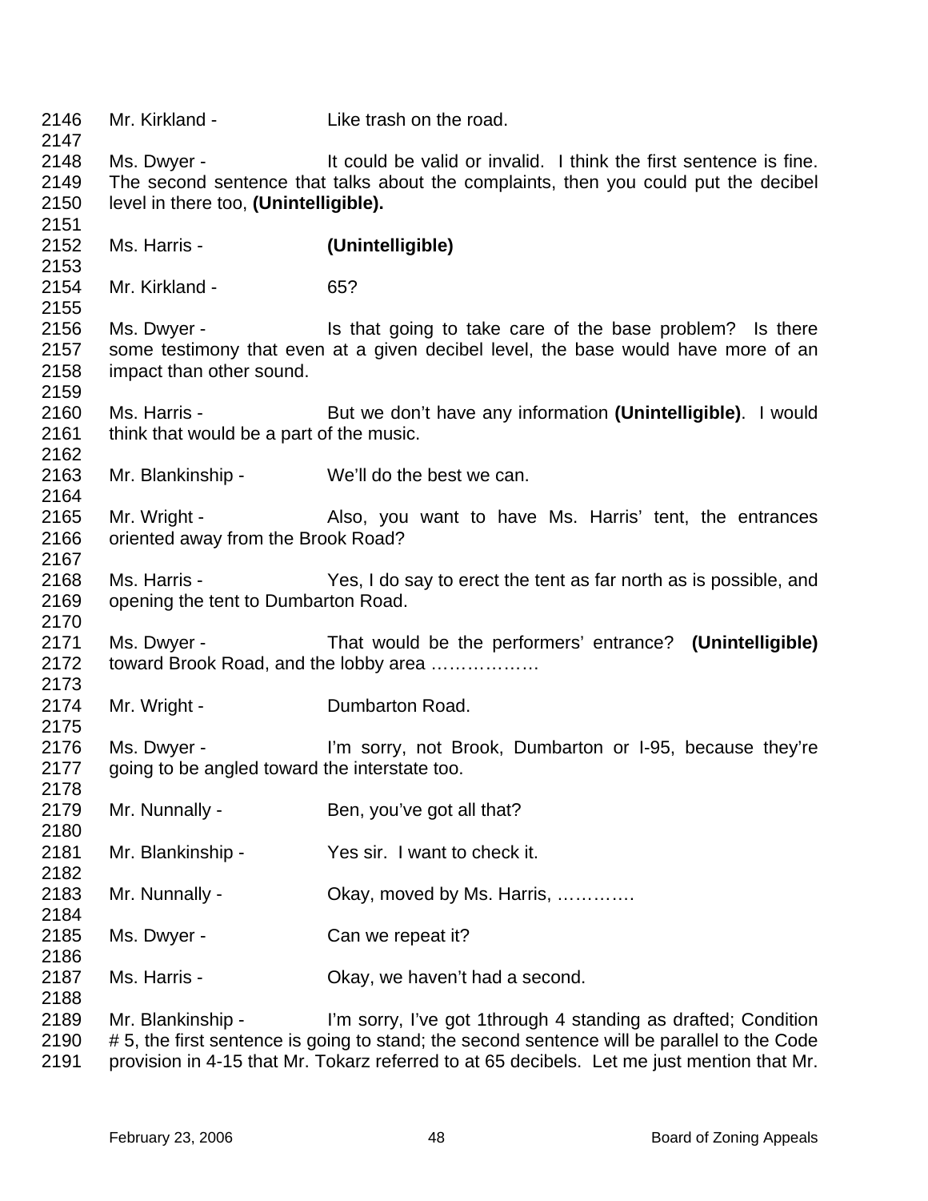2146 Mr. Kirkland - Like trash on the road.

2147

2148 Ms. Dwyer - It could be valid or invalid. I think the first sentence is fine.
2149 The second sentence that talks about the complaints, then you could put the decibel
2150 level in there too, **(Unintelligible).**

2151

2152 Ms. Harris - **(Unintelligible)**

2153

2154 Mr. Kirkland - 65?

2155

2156 Ms. Dwyer - Is that going to take care of the base problem? Is there
2157 some testimony that even at a given decibel level, the base would have more of an
2158 impact than other sound.

2159

2160 Ms. Harris - But we don't have any information **(Unintelligible)**. I would
2161 think that would be a part of the music.

2162

2163 Mr. Blankinship - We'll do the best we can.

2164

2165 Mr. Wright - Also, you want to have Ms. Harris' tent, the entrances
2166 oriented away from the Brook Road?

2167

2168 Ms. Harris - Yes, I do say to erect the tent as far north as is possible, and
2169 opening the tent to Dumbarton Road.

2170

2171 Ms. Dwyer - That would be the performers' entrance? **(Unintelligible)**
2172 toward Brook Road, and the lobby area ………………

2173

2174 Mr. Wright - Dumbarton Road.

2175

2176 Ms. Dwyer - I'm sorry, not Brook, Dumbarton or I-95, because they're
2177 going to be angled toward the interstate too.

2178

2179 Mr. Nunnally - Ben, you've got all that?

2180

2181 Mr. Blankinship - Yes sir. I want to check it.

2182

2183 Mr. Nunnally - Okay, moved by Ms. Harris, ………….

2184

2185 Ms. Dwyer - Can we repeat it?

2186

2187 Ms. Harris - Okay, we haven't had a second.

2188

2189 Mr. Blankinship - I'm sorry, I've got 1through 4 standing as drafted; Condition
2190 # 5, the first sentence is going to stand; the second sentence will be parallel to the Code
2191 provision in 4-15 that Mr. Tokarz referred to at 65 decibels. Let me just mention that Mr.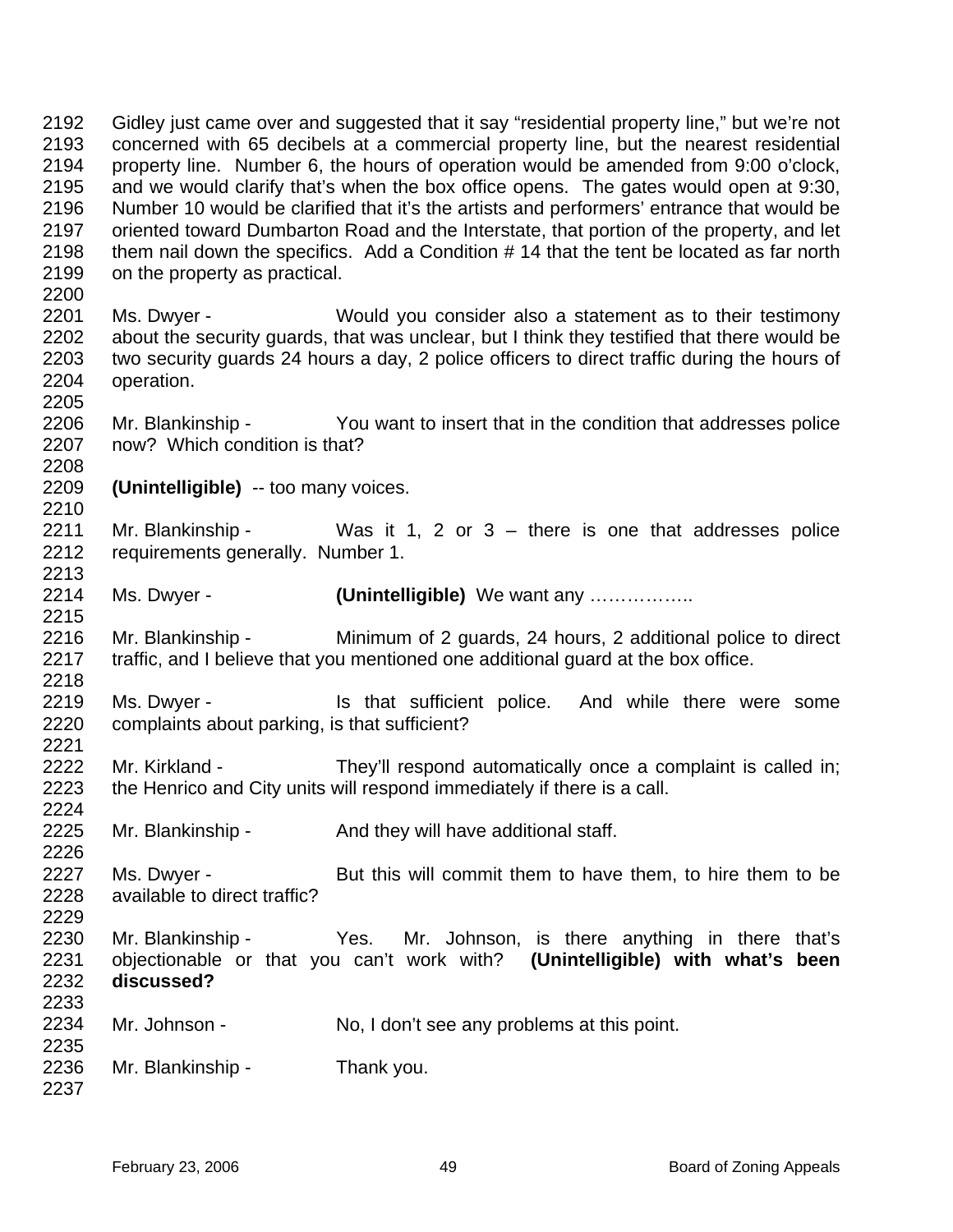Gidley just came over and suggested that it say "residential property line," but we're not concerned with 65 decibels at a commercial property line, but the nearest residential property line. Number 6, the hours of operation would be amended from 9:00 o'clock, and we would clarify that's when the box office opens. The gates would open at 9:30, Number 10 would be clarified that it's the artists and performers' entrance that would be oriented toward Dumbarton Road and the Interstate, that portion of the property, and let them nail down the specifics. Add a Condition # 14 that the tent be located as far north on the property as practical.

Ms. Dwyer - Would you consider also a statement as to their testimony about the security guards, that was unclear, but I think they testified that there would be two security guards 24 hours a day, 2 police officers to direct traffic during the hours of operation.

Mr. Blankinship - You want to insert that in the condition that addresses police now? Which condition is that?

**(Unintelligible)** -- too many voices.

Mr. Blankinship - Was it 1, 2 or 3 – there is one that addresses police requirements generally. Number 1.

Ms. Dwyer - **(Unintelligible)** We want any ……………..

Mr. Blankinship - Minimum of 2 guards, 24 hours, 2 additional police to direct traffic, and I believe that you mentioned one additional guard at the box office.

Ms. Dwyer - Is that sufficient police. And while there were some complaints about parking, is that sufficient?

Mr. Kirkland - They'll respond automatically once a complaint is called in; the Henrico and City units will respond immediately if there is a call.

Mr. Blankinship - And they will have additional staff.

Ms. Dwyer - But this will commit them to have them, to hire them to be available to direct traffic?

Mr. Blankinship - Yes. Mr. Johnson, is there anything in there that's objectionable or that you can't work with? **(Unintelligible) with what's been discussed?**

Mr. Johnson - No, I don't see any problems at this point.

Mr. Blankinship - Thank you.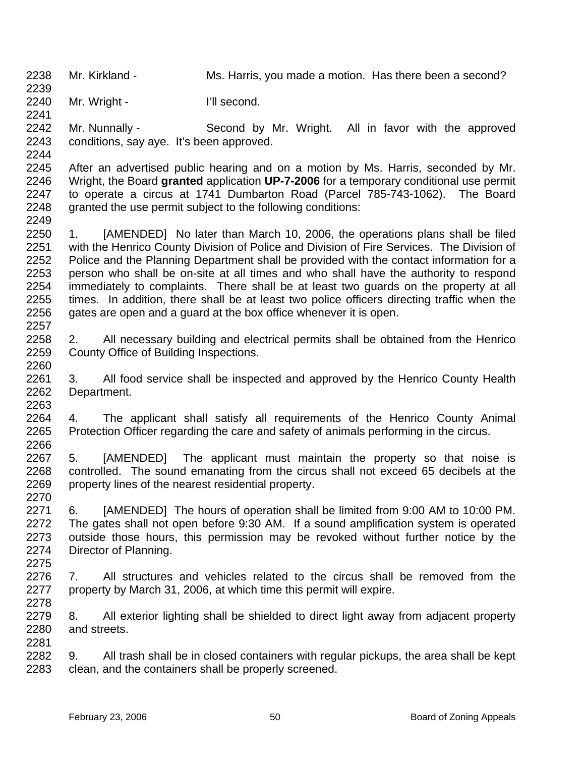Mr. Kirkland - Ms. Harris, you made a motion. Has there been a second?

Mr. Wright - I'll second.

Mr. Nunnally - Second by Mr. Wright. All in favor with the approved conditions, say aye. It's been approved.

After an advertised public hearing and on a motion by Ms. Harris, seconded by Mr. Wright, the Board **granted** application **UP-7-2006** for a temporary conditional use permit to operate a circus at 1741 Dumbarton Road (Parcel 785-743-1062). The Board granted the use permit subject to the following conditions:

1. [AMENDED] No later than March 10, 2006, the operations plans shall be filed with the Henrico County Division of Police and Division of Fire Services. The Division of Police and the Planning Department shall be provided with the contact information for a person who shall be on-site at all times and who shall have the authority to respond immediately to complaints. There shall be at least two guards on the property at all times. In addition, there shall be at least two police officers directing traffic when the gates are open and a guard at the box office whenever it is open.

2. All necessary building and electrical permits shall be obtained from the Henrico County Office of Building Inspections.

3. All food service shall be inspected and approved by the Henrico County Health Department.

4. The applicant shall satisfy all requirements of the Henrico County Animal Protection Officer regarding the care and safety of animals performing in the circus.

5. [AMENDED] The applicant must maintain the property so that noise is controlled. The sound emanating from the circus shall not exceed 65 decibels at the property lines of the nearest residential property.

6. [AMENDED] The hours of operation shall be limited from 9:00 AM to 10:00 PM. The gates shall not open before 9:30 AM. If a sound amplification system is operated outside those hours, this permission may be revoked without further notice by the Director of Planning.

7. All structures and vehicles related to the circus shall be removed from the property by March 31, 2006, at which time this permit will expire.

8. All exterior lighting shall be shielded to direct light away from adjacent property and streets.

9. All trash shall be in closed containers with regular pickups, the area shall be kept clean, and the containers shall be properly screened.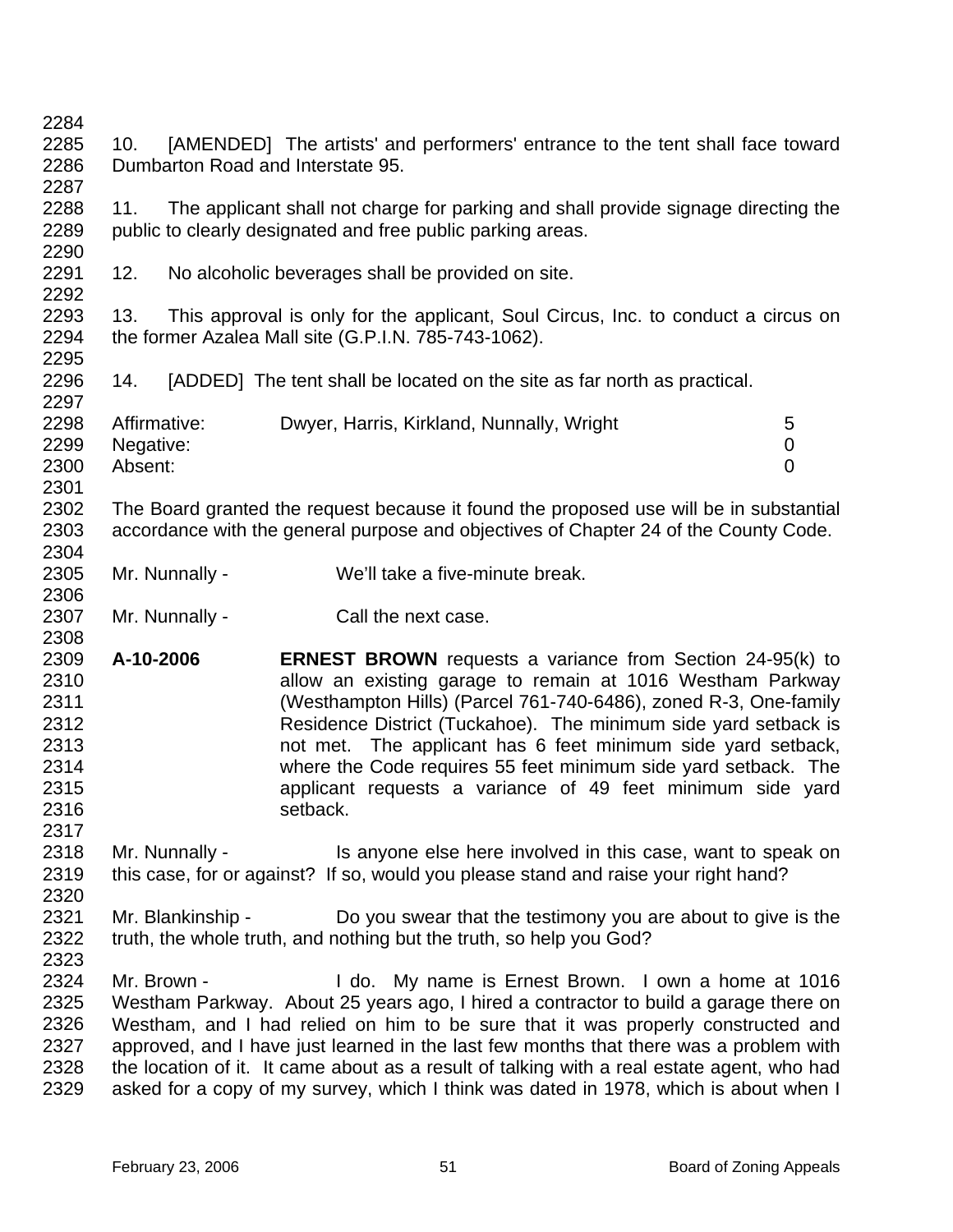10. [AMENDED] The artists' and performers' entrance to the tent shall face toward Dumbarton Road and Interstate 95.

11. The applicant shall not charge for parking and shall provide signage directing the public to clearly designated and free public parking areas.

12. No alcoholic beverages shall be provided on site.

13. This approval is only for the applicant, Soul Circus, Inc. to conduct a circus on the former Azalea Mall site (G.P.I.N. 785-743-1062).

14. [ADDED] The tent shall be located on the site as far north as practical.

| | | |
|---|---|---|
| Affirmative: | Dwyer, Harris, Kirkland, Nunnally, Wright | 5 |
| Negative: | | 0 |
| Absent: | | 0 |

The Board granted the request because it found the proposed use will be in substantial accordance with the general purpose and objectives of Chapter 24 of the County Code.

Mr. Nunnally - We'll take a five-minute break.

Mr. Nunnally - Call the next case.

**A-10-2006** **ERNEST BROWN** requests a variance from Section 24-95(k) to allow an existing garage to remain at 1016 Westham Parkway (Westhampton Hills) (Parcel 761-740-6486), zoned R-3, One-family Residence District (Tuckahoe). The minimum side yard setback is not met. The applicant has 6 feet minimum side yard setback, where the Code requires 55 feet minimum side yard setback. The applicant requests a variance of 49 feet minimum side yard setback.

Mr. Nunnally - Is anyone else here involved in this case, want to speak on this case, for or against? If so, would you please stand and raise your right hand?

Mr. Blankinship - Do you swear that the testimony you are about to give is the truth, the whole truth, and nothing but the truth, so help you God?

Mr. Brown - I do. My name is Ernest Brown. I own a home at 1016 Westham Parkway. About 25 years ago, I hired a contractor to build a garage there on Westham, and I had relied on him to be sure that it was properly constructed and approved, and I have just learned in the last few months that there was a problem with the location of it. It came about as a result of talking with a real estate agent, who had asked for a copy of my survey, which I think was dated in 1978, which is about when I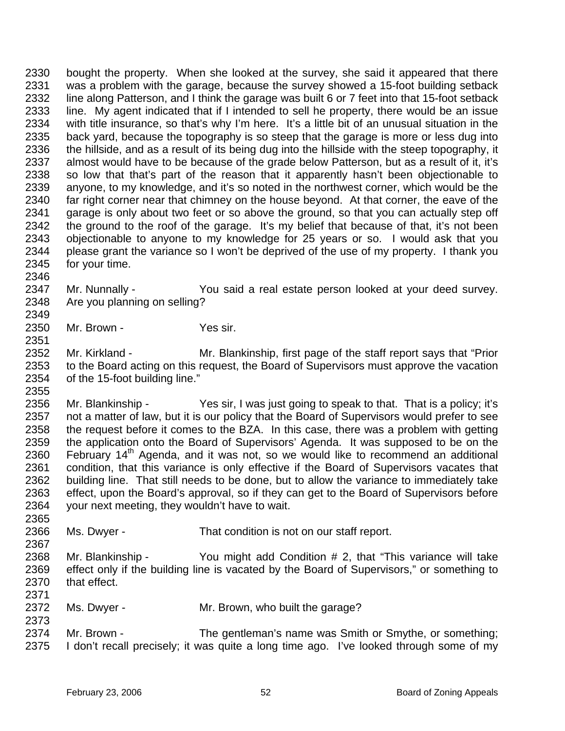bought the property. When she looked at the survey, she said it appeared that there was a problem with the garage, because the survey showed a 15-foot building setback line along Patterson, and I think the garage was built 6 or 7 feet into that 15-foot setback line. My agent indicated that if I intended to sell he property, there would be an issue with title insurance, so that's why I'm here. It's a little bit of an unusual situation in the back yard, because the topography is so steep that the garage is more or less dug into the hillside, and as a result of its being dug into the hillside with the steep topography, it almost would have to be because of the grade below Patterson, but as a result of it, it's so low that that's part of the reason that it apparently hasn't been objectionable to anyone, to my knowledge, and it's so noted in the northwest corner, which would be the far right corner near that chimney on the house beyond. At that corner, the eave of the garage is only about two feet or so above the ground, so that you can actually step off the ground to the roof of the garage. It's my belief that because of that, it's not been objectionable to anyone to my knowledge for 25 years or so. I would ask that you please grant the variance so I won't be deprived of the use of my property. I thank you for your time.

Mr. Nunnally - You said a real estate person looked at your deed survey. Are you planning on selling?

Mr. Brown - Yes sir.

Mr. Kirkland - Mr. Blankinship, first page of the staff report says that "Prior to the Board acting on this request, the Board of Supervisors must approve the vacation of the 15-foot building line."

Mr. Blankinship - Yes sir, I was just going to speak to that. That is a policy; it's not a matter of law, but it is our policy that the Board of Supervisors would prefer to see the request before it comes to the BZA. In this case, there was a problem with getting the application onto the Board of Supervisors' Agenda. It was supposed to be on the February 14th Agenda, and it was not, so we would like to recommend an additional condition, that this variance is only effective if the Board of Supervisors vacates that building line. That still needs to be done, but to allow the variance to immediately take effect, upon the Board's approval, so if they can get to the Board of Supervisors before your next meeting, they wouldn't have to wait.

Ms. Dwyer - That condition is not on our staff report.

Mr. Blankinship - You might add Condition # 2, that "This variance will take effect only if the building line is vacated by the Board of Supervisors," or something to that effect.

Ms. Dwyer - Mr. Brown, who built the garage?

Mr. Brown - The gentleman's name was Smith or Smythe, or something; I don't recall precisely; it was quite a long time ago. I've looked through some of my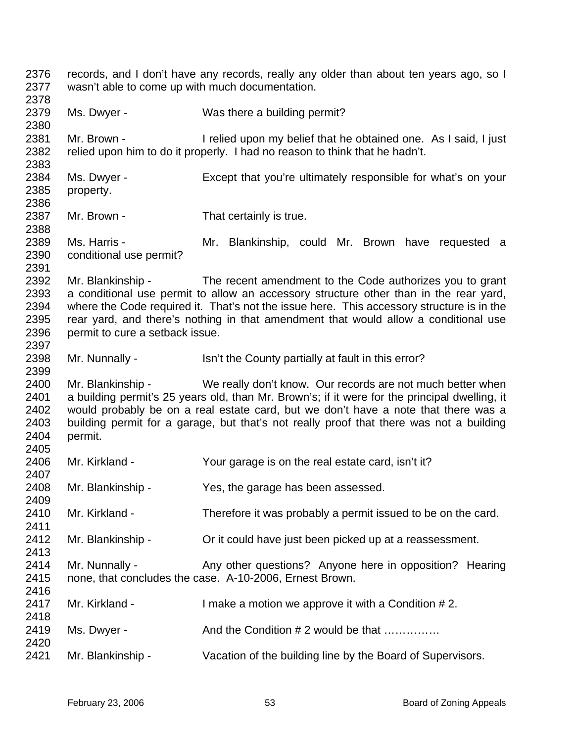records, and I don't have any records, really any older than about ten years ago, so I wasn't able to come up with much documentation.

Ms. Dwyer - Was there a building permit?

Mr. Brown - I relied upon my belief that he obtained one. As I said, I just relied upon him to do it properly. I had no reason to think that he hadn't.

Ms. Dwyer - Except that you're ultimately responsible for what's on your property.

Mr. Brown - That certainly is true.

Ms. Harris - Mr. Blankinship, could Mr. Brown have requested a conditional use permit?

Mr. Blankinship - The recent amendment to the Code authorizes you to grant a conditional use permit to allow an accessory structure other than in the rear yard, where the Code required it. That's not the issue here. This accessory structure is in the rear yard, and there's nothing in that amendment that would allow a conditional use permit to cure a setback issue.

Mr. Nunnally - Isn't the County partially at fault in this error?

Mr. Blankinship - We really don't know. Our records are not much better when a building permit's 25 years old, than Mr. Brown's; if it were for the principal dwelling, it would probably be on a real estate card, but we don't have a note that there was a building permit for a garage, but that's not really proof that there was not a building permit.

Mr. Kirkland - Your garage is on the real estate card, isn't it?

Mr. Blankinship - Yes, the garage has been assessed.

Mr. Kirkland - Therefore it was probably a permit issued to be on the card.

Mr. Blankinship - Or it could have just been picked up at a reassessment.

Mr. Nunnally - Any other questions? Anyone here in opposition? Hearing none, that concludes the case. A-10-2006, Ernest Brown.

Mr. Kirkland - I make a motion we approve it with a Condition # 2.

Ms. Dwyer - And the Condition # 2 would be that ……………

Mr. Blankinship - Vacation of the building line by the Board of Supervisors.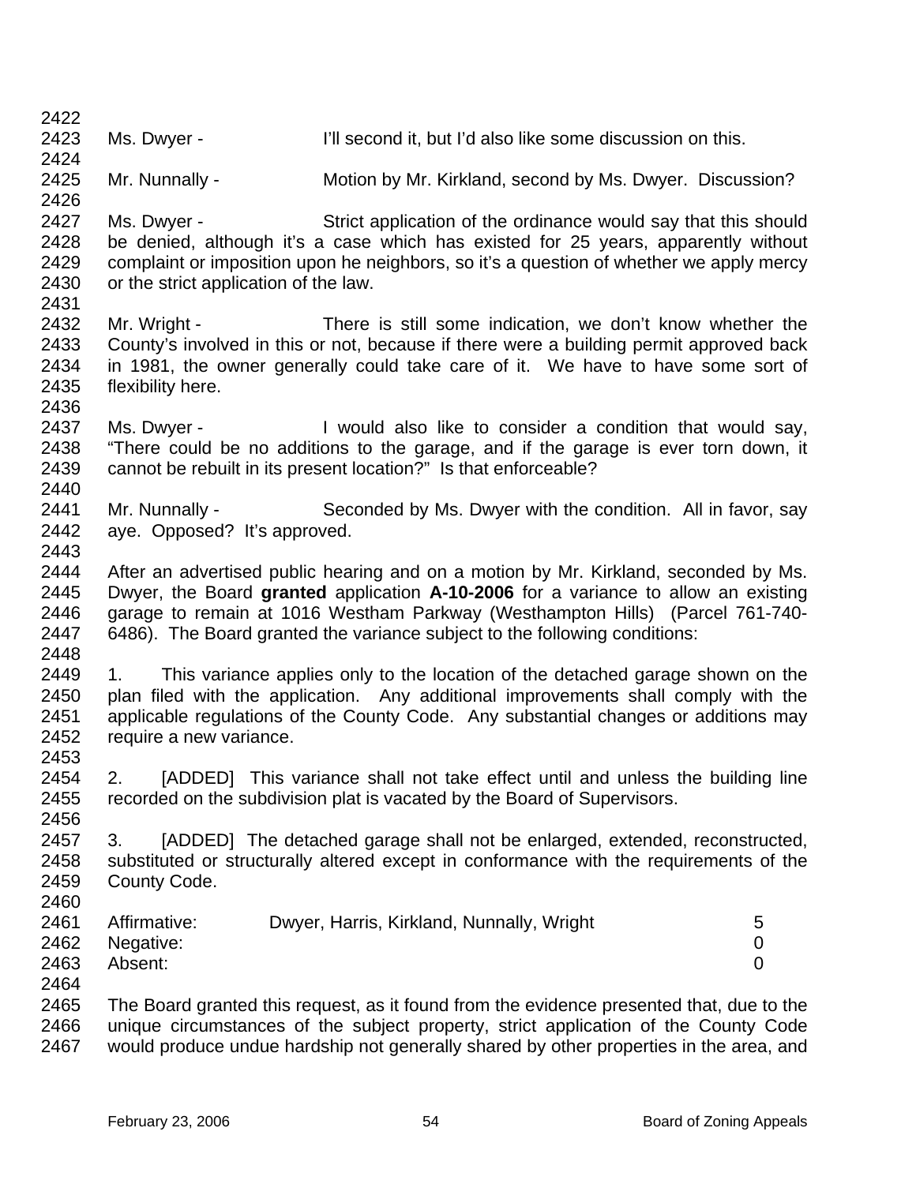Ms. Dwyer - I'll second it, but I'd also like some discussion on this.

Mr. Nunnally - Motion by Mr. Kirkland, second by Ms. Dwyer. Discussion?

Ms. Dwyer - Strict application of the ordinance would say that this should be denied, although it's a case which has existed for 25 years, apparently without complaint or imposition upon he neighbors, so it's a question of whether we apply mercy or the strict application of the law.

Mr. Wright - There is still some indication, we don't know whether the County's involved in this or not, because if there were a building permit approved back in 1981, the owner generally could take care of it. We have to have some sort of flexibility here.

Ms. Dwyer - I would also like to consider a condition that would say, "There could be no additions to the garage, and if the garage is ever torn down, it cannot be rebuilt in its present location?" Is that enforceable?

Mr. Nunnally - Seconded by Ms. Dwyer with the condition. All in favor, say aye. Opposed? It's approved.

After an advertised public hearing and on a motion by Mr. Kirkland, seconded by Ms. Dwyer, the Board **granted** application **A-10-2006** for a variance to allow an existing garage to remain at 1016 Westham Parkway (Westhampton Hills) (Parcel 761-740-6486). The Board granted the variance subject to the following conditions:

1. This variance applies only to the location of the detached garage shown on the plan filed with the application. Any additional improvements shall comply with the applicable regulations of the County Code. Any substantial changes or additions may require a new variance.

2. [ADDED] This variance shall not take effect until and unless the building line recorded on the subdivision plat is vacated by the Board of Supervisors.

3. [ADDED] The detached garage shall not be enlarged, extended, reconstructed, substituted or structurally altered except in conformance with the requirements of the County Code.

| | | |
|---|---|---|
| Affirmative: | Dwyer, Harris, Kirkland, Nunnally, Wright | 5 |
| Negative: | | 0 |
| Absent: | | 0 |

The Board granted this request, as it found from the evidence presented that, due to the unique circumstances of the subject property, strict application of the County Code would produce undue hardship not generally shared by other properties in the area, and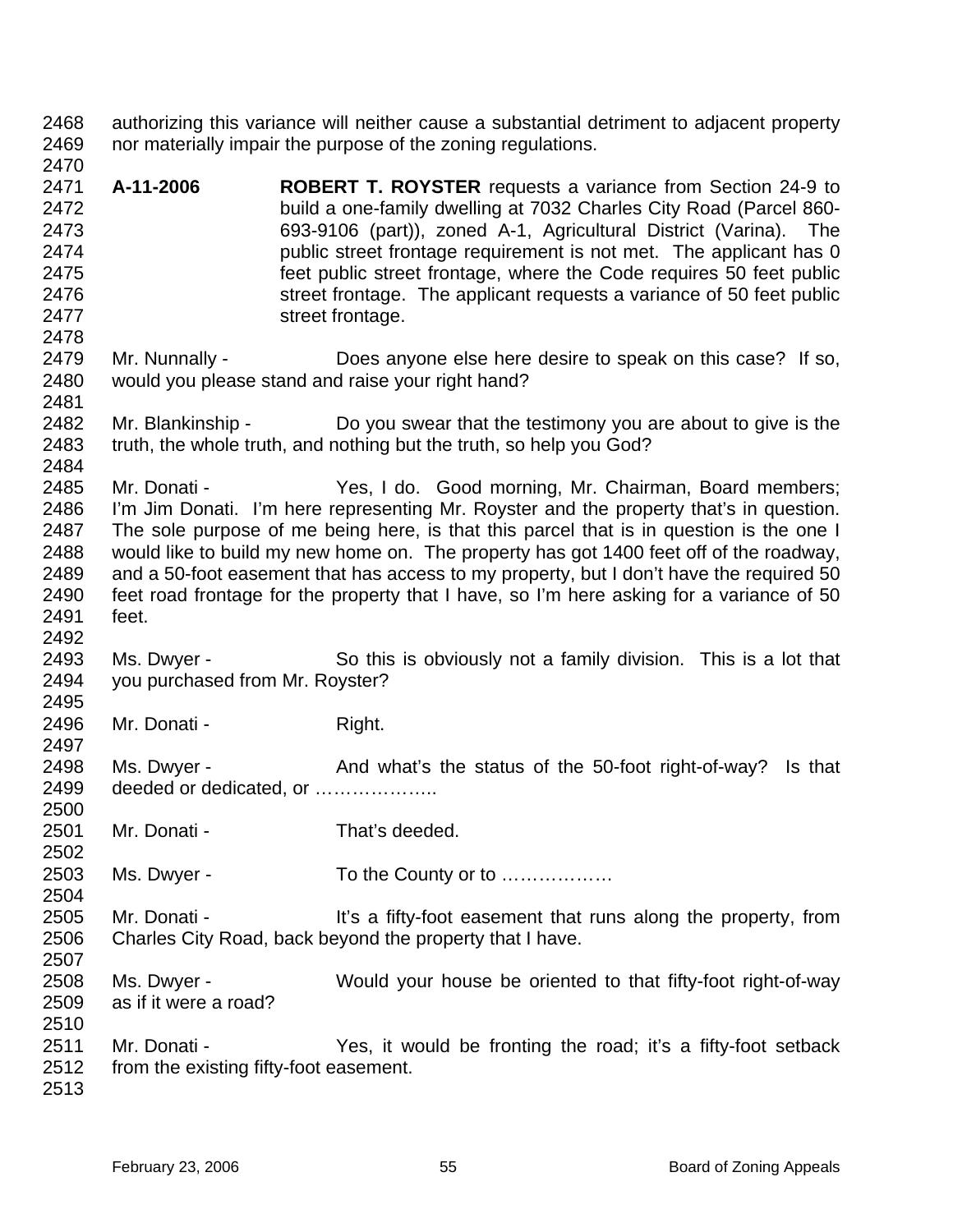authorizing this variance will neither cause a substantial detriment to adjacent property nor materially impair the purpose of the zoning regulations.

**A-11-2006** **ROBERT T. ROYSTER** requests a variance from Section 24-9 to build a one-family dwelling at 7032 Charles City Road (Parcel 860-693-9106 (part)), zoned A-1, Agricultural District (Varina). The public street frontage requirement is not met. The applicant has 0 feet public street frontage, where the Code requires 50 feet public street frontage. The applicant requests a variance of 50 feet public street frontage.

Mr. Nunnally - Does anyone else here desire to speak on this case? If so, would you please stand and raise your right hand?

Mr. Blankinship - Do you swear that the testimony you are about to give is the truth, the whole truth, and nothing but the truth, so help you God?

Mr. Donati - Yes, I do. Good morning, Mr. Chairman, Board members; I'm Jim Donati. I'm here representing Mr. Royster and the property that's in question. The sole purpose of me being here, is that this parcel that is in question is the one I would like to build my new home on. The property has got 1400 feet off of the roadway, and a 50-foot easement that has access to my property, but I don't have the required 50 feet road frontage for the property that I have, so I'm here asking for a variance of 50 feet.

Ms. Dwyer - So this is obviously not a family division. This is a lot that you purchased from Mr. Royster?

Mr. Donati - Right.

Ms. Dwyer - And what's the status of the 50-foot right-of-way? Is that deeded or dedicated, or ………………..

Mr. Donati - That's deeded.

Ms. Dwyer - To the County or to ………………

Mr. Donati - It's a fifty-foot easement that runs along the property, from Charles City Road, back beyond the property that I have.

Ms. Dwyer - Would your house be oriented to that fifty-foot right-of-way as if it were a road?

Mr. Donati - Yes, it would be fronting the road; it's a fifty-foot setback from the existing fifty-foot easement.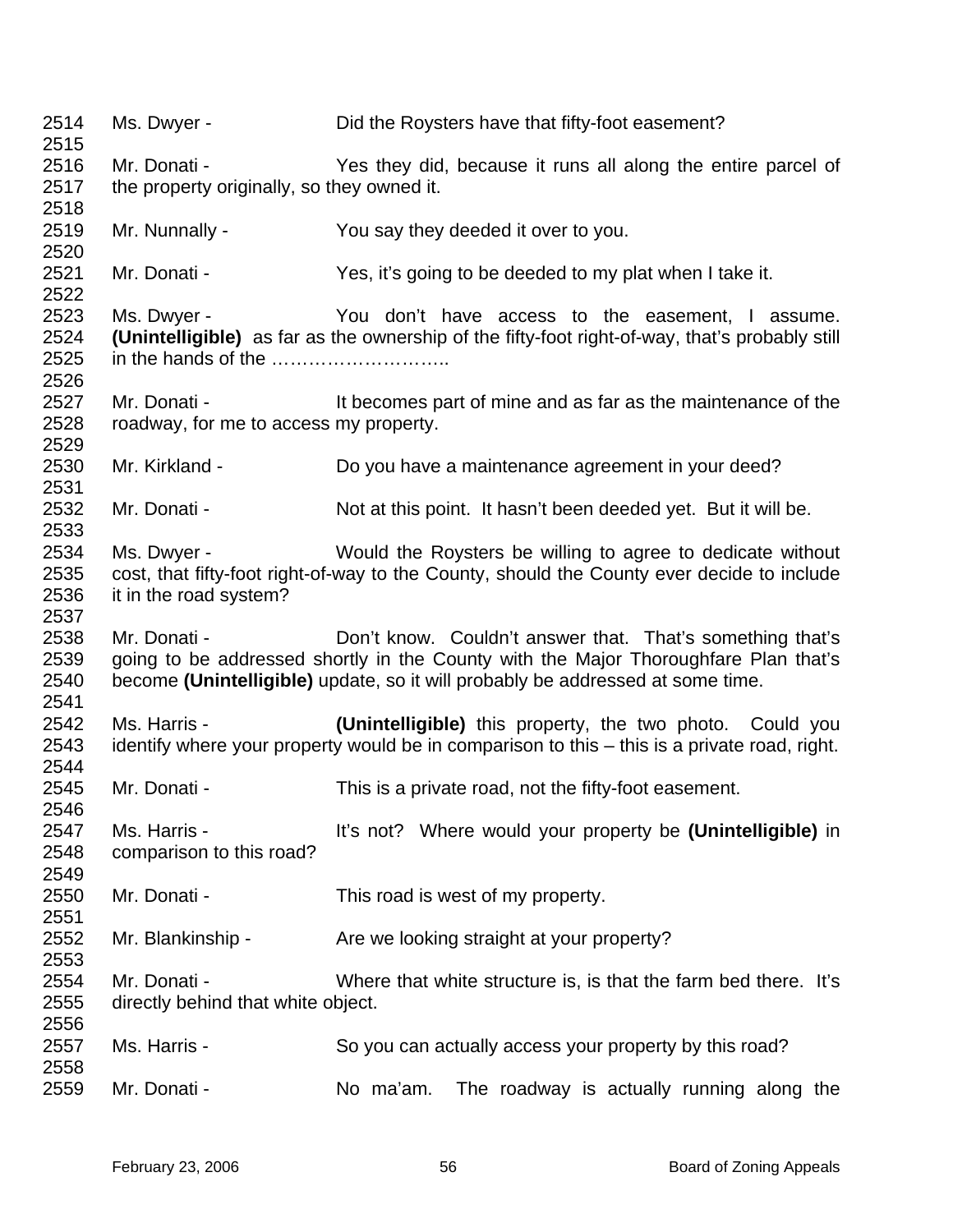2514 Ms. Dwyer - Did the Roysters have that fifty-foot easement?
2515
2516 Mr. Donati - Yes they did, because it runs all along the entire parcel of
2517 the property originally, so they owned it.
2518
2519 Mr. Nunnally - You say they deeded it over to you.
2520
2521 Mr. Donati - Yes, it's going to be deeded to my plat when I take it.
2522
2523 Ms. Dwyer - You don't have access to the easement, I assume.
2524 **(Unintelligible)** as far as the ownership of the fifty-foot right-of-way, that's probably still
2525 in the hands of the ………………………..
2526
2527 Mr. Donati - It becomes part of mine and as far as the maintenance of the
2528 roadway, for me to access my property.
2529
2530 Mr. Kirkland - Do you have a maintenance agreement in your deed?
2531
2532 Mr. Donati - Not at this point. It hasn't been deeded yet. But it will be.
2533
2534 Ms. Dwyer - Would the Roysters be willing to agree to dedicate without
2535 cost, that fifty-foot right-of-way to the County, should the County ever decide to include
2536 it in the road system?
2537
2538 Mr. Donati - Don't know. Couldn't answer that. That's something that's
2539 going to be addressed shortly in the County with the Major Thoroughfare Plan that's
2540 become **(Unintelligible)** update, so it will probably be addressed at some time.
2541
2542 Ms. Harris - **(Unintelligible)** this property, the two photo. Could you
2543 identify where your property would be in comparison to this – this is a private road, right.
2544
2545 Mr. Donati - This is a private road, not the fifty-foot easement.
2546
2547 Ms. Harris - It's not? Where would your property be **(Unintelligible)** in
2548 comparison to this road?
2549
2550 Mr. Donati - This road is west of my property.
2551
2552 Mr. Blankinship - Are we looking straight at your property?
2553
2554 Mr. Donati - Where that white structure is, is that the farm bed there. It's
2555 directly behind that white object.
2556
2557 Ms. Harris - So you can actually access your property by this road?
2558
2559 Mr. Donati - No ma'am. The roadway is actually running along the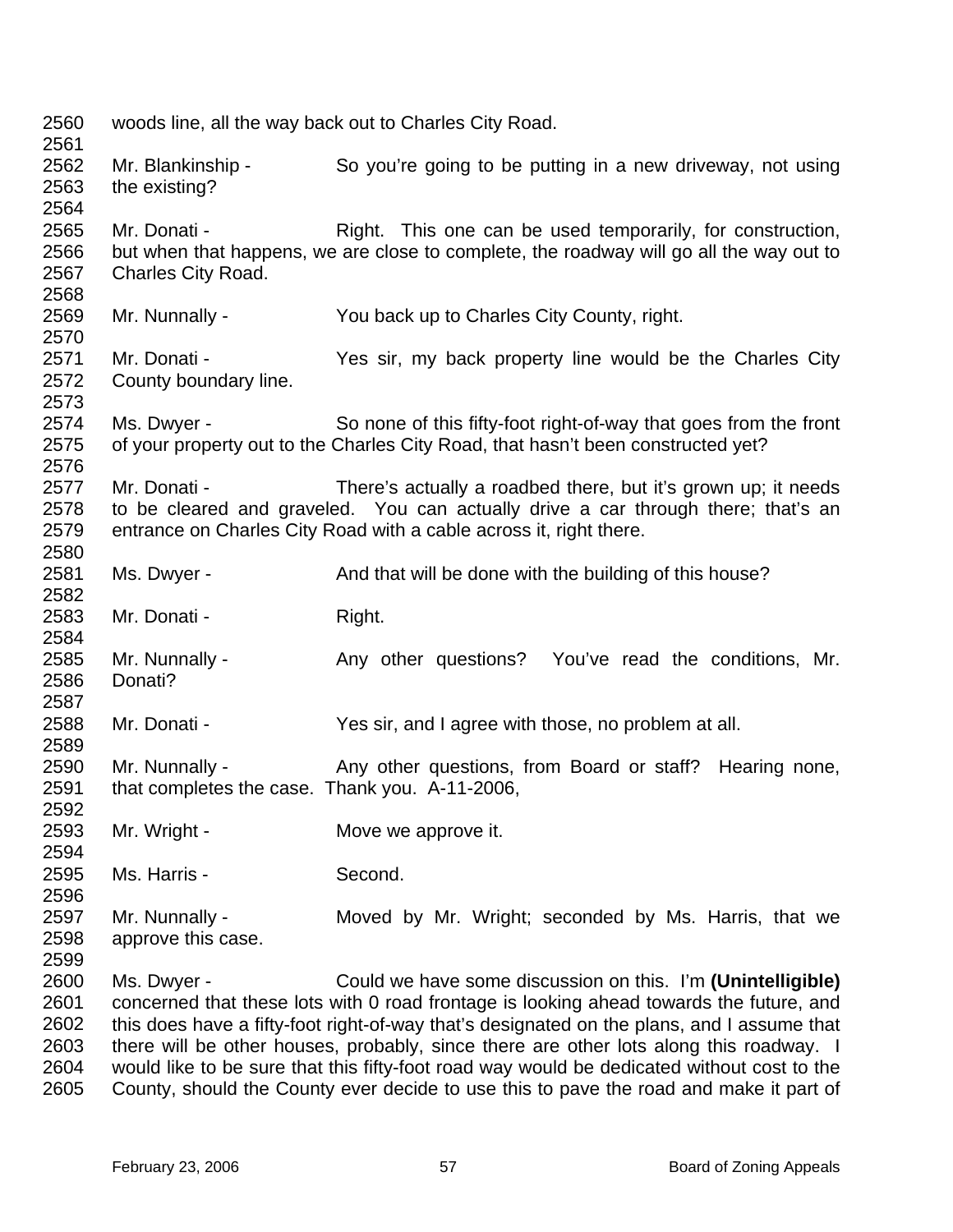2560 woods line, all the way back out to Charles City Road.

2562 Mr. Blankinship - So you're going to be putting in a new driveway, not using
2563 the existing?

2565 Mr. Donati - Right. This one can be used temporarily, for construction,
2566 but when that happens, we are close to complete, the roadway will go all the way out to
2567 Charles City Road.

2569 Mr. Nunnally - You back up to Charles City County, right.

2571 Mr. Donati - Yes sir, my back property line would be the Charles City
2572 County boundary line.

2574 Ms. Dwyer - So none of this fifty-foot right-of-way that goes from the front
2575 of your property out to the Charles City Road, that hasn't been constructed yet?

2577 Mr. Donati - There's actually a roadbed there, but it's grown up; it needs
2578 to be cleared and graveled. You can actually drive a car through there; that's an
2579 entrance on Charles City Road with a cable across it, right there.

2581 Ms. Dwyer - And that will be done with the building of this house?

2583 Mr. Donati - Right.

2585 Mr. Nunnally - Any other questions? You've read the conditions, Mr.
2586 Donati?

2588 Mr. Donati - Yes sir, and I agree with those, no problem at all.

2590 Mr. Nunnally - Any other questions, from Board or staff? Hearing none,
2591 that completes the case. Thank you. A-11-2006,

2593 Mr. Wright - Move we approve it.

2595 Ms. Harris - Second.

2597 Mr. Nunnally - Moved by Mr. Wright; seconded by Ms. Harris, that we
2598 approve this case.

2600 Ms. Dwyer - Could we have some discussion on this. I'm **(Unintelligible)**
2601 concerned that these lots with 0 road frontage is looking ahead towards the future, and
2602 this does have a fifty-foot right-of-way that's designated on the plans, and I assume that
2603 there will be other houses, probably, since there are other lots along this roadway. I
2604 would like to be sure that this fifty-foot road way would be dedicated without cost to the
2605 County, should the County ever decide to use this to pave the road and make it part of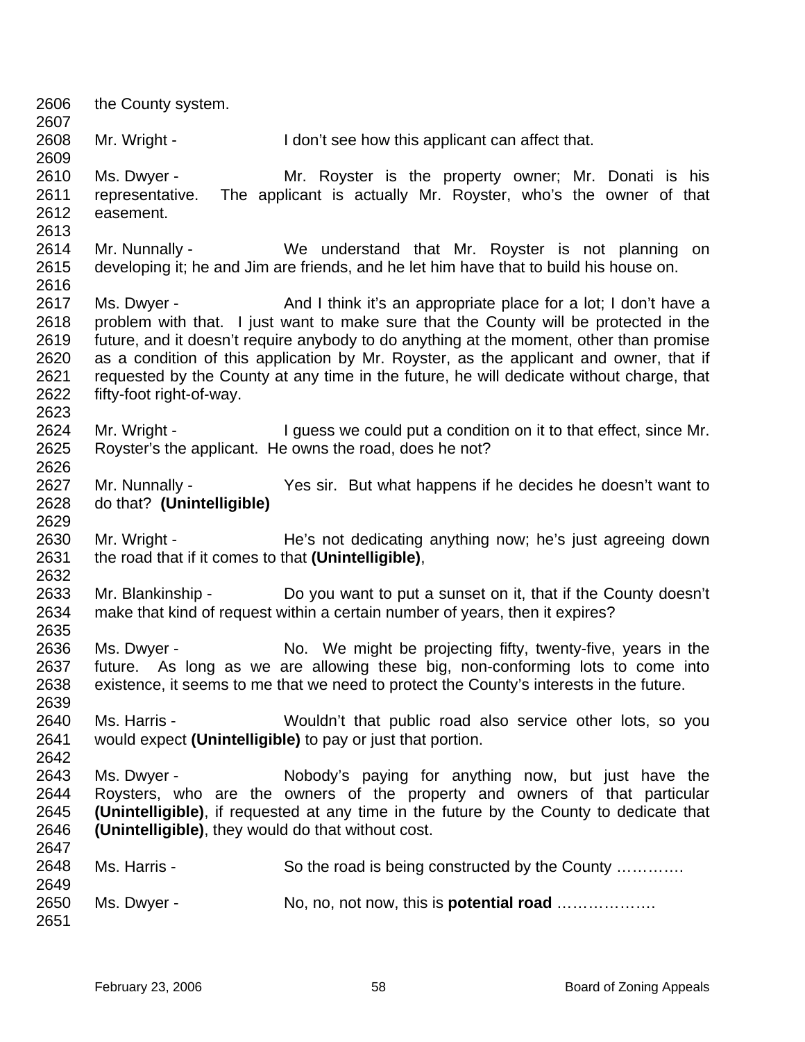2606 the County system.

2608 Mr. Wright - I don't see how this applicant can affect that.

2610 Ms. Dwyer - Mr. Royster is the property owner; Mr. Donati is his
2611 representative. The applicant is actually Mr. Royster, who's the owner of that
2612 easement.

2614 Mr. Nunnally - We understand that Mr. Royster is not planning on
2615 developing it; he and Jim are friends, and he let him have that to build his house on.

2617 Ms. Dwyer - And I think it's an appropriate place for a lot; I don't have a
2618 problem with that. I just want to make sure that the County will be protected in the
2619 future, and it doesn't require anybody to do anything at the moment, other than promise
2620 as a condition of this application by Mr. Royster, as the applicant and owner, that if
2621 requested by the County at any time in the future, he will dedicate without charge, that
2622 fifty-foot right-of-way.

2624 Mr. Wright - I guess we could put a condition on it to that effect, since Mr.
2625 Royster's the applicant. He owns the road, does he not?

2627 Mr. Nunnally - Yes sir. But what happens if he decides he doesn't want to
2628 do that? **(Unintelligible)**

2630 Mr. Wright - He's not dedicating anything now; he's just agreeing down
2631 the road that if it comes to that **(Unintelligible)**,

2633 Mr. Blankinship - Do you want to put a sunset on it, that if the County doesn't
2634 make that kind of request within a certain number of years, then it expires?

2636 Ms. Dwyer - No. We might be projecting fifty, twenty-five, years in the
2637 future. As long as we are allowing these big, non-conforming lots to come into
2638 existence, it seems to me that we need to protect the County's interests in the future.

2640 Ms. Harris - Wouldn't that public road also service other lots, so you
2641 would expect **(Unintelligible)** to pay or just that portion.

2643 Ms. Dwyer - Nobody's paying for anything now, but just have the
2644 Roysters, who are the owners of the property and owners of that particular
2645 **(Unintelligible)**, if requested at any time in the future by the County to dedicate that
2646 **(Unintelligible)**, they would do that without cost.

2648 Ms. Harris - So the road is being constructed by the County ………….

2650 Ms. Dwyer - No, no, not now, this is **potential road** ……………….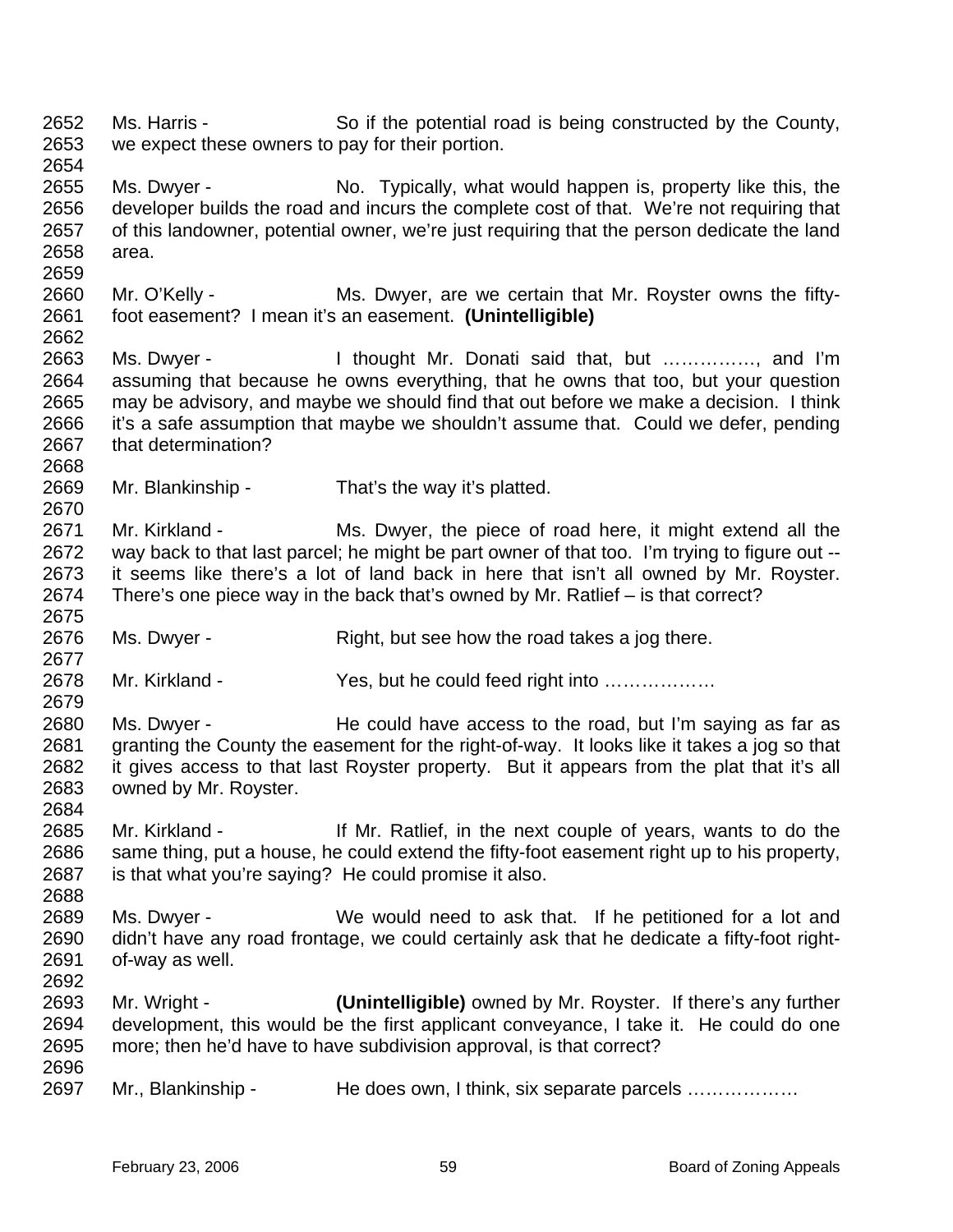2652 Ms. Harris - So if the potential road is being constructed by the County,
2653 we expect these owners to pay for their portion.
2654
2655 Ms. Dwyer - No. Typically, what would happen is, property like this, the
2656 developer builds the road and incurs the complete cost of that. We're not requiring that
2657 of this landowner, potential owner, we're just requiring that the person dedicate the land
2658 area.
2659
2660 Mr. O'Kelly - Ms. Dwyer, are we certain that Mr. Royster owns the fifty-
2661 foot easement? I mean it's an easement. **(Unintelligible)**
2662
2663 Ms. Dwyer - I thought Mr. Donati said that, but ……………, and I'm
2664 assuming that because he owns everything, that he owns that too, but your question
2665 may be advisory, and maybe we should find that out before we make a decision. I think
2666 it's a safe assumption that maybe we shouldn't assume that. Could we defer, pending
2667 that determination?
2668
2669 Mr. Blankinship - That's the way it's platted.
2670
2671 Mr. Kirkland - Ms. Dwyer, the piece of road here, it might extend all the
2672 way back to that last parcel; he might be part owner of that too. I'm trying to figure out --
2673 it seems like there's a lot of land back in here that isn't all owned by Mr. Royster.
2674 There's one piece way in the back that's owned by Mr. Ratlief – is that correct?
2675
2676 Ms. Dwyer - Right, but see how the road takes a jog there.
2677
2678 Mr. Kirkland - Yes, but he could feed right into ………………
2679
2680 Ms. Dwyer - He could have access to the road, but I'm saying as far as
2681 granting the County the easement for the right-of-way. It looks like it takes a jog so that
2682 it gives access to that last Royster property. But it appears from the plat that it's all
2683 owned by Mr. Royster.
2684
2685 Mr. Kirkland - If Mr. Ratlief, in the next couple of years, wants to do the
2686 same thing, put a house, he could extend the fifty-foot easement right up to his property,
2687 is that what you're saying? He could promise it also.
2688
2689 Ms. Dwyer - We would need to ask that. If he petitioned for a lot and
2690 didn't have any road frontage, we could certainly ask that he dedicate a fifty-foot right-
2691 of-way as well.
2692
2693 Mr. Wright - **(Unintelligible)** owned by Mr. Royster. If there's any further
2694 development, this would be the first applicant conveyance, I take it. He could do one
2695 more; then he'd have to have subdivision approval, is that correct?
2696
2697 Mr., Blankinship - He does own, I think, six separate parcels ………………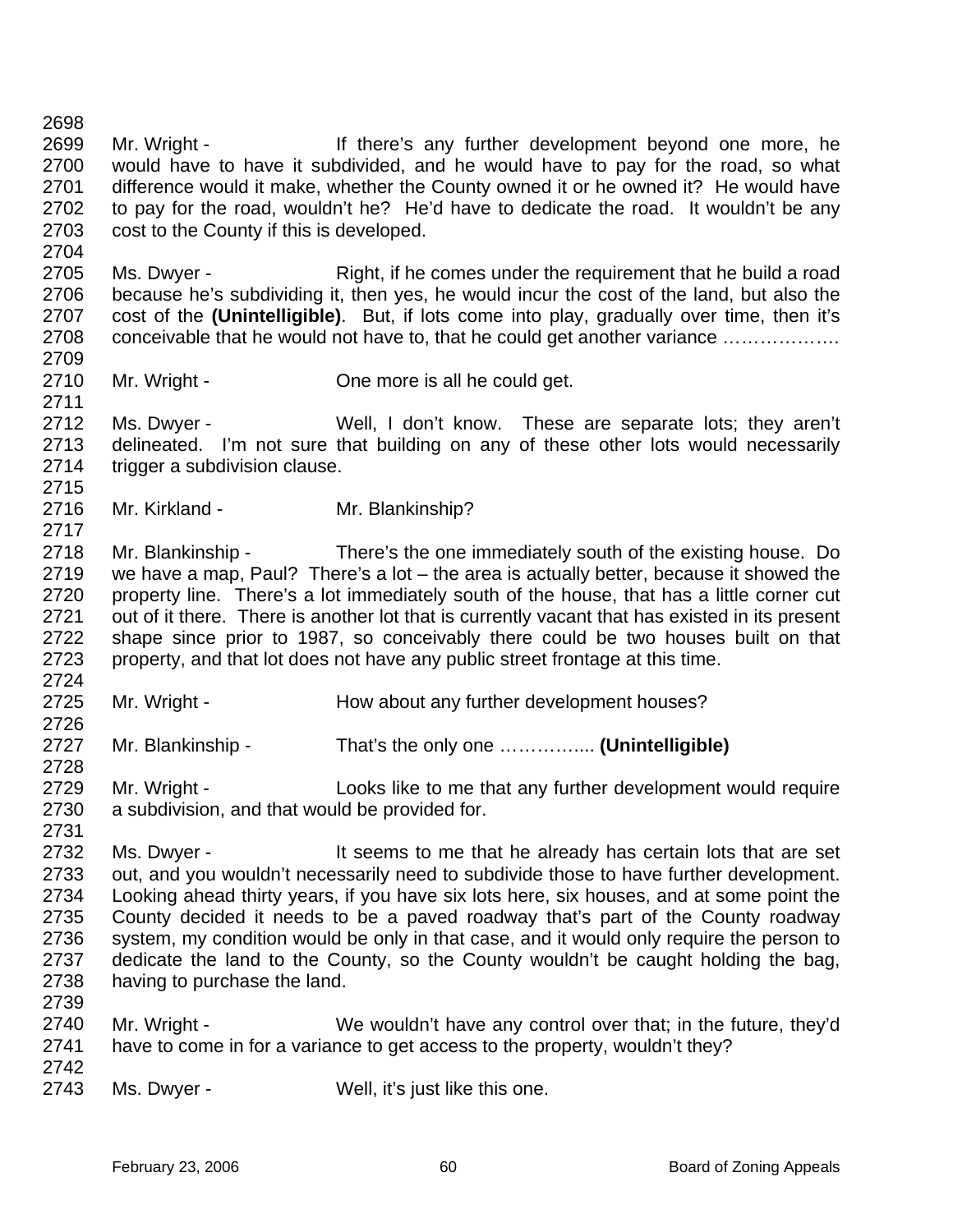2698

2699 Mr. Wright - If there's any further development beyond one more, he
2700 would have to have it subdivided, and he would have to pay for the road, so what
2701 difference would it make, whether the County owned it or he owned it? He would have
2702 to pay for the road, wouldn't he? He'd have to dedicate the road. It wouldn't be any
2703 cost to the County if this is developed.
2704

2705 Ms. Dwyer - Right, if he comes under the requirement that he build a road
2706 because he's subdividing it, then yes, he would incur the cost of the land, but also the
2707 cost of the **(Unintelligible)**. But, if lots come into play, gradually over time, then it's
2708 conceivable that he would not have to, that he could get another variance ……………….
2709

2710 Mr. Wright - One more is all he could get.
2711

2712 Ms. Dwyer - Well, I don't know. These are separate lots; they aren't
2713 delineated. I'm not sure that building on any of these other lots would necessarily
2714 trigger a subdivision clause.
2715

2716 Mr. Kirkland - Mr. Blankinship?
2717

2718 Mr. Blankinship - There's the one immediately south of the existing house. Do
2719 we have a map, Paul? There's a lot – the area is actually better, because it showed the
2720 property line. There's a lot immediately south of the house, that has a little corner cut
2721 out of it there. There is another lot that is currently vacant that has existed in its present
2722 shape since prior to 1987, so conceivably there could be two houses built on that
2723 property, and that lot does not have any public street frontage at this time.
2724

2725 Mr. Wright - How about any further development houses?
2726

2727 Mr. Blankinship - That's the only one …………... **(Unintelligible)**
2728

2729 Mr. Wright - Looks like to me that any further development would require
2730 a subdivision, and that would be provided for.
2731

2732 Ms. Dwyer - It seems to me that he already has certain lots that are set
2733 out, and you wouldn't necessarily need to subdivide those to have further development.
2734 Looking ahead thirty years, if you have six lots here, six houses, and at some point the
2735 County decided it needs to be a paved roadway that's part of the County roadway
2736 system, my condition would be only in that case, and it would only require the person to
2737 dedicate the land to the County, so the County wouldn't be caught holding the bag,
2738 having to purchase the land.
2739

2740 Mr. Wright - We wouldn't have any control over that; in the future, they'd
2741 have to come in for a variance to get access to the property, wouldn't they?
2742

2743 Ms. Dwyer - Well, it's just like this one.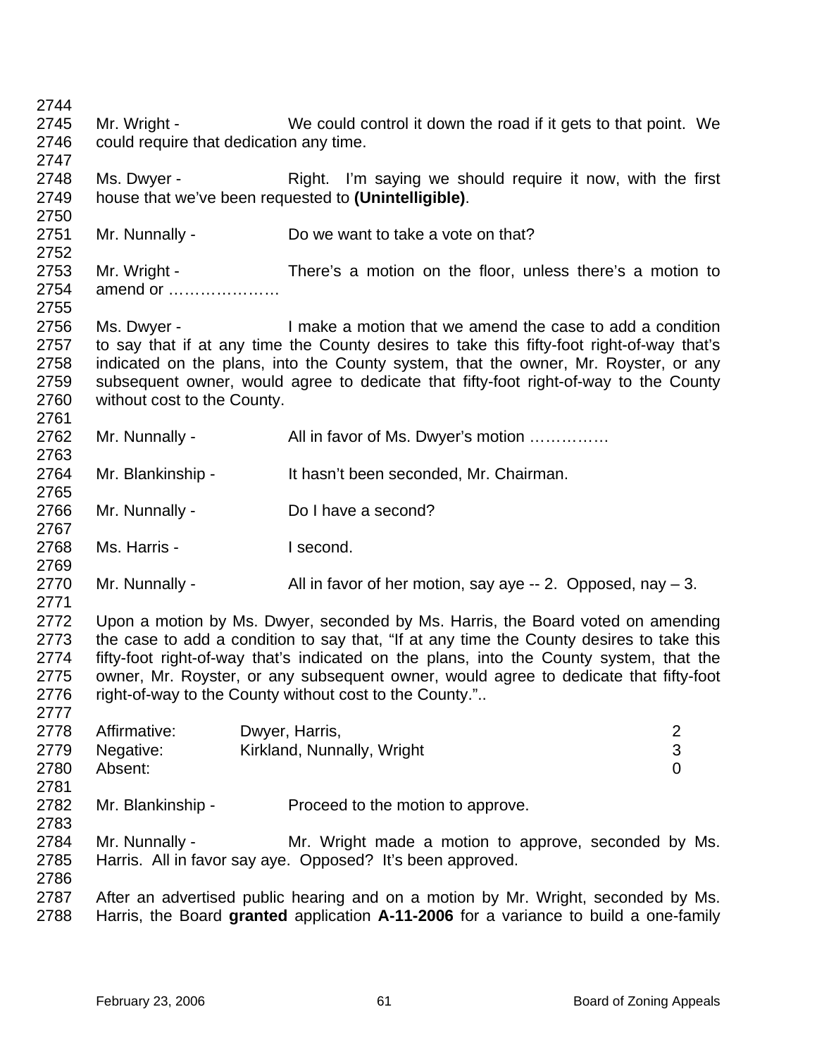Mr. Wright - We could control it down the road if it gets to that point. We could require that dedication any time.

Ms. Dwyer - Right. I'm saying we should require it now, with the first house that we've been requested to **(Unintelligible)**.

Mr. Nunnally - Do we want to take a vote on that?

Mr. Wright - There's a motion on the floor, unless there's a motion to amend or …………………

Ms. Dwyer - I make a motion that we amend the case to add a condition to say that if at any time the County desires to take this fifty-foot right-of-way that's indicated on the plans, into the County system, that the owner, Mr. Royster, or any subsequent owner, would agree to dedicate that fifty-foot right-of-way to the County without cost to the County.

Mr. Nunnally - All in favor of Ms. Dwyer's motion ……………

Mr. Blankinship - It hasn't been seconded, Mr. Chairman.

Mr. Nunnally - Do I have a second?

Ms. Harris - I second.

Mr. Nunnally - All in favor of her motion, say aye -- 2. Opposed, nay – 3.

Upon a motion by Ms. Dwyer, seconded by Ms. Harris, the Board voted on amending the case to add a condition to say that, "If at any time the County desires to take this fifty-foot right-of-way that's indicated on the plans, into the County system, that the owner, Mr. Royster, or any subsequent owner, would agree to dedicate that fifty-foot right-of-way to the County without cost to the County."..

| | | |
|---|---|---|
| Affirmative: | Dwyer, Harris, | 2 |
| Negative: | Kirkland, Nunnally, Wright | 3 |
| Absent: | | 0 |

Mr. Blankinship - Proceed to the motion to approve.

Mr. Nunnally - Mr. Wright made a motion to approve, seconded by Ms. Harris. All in favor say aye. Opposed? It's been approved.

After an advertised public hearing and on a motion by Mr. Wright, seconded by Ms. Harris, the Board **granted** application **A-11-2006** for a variance to build a one-family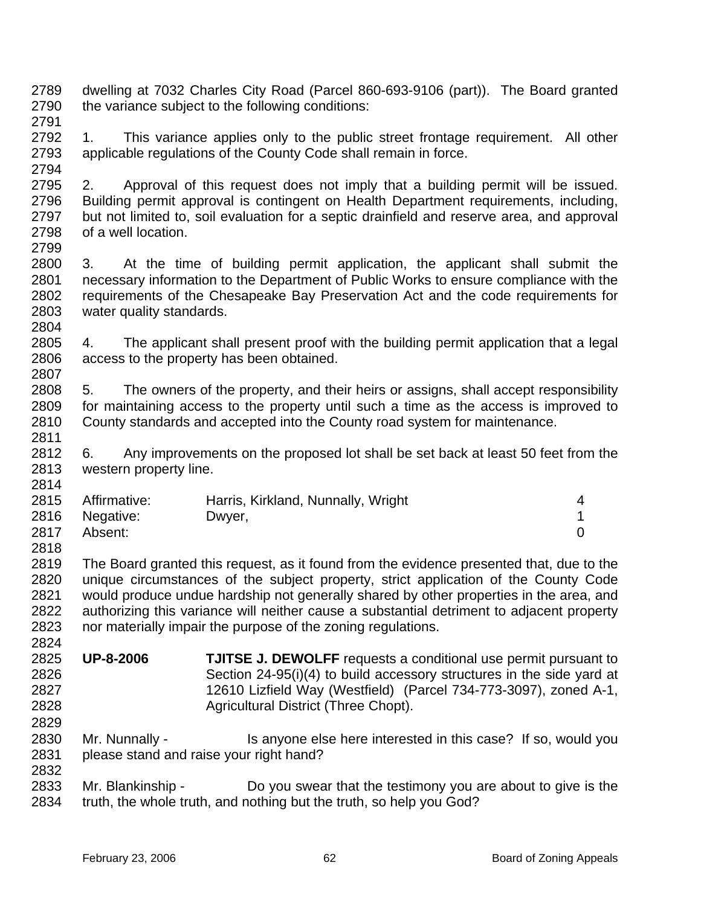dwelling at 7032 Charles City Road (Parcel 860-693-9106 (part)). The Board granted the variance subject to the following conditions:

1. This variance applies only to the public street frontage requirement. All other applicable regulations of the County Code shall remain in force.

2. Approval of this request does not imply that a building permit will be issued. Building permit approval is contingent on Health Department requirements, including, but not limited to, soil evaluation for a septic drainfield and reserve area, and approval of a well location.

3. At the time of building permit application, the applicant shall submit the necessary information to the Department of Public Works to ensure compliance with the requirements of the Chesapeake Bay Preservation Act and the code requirements for water quality standards.

4. The applicant shall present proof with the building permit application that a legal access to the property has been obtained.

5. The owners of the property, and their heirs or assigns, shall accept responsibility for maintaining access to the property until such a time as the access is improved to County standards and accepted into the County road system for maintenance.

6. Any improvements on the proposed lot shall be set back at least 50 feet from the western property line.

| | | |
|---|---|---|
| Affirmative: | Harris, Kirkland, Nunnally, Wright | 4 |
| Negative: | Dwyer, | 1 |
| Absent: | | 0 |

The Board granted this request, as it found from the evidence presented that, due to the unique circumstances of the subject property, strict application of the County Code would produce undue hardship not generally shared by other properties in the area, and authorizing this variance will neither cause a substantial detriment to adjacent property nor materially impair the purpose of the zoning regulations.

**UP-8-2006** **TJITSE J. DEWOLFF** requests a conditional use permit pursuant to Section 24-95(i)(4) to build accessory structures in the side yard at 12610 Lizfield Way (Westfield) (Parcel 734-773-3097), zoned A-1, Agricultural District (Three Chopt).

Mr. Nunnally - Is anyone else here interested in this case? If so, would you please stand and raise your right hand?

Mr. Blankinship - Do you swear that the testimony you are about to give is the truth, the whole truth, and nothing but the truth, so help you God?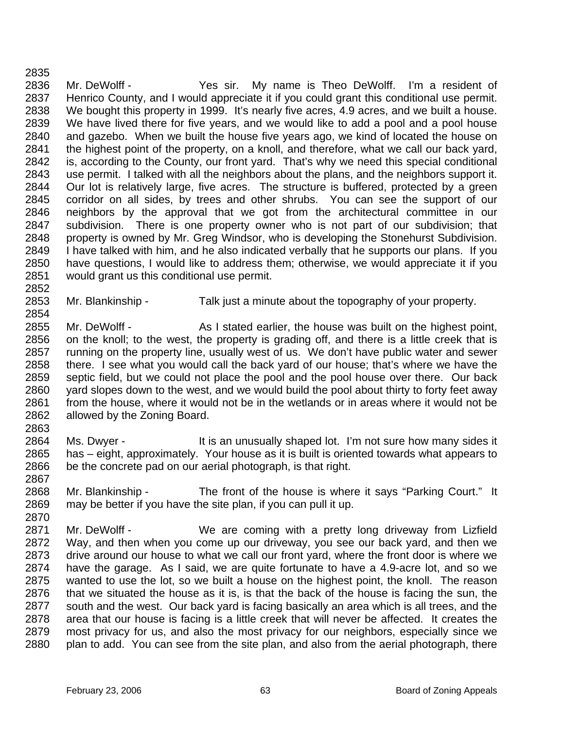Mr. DeWolff - Yes sir. My name is Theo DeWolff. I'm a resident of Henrico County, and I would appreciate it if you could grant this conditional use permit. We bought this property in 1999. It's nearly five acres, 4.9 acres, and we built a house. We have lived there for five years, and we would like to add a pool and a pool house and gazebo. When we built the house five years ago, we kind of located the house on the highest point of the property, on a knoll, and therefore, what we call our back yard, is, according to the County, our front yard. That's why we need this special conditional use permit. I talked with all the neighbors about the plans, and the neighbors support it. Our lot is relatively large, five acres. The structure is buffered, protected by a green corridor on all sides, by trees and other shrubs. You can see the support of our neighbors by the approval that we got from the architectural committee in our subdivision. There is one property owner who is not part of our subdivision; that property is owned by Mr. Greg Windsor, who is developing the Stonehurst Subdivision. I have talked with him, and he also indicated verbally that he supports our plans. If you have questions, I would like to address them; otherwise, we would appreciate it if you would grant us this conditional use permit.

Mr. Blankinship - Talk just a minute about the topography of your property.

Mr. DeWolff - As I stated earlier, the house was built on the highest point, on the knoll; to the west, the property is grading off, and there is a little creek that is running on the property line, usually west of us. We don't have public water and sewer there. I see what you would call the back yard of our house; that's where we have the septic field, but we could not place the pool and the pool house over there. Our back yard slopes down to the west, and we would build the pool about thirty to forty feet away from the house, where it would not be in the wetlands or in areas where it would not be allowed by the Zoning Board.

Ms. Dwyer - It is an unusually shaped lot. I'm not sure how many sides it has – eight, approximately. Your house as it is built is oriented towards what appears to be the concrete pad on our aerial photograph, is that right.

Mr. Blankinship - The front of the house is where it says "Parking Court." It may be better if you have the site plan, if you can pull it up.

Mr. DeWolff - We are coming with a pretty long driveway from Lizfield Way, and then when you come up our driveway, you see our back yard, and then we drive around our house to what we call our front yard, where the front door is where we have the garage. As I said, we are quite fortunate to have a 4.9-acre lot, and so we wanted to use the lot, so we built a house on the highest point, the knoll. The reason that we situated the house as it is, is that the back of the house is facing the sun, the south and the west. Our back yard is facing basically an area which is all trees, and the area that our house is facing is a little creek that will never be affected. It creates the most privacy for us, and also the most privacy for our neighbors, especially since we plan to add. You can see from the site plan, and also from the aerial photograph, there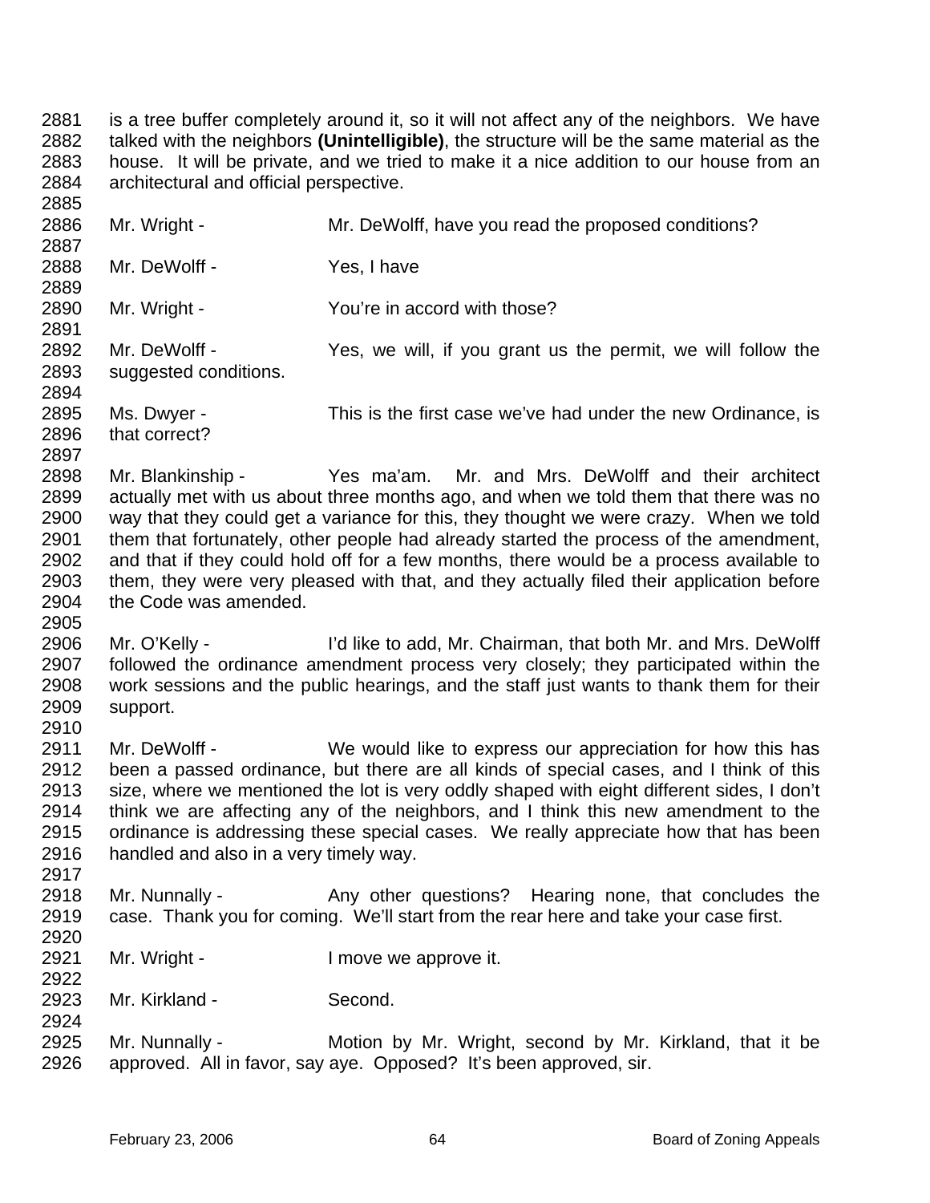is a tree buffer completely around it, so it will not affect any of the neighbors. We have talked with the neighbors **(Unintelligible)**, the structure will be the same material as the house. It will be private, and we tried to make it a nice addition to our house from an architectural and official perspective.

Mr. Wright - Mr. DeWolff, have you read the proposed conditions?

Mr. DeWolff - Yes, I have

Mr. Wright - You're in accord with those?

Mr. DeWolff - Yes, we will, if you grant us the permit, we will follow the suggested conditions.

Ms. Dwyer - This is the first case we've had under the new Ordinance, is that correct?

Mr. Blankinship - Yes ma'am. Mr. and Mrs. DeWolff and their architect actually met with us about three months ago, and when we told them that there was no way that they could get a variance for this, they thought we were crazy. When we told them that fortunately, other people had already started the process of the amendment, and that if they could hold off for a few months, there would be a process available to them, they were very pleased with that, and they actually filed their application before the Code was amended.

Mr. O'Kelly - I'd like to add, Mr. Chairman, that both Mr. and Mrs. DeWolff followed the ordinance amendment process very closely; they participated within the work sessions and the public hearings, and the staff just wants to thank them for their support.

Mr. DeWolff - We would like to express our appreciation for how this has been a passed ordinance, but there are all kinds of special cases, and I think of this size, where we mentioned the lot is very oddly shaped with eight different sides, I don't think we are affecting any of the neighbors, and I think this new amendment to the ordinance is addressing these special cases. We really appreciate how that has been handled and also in a very timely way.

Mr. Nunnally - Any other questions? Hearing none, that concludes the case. Thank you for coming. We'll start from the rear here and take your case first.

Mr. Wright - I move we approve it.

Mr. Kirkland - Second.

Mr. Nunnally - Motion by Mr. Wright, second by Mr. Kirkland, that it be approved. All in favor, say aye. Opposed? It's been approved, sir.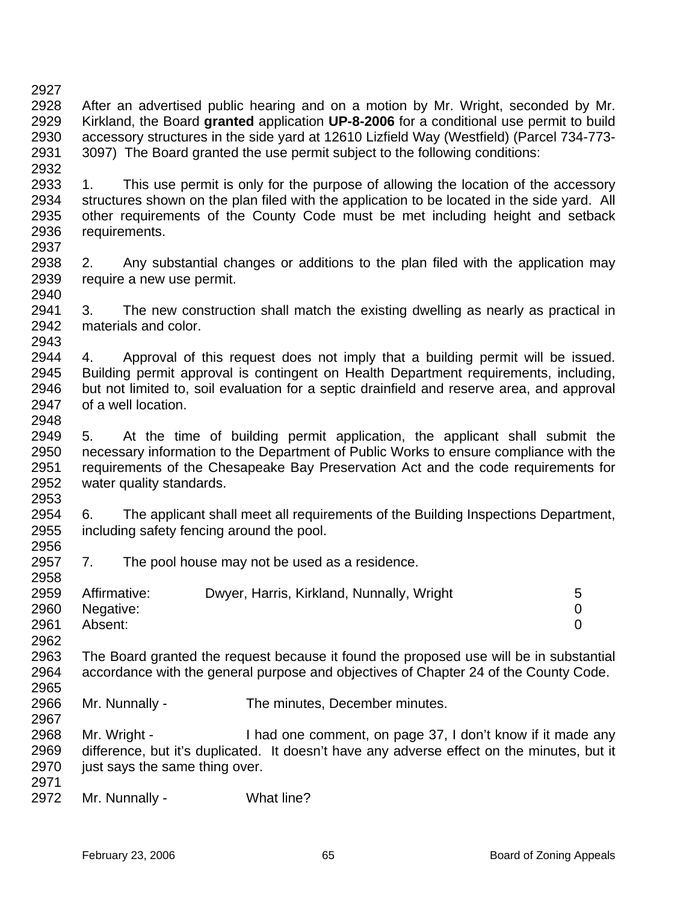After an advertised public hearing and on a motion by Mr. Wright, seconded by Mr. Kirkland, the Board **granted** application **UP-8-2006** for a conditional use permit to build accessory structures in the side yard at 12610 Lizfield Way (Westfield) (Parcel 734-773-3097) The Board granted the use permit subject to the following conditions:

1. This use permit is only for the purpose of allowing the location of the accessory structures shown on the plan filed with the application to be located in the side yard. All other requirements of the County Code must be met including height and setback requirements.

2. Any substantial changes or additions to the plan filed with the application may require a new use permit.

3. The new construction shall match the existing dwelling as nearly as practical in materials and color.

4. Approval of this request does not imply that a building permit will be issued. Building permit approval is contingent on Health Department requirements, including, but not limited to, soil evaluation for a septic drainfield and reserve area, and approval of a well location.

5. At the time of building permit application, the applicant shall submit the necessary information to the Department of Public Works to ensure compliance with the requirements of the Chesapeake Bay Preservation Act and the code requirements for water quality standards.

6. The applicant shall meet all requirements of the Building Inspections Department, including safety fencing around the pool.

7. The pool house may not be used as a residence.

| | | |
|---|---|---|
| Affirmative: | Dwyer, Harris, Kirkland, Nunnally, Wright | 5 |
| Negative: | | 0 |
| Absent: | | 0 |

The Board granted the request because it found the proposed use will be in substantial accordance with the general purpose and objectives of Chapter 24 of the County Code.

Mr. Nunnally - The minutes, December minutes.

Mr. Wright - I had one comment, on page 37, I don't know if it made any difference, but it's duplicated. It doesn't have any adverse effect on the minutes, but it just says the same thing over.

Mr. Nunnally - What line?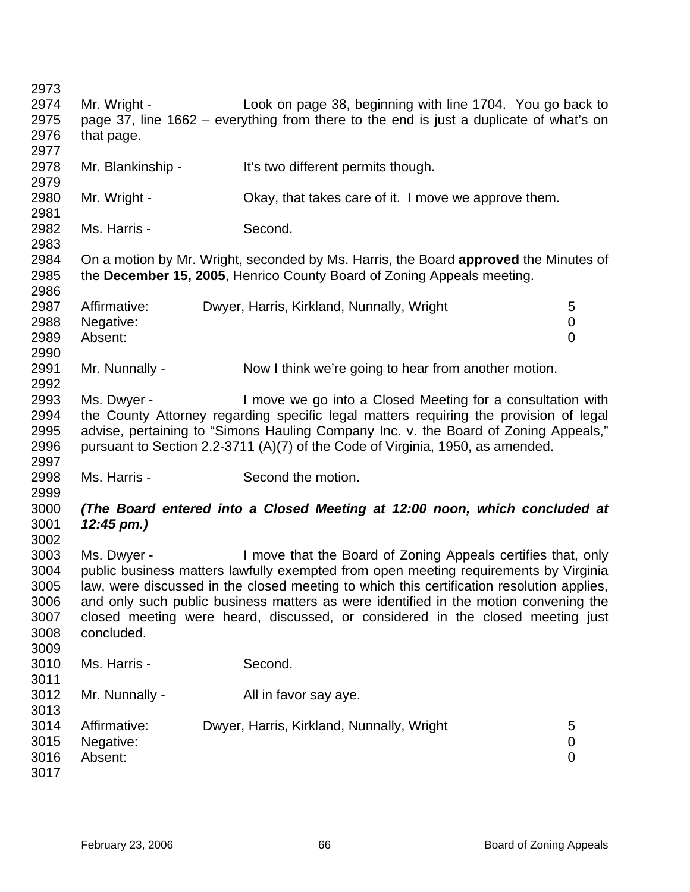Mr. Wright - Look on page 38, beginning with line 1704. You go back to page 37, line 1662 – everything from there to the end is just a duplicate of what's on that page.

Mr. Blankinship - It's two different permits though.

Mr. Wright - Okay, that takes care of it. I move we approve them.

Ms. Harris - Second.

On a motion by Mr. Wright, seconded by Ms. Harris, the Board **approved** the Minutes of the **December 15, 2005**, Henrico County Board of Zoning Appeals meeting.

| | | |
|---|---|---|
| Affirmative: | Dwyer, Harris, Kirkland, Nunnally, Wright | 5 |
| Negative: | | 0 |
| Absent: | | 0 |

Mr. Nunnally - Now I think we're going to hear from another motion.

Ms. Dwyer - I move we go into a Closed Meeting for a consultation with the County Attorney regarding specific legal matters requiring the provision of legal advise, pertaining to "Simons Hauling Company Inc. v. the Board of Zoning Appeals," pursuant to Section 2.2-3711 (A)(7) of the Code of Virginia, 1950, as amended.

Ms. Harris - Second the motion.

***(The Board entered into a Closed Meeting at 12:00 noon, which concluded at 12:45 pm.)***

Ms. Dwyer - I move that the Board of Zoning Appeals certifies that, only public business matters lawfully exempted from open meeting requirements by Virginia law, were discussed in the closed meeting to which this certification resolution applies, and only such public business matters as were identified in the motion convening the closed meeting were heard, discussed, or considered in the closed meeting just concluded.

Ms. Harris - Second.

Mr. Nunnally - All in favor say aye.

| | | |
|---|---|---|
| Affirmative: | Dwyer, Harris, Kirkland, Nunnally, Wright | 5 |
| Negative: | | 0 |
| Absent: | | 0 |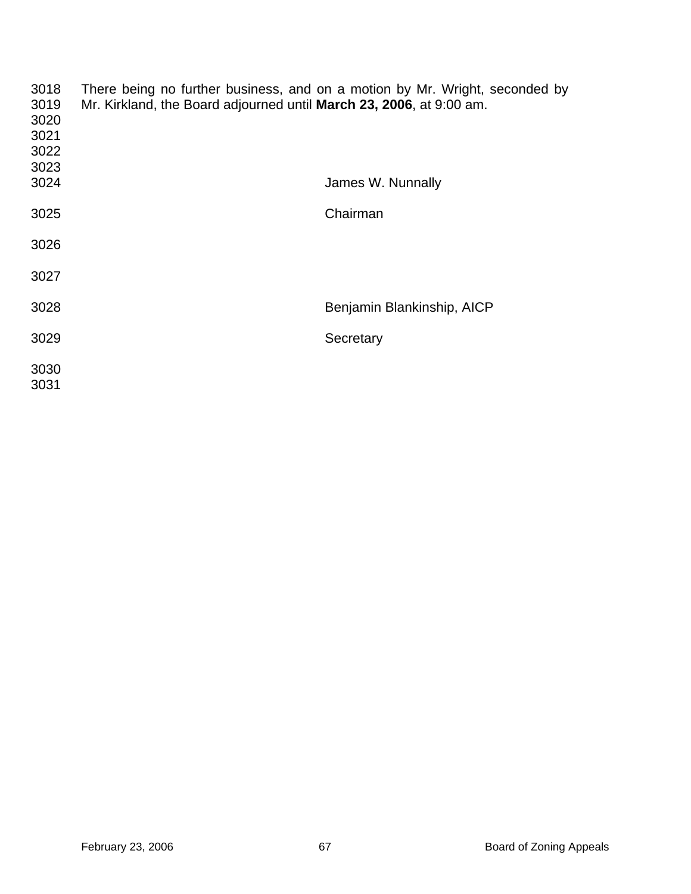There being no further business, and on a motion by Mr. Wright, seconded by Mr. Kirkland, the Board adjourned until **March 23, 2006**, at 9:00 am.

James W. Nunnally

Chairman

Benjamin Blankinship, AICP

Secretary